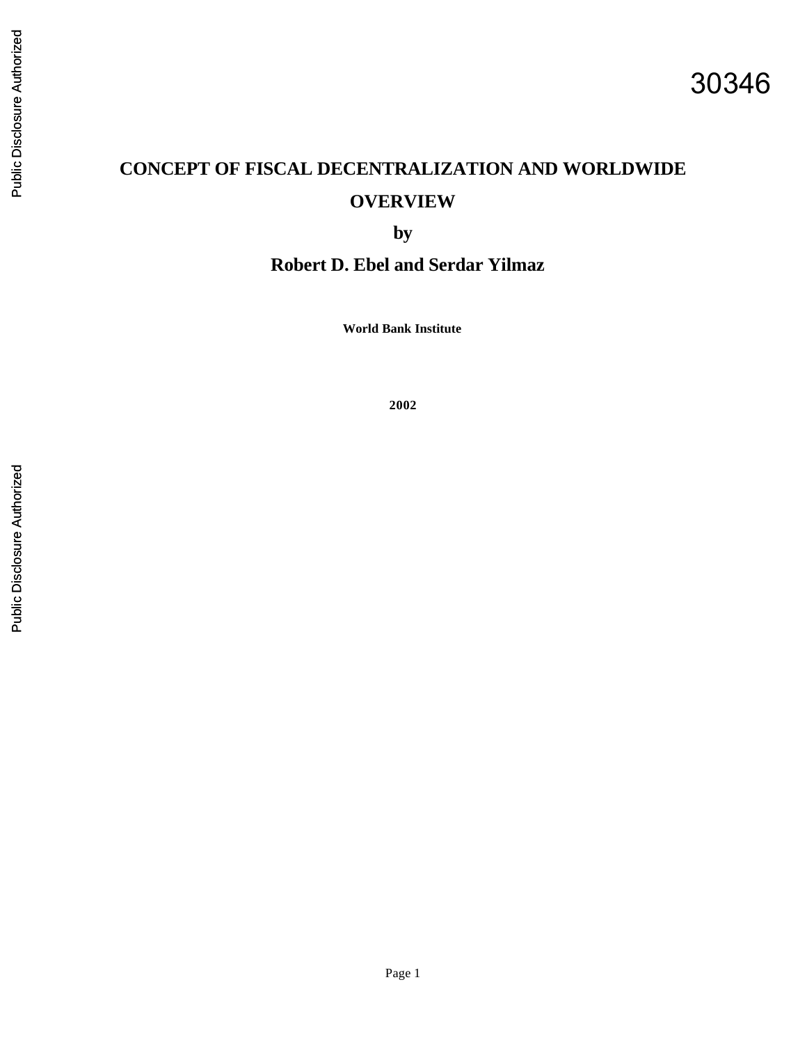30346

# CONCEPT OF FISCAL DECENTRALIZATION AND WORLDWIDE OVERVIEW

**by**

## Robert D. Ebel and Serdar Yilmaz

**World Bank Institute**

**2002**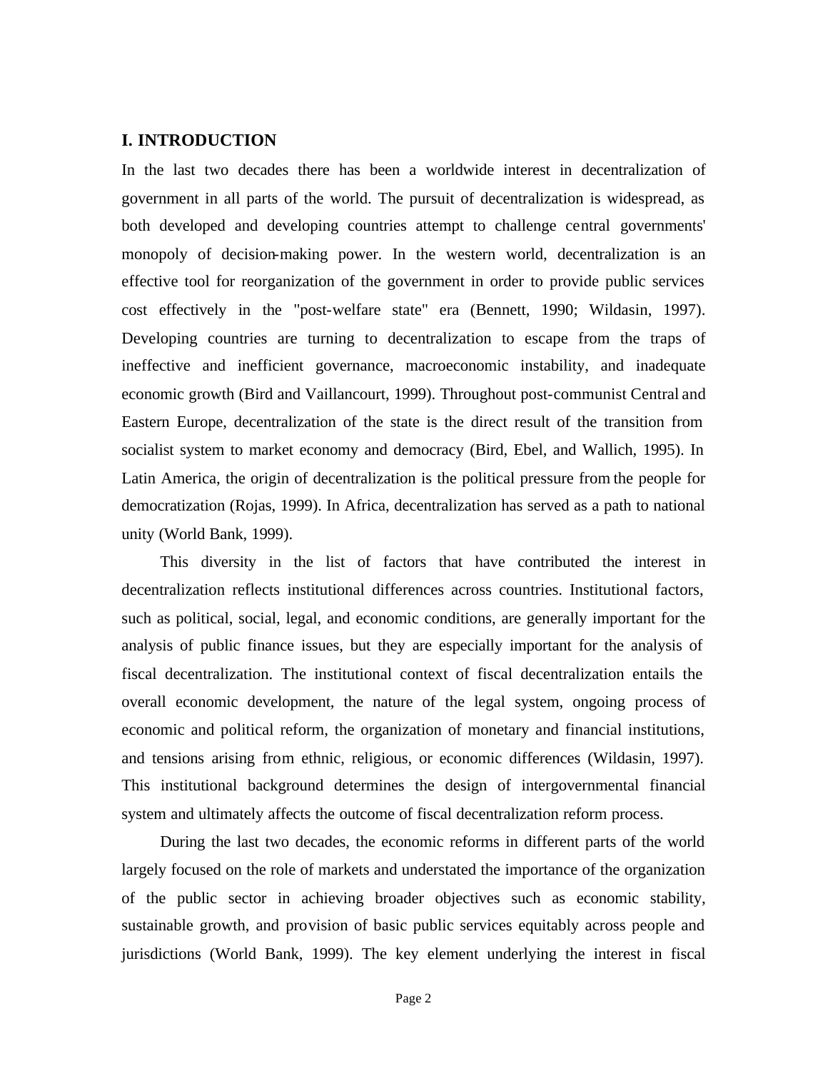## I. INTRODUCTION

In the last two decades there has been a worldwide interest in decentralization of government in all parts of the world. The pursuit of decentralization is widespread, as both developed and developing countries attempt to challenge central governments' monopoly of decision-making power. In the western world, decentralization is an effective tool for reorganization of the government in order to provide public services cost effectively in the "post-welfare state" era (Bennett, 1990; Wildasin, 1997). Developing countries are turning to decentralization to escape from the traps of ineffective and inefficient governance, macroeconomic instability, and inadequate economic growth (Bird and Vaillancourt, 1999). Throughout post-communist Central and Eastern Europe, decentralization of the state is the direct result of the transition from socialist system to market economy and democracy (Bird, Ebel, and Wallich, 1995). In Latin America, the origin of decentralization is the political pressure from the people for democratization (Rojas, 1999). In Africa, decentralization has served as a path to national unity (World Bank, 1999).

This diversity in the list of factors that have contributed the interest in decentralization reflects institutional differences across countries. Institutional factors, such as political, social, legal, and economic conditions, are generally important for the analysis of public finance issues, but they are especially important for the analysis of fiscal decentralization. The institutional context of fiscal decentralization entails the overall economic development, the nature of the legal system, ongoing process of economic and political reform, the organization of monetary and financial institutions, and tensions arising from ethnic, religious, or economic differences (Wildasin, 1997). This institutional background determines the design of intergovernmental financial system and ultimately affects the outcome of fiscal decentralization reform process.

During the last two decades, the economic reforms in different parts of the world largely focused on the role of markets and understated the importance of the organization of the public sector in achieving broader objectives such as economic stability, sustainable growth, and provision of basic public services equitably across people and jurisdictions (World Bank, 1999). The key element underlying the interest in fiscal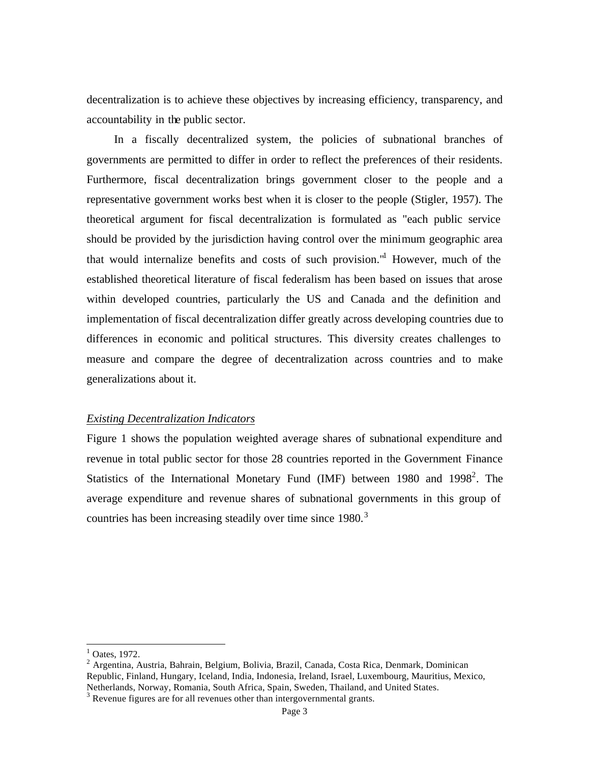decentralization is to achieve these objectives by increasing efficiency, transparency, and accountability in the public sector.

In a fiscally decentralized system, the policies of subnational branches of governments are permitted to differ in order to reflect the preferences of their residents. Furthermore, fiscal decentralization brings government closer to the people and a representative government works best when it is closer to the people (Stigler, 1957). The theoretical argument for fiscal decentralization is formulated as "each public service should be provided by the jurisdiction having control over the minimum geographic area that would internalize benefits and costs of such provision."[1] However, much of the established theoretical literature of fiscal federalism has been based on issues that arose within developed countries, particularly the US and Canada and the definition and implementation of fiscal decentralization differ greatly across developing countries due to differences in economic and political structures. This diversity creates challenges to measure and compare the degree of decentralization across countries and to make generalizations about it.

*Existing Decentralization Indicators*

Figure 1 shows the population weighted average shares of subnational expenditure and revenue in total public sector for those 28 countries reported in the Government Finance Statistics of the International Monetary Fund (IMF) between 1980 and 1998[2]. The average expenditure and revenue shares of subnational governments in this group of countries has been increasing steadily over time since 1980.[3]

---

[1] Oates, 1972.

[2] Argentina, Austria, Bahrain, Belgium, Bolivia, Brazil, Canada, Costa Rica, Denmark, Dominican Republic, Finland, Hungary, Iceland, India, Indonesia, Ireland, Israel, Luxembourg, Mauritius, Mexico, Netherlands, Norway, Romania, South Africa, Spain, Sweden, Thailand, and United States.

[3] Revenue figures are for all revenues other than intergovernmental grants.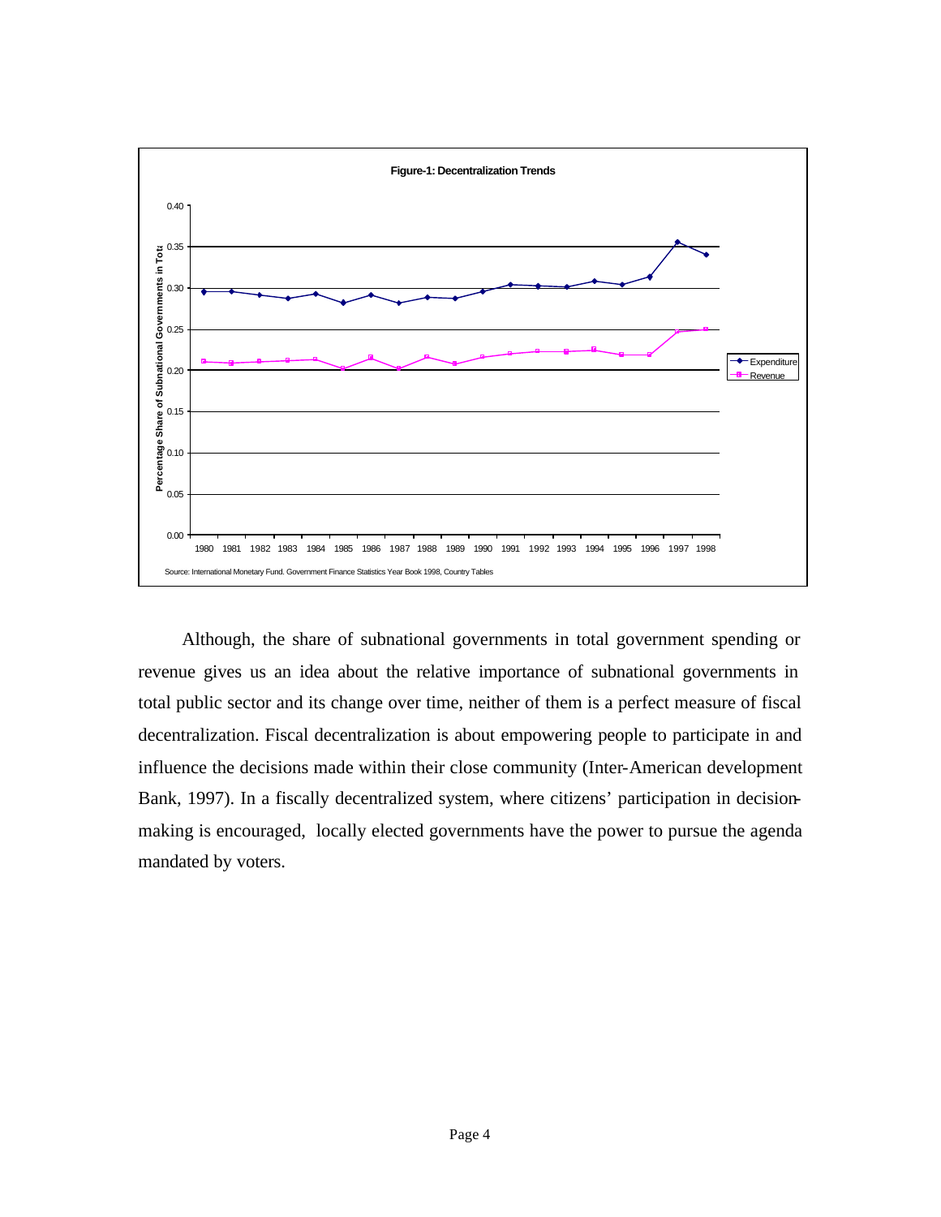**Figure-1: Decentralization Trends**

Source: International Monetary Fund. Government Finance Statistics Year Book 1998, Country Tables

Although, the share of subnational governments in total government spending or revenue gives us an idea about the relative importance of subnational governments in total public sector and its change over time, neither of them is a perfect measure of fiscal decentralization. Fiscal decentralization is about empowering people to participate in and influence the decisions made within their close community (Inter-American development Bank, 1997). In a fiscally decentralized system, where citizens' participation in decision-making is encouraged, locally elected governments have the power to pursue the agenda mandated by voters.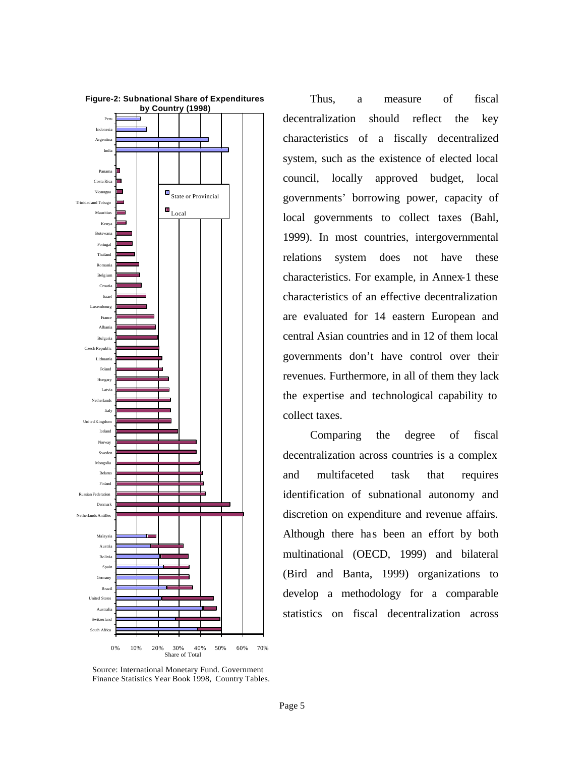**Figure-2: Subnational Share of Expenditures by Country (1998)**

Source: International Monetary Fund. Government Finance Statistics Year Book 1998, Country Tables.

Thus, a measure of fiscal decentralization should reflect the key characteristics of a fiscally decentralized system, such as the existence of elected local council, locally approved budget, local governments' borrowing power, capacity of local governments to collect taxes (Bahl, 1999). In most countries, intergovernmental relations system does not have these characteristics. For example, in Annex-1 these characteristics of an effective decentralization are evaluated for 14 eastern European and central Asian countries and in 12 of them local governments don't have control over their revenues. Furthermore, in all of them they lack the expertise and technological capability to collect taxes.

Comparing the degree of fiscal decentralization across countries is a complex and multifaceted task that requires identification of subnational autonomy and discretion on expenditure and revenue affairs. Although there has been an effort by both multinational (OECD, 1999) and bilateral (Bird and Banta, 1999) organizations to develop a methodology for a comparable statistics on fiscal decentralization across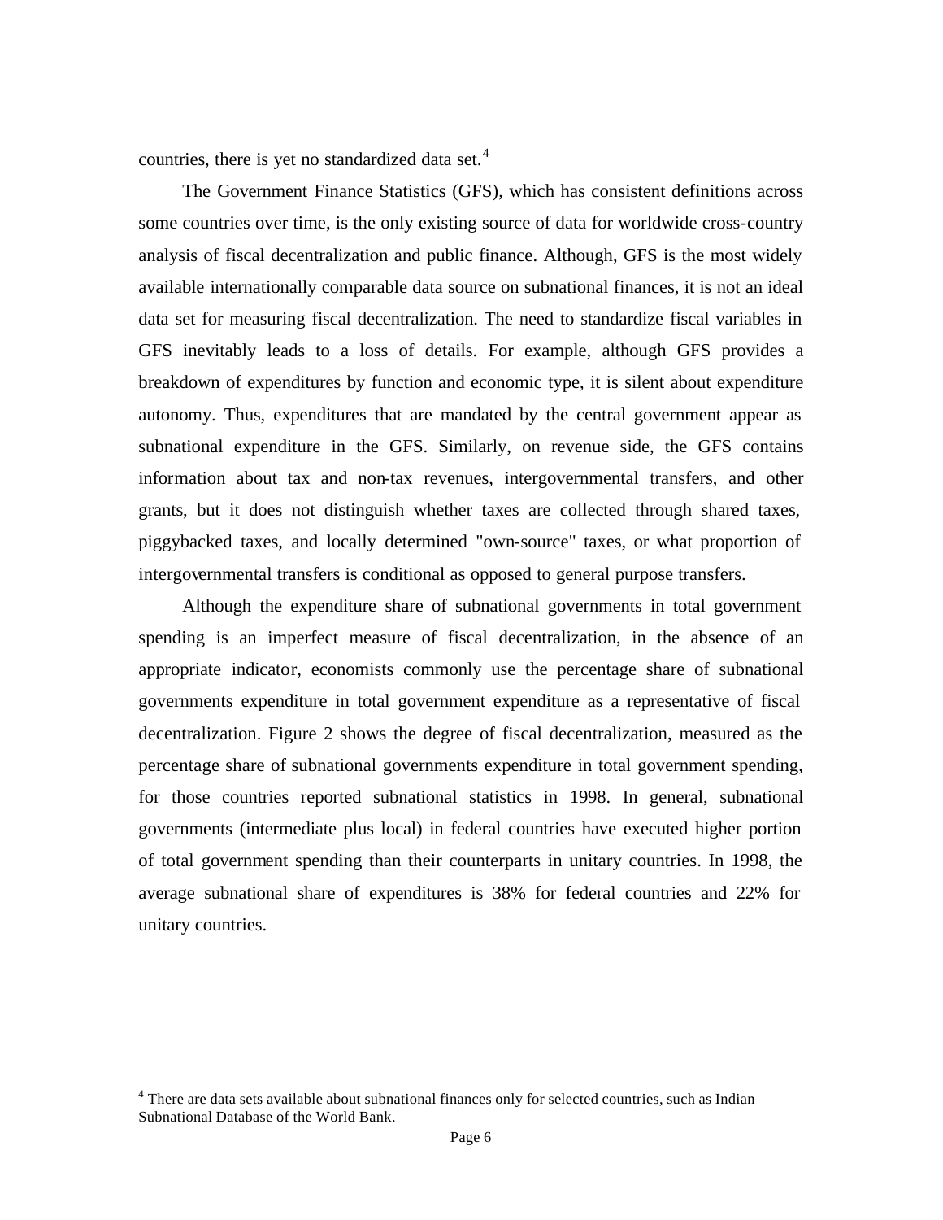countries, there is yet no standardized data set.[4]

The Government Finance Statistics (GFS), which has consistent definitions across some countries over time, is the only existing source of data for worldwide cross-country analysis of fiscal decentralization and public finance. Although, GFS is the most widely available internationally comparable data source on subnational finances, it is not an ideal data set for measuring fiscal decentralization. The need to standardize fiscal variables in GFS inevitably leads to a loss of details. For example, although GFS provides a breakdown of expenditures by function and economic type, it is silent about expenditure autonomy. Thus, expenditures that are mandated by the central government appear as subnational expenditure in the GFS. Similarly, on revenue side, the GFS contains information about tax and non-tax revenues, intergovernmental transfers, and other grants, but it does not distinguish whether taxes are collected through shared taxes, piggybacked taxes, and locally determined "own-source" taxes, or what proportion of intergovernmental transfers is conditional as opposed to general purpose transfers.

Although the expenditure share of subnational governments in total government spending is an imperfect measure of fiscal decentralization, in the absence of an appropriate indicator, economists commonly use the percentage share of subnational governments expenditure in total government expenditure as a representative of fiscal decentralization. Figure 2 shows the degree of fiscal decentralization, measured as the percentage share of subnational governments expenditure in total government spending, for those countries reported subnational statistics in 1998. In general, subnational governments (intermediate plus local) in federal countries have executed higher portion of total government spending than their counterparts in unitary countries. In 1998, the average subnational share of expenditures is 38% for federal countries and 22% for unitary countries.

[4] There are data sets available about subnational finances only for selected countries, such as Indian Subnational Database of the World Bank.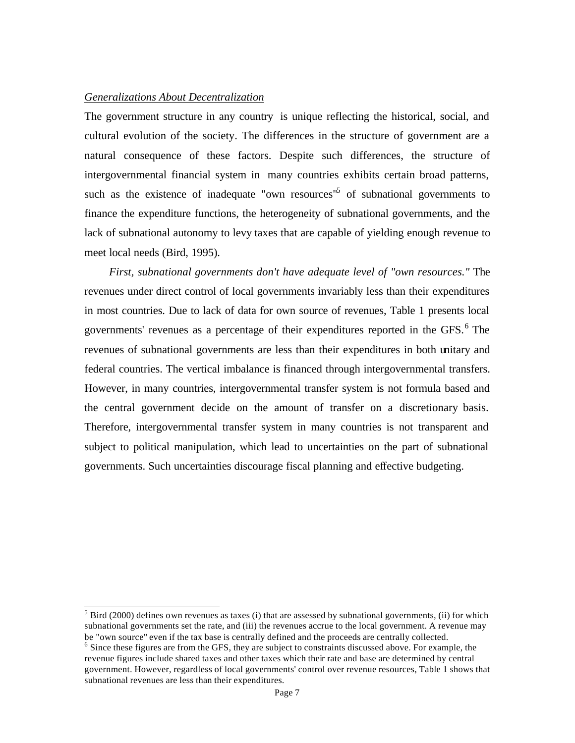*Generalizations About Decentralization*

The government structure in any country is unique reflecting the historical, social, and cultural evolution of the society. The differences in the structure of government are a natural consequence of these factors. Despite such differences, the structure of intergovernmental financial system in many countries exhibits certain broad patterns, such as the existence of inadequate "own resources"[5] of subnational governments to finance the expenditure functions, the heterogeneity of subnational governments, and the lack of subnational autonomy to levy taxes that are capable of yielding enough revenue to meet local needs (Bird, 1995).

*First, subnational governments don't have adequate level of "own resources."* The revenues under direct control of local governments invariably less than their expenditures in most countries. Due to lack of data for own source of revenues, Table 1 presents local governments' revenues as a percentage of their expenditures reported in the GFS.[6] The revenues of subnational governments are less than their expenditures in both unitary and federal countries. The vertical imbalance is financed through intergovernmental transfers. However, in many countries, intergovernmental transfer system is not formula based and the central government decide on the amount of transfer on a discretionary basis. Therefore, intergovernmental transfer system in many countries is not transparent and subject to political manipulation, which lead to uncertainties on the part of subnational governments. Such uncertainties discourage fiscal planning and effective budgeting.

[5] Bird (2000) defines own revenues as taxes (i) that are assessed by subnational governments, (ii) for which subnational governments set the rate, and (iii) the revenues accrue to the local government. A revenue may be "own source" even if the tax base is centrally defined and the proceeds are centrally collected.

[6] Since these figures are from the GFS, they are subject to constraints discussed above. For example, the revenue figures include shared taxes and other taxes which their rate and base are determined by central government. However, regardless of local governments' control over revenue resources, Table 1 shows that subnational revenues are less than their expenditures.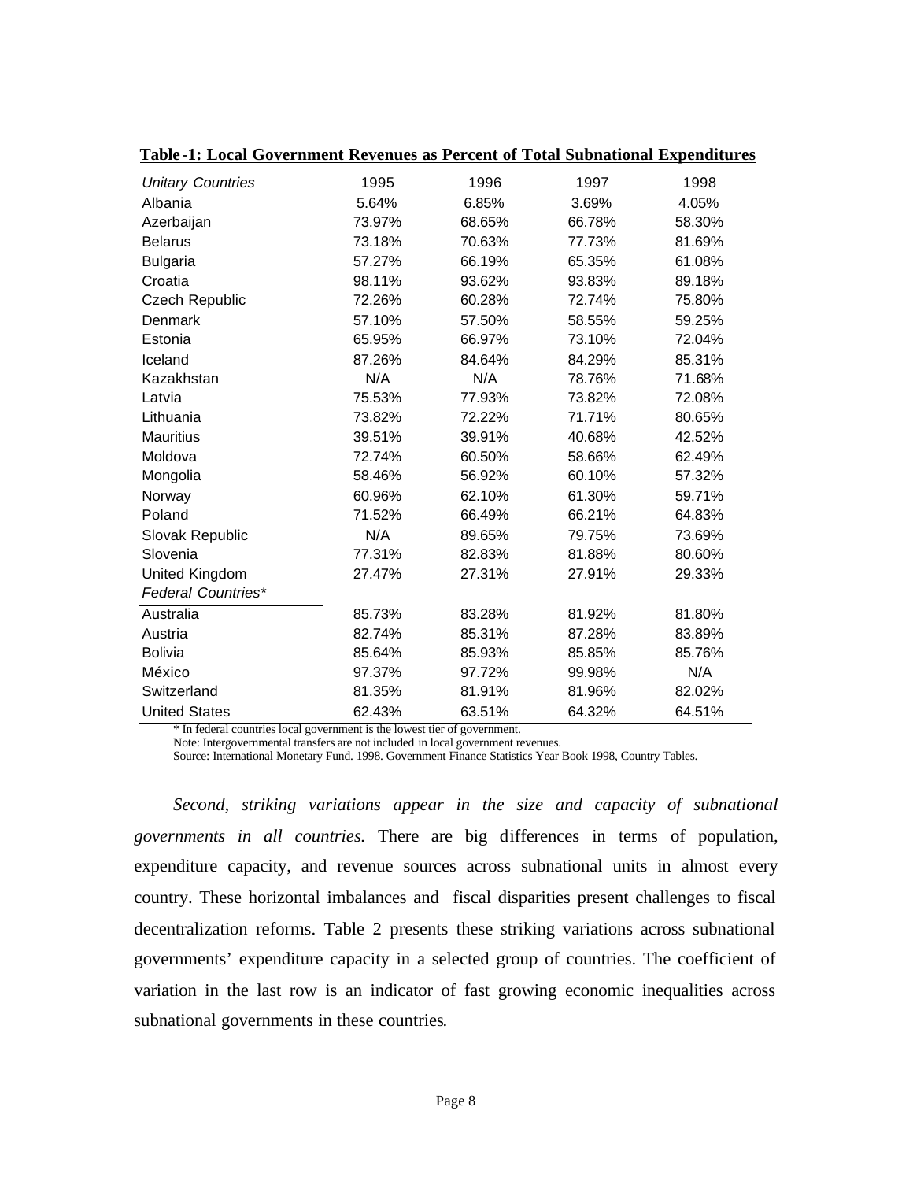**Table-1: Local Government Revenues as Percent of Total Subnational Expenditures**

| *Unitary Countries* | 1995 | 1996 | 1997 | 1998 |
|---|---|---|---|---|
| Albania | 5.64% | 6.85% | 3.69% | 4.05% |
| Azerbaijan | 73.97% | 68.65% | 66.78% | 58.30% |
| Belarus | 73.18% | 70.63% | 77.73% | 81.69% |
| Bulgaria | 57.27% | 66.19% | 65.35% | 61.08% |
| Croatia | 98.11% | 93.62% | 93.83% | 89.18% |
| Czech Republic | 72.26% | 60.28% | 72.74% | 75.80% |
| Denmark | 57.10% | 57.50% | 58.55% | 59.25% |
| Estonia | 65.95% | 66.97% | 73.10% | 72.04% |
| Iceland | 87.26% | 84.64% | 84.29% | 85.31% |
| Kazakhstan | N/A | N/A | 78.76% | 71.68% |
| Latvia | 75.53% | 77.93% | 73.82% | 72.08% |
| Lithuania | 73.82% | 72.22% | 71.71% | 80.65% |
| Mauritius | 39.51% | 39.91% | 40.68% | 42.52% |
| Moldova | 72.74% | 60.50% | 58.66% | 62.49% |
| Mongolia | 58.46% | 56.92% | 60.10% | 57.32% |
| Norway | 60.96% | 62.10% | 61.30% | 59.71% |
| Poland | 71.52% | 66.49% | 66.21% | 64.83% |
| Slovak Republic | N/A | 89.65% | 79.75% | 73.69% |
| Slovenia | 77.31% | 82.83% | 81.88% | 80.60% |
| United Kingdom | 27.47% | 27.31% | 27.91% | 29.33% |
| *Federal Countries\** | | | | |
| Australia | 85.73% | 83.28% | 81.92% | 81.80% |
| Austria | 82.74% | 85.31% | 87.28% | 83.89% |
| Bolivia | 85.64% | 85.93% | 85.85% | 85.76% |
| México | 97.37% | 97.72% | 99.98% | N/A |
| Switzerland | 81.35% | 81.91% | 81.96% | 82.02% |
| United States | 62.43% | 63.51% | 64.32% | 64.51% |

\* In federal countries local government is the lowest tier of government.
Note: Intergovernmental transfers are not included in local government revenues.
Source: International Monetary Fund. 1998. Government Finance Statistics Year Book 1998, Country Tables.

*Second, striking variations appear in the size and capacity of subnational governments in all countries.* There are big differences in terms of population, expenditure capacity, and revenue sources across subnational units in almost every country. These horizontal imbalances and fiscal disparities present challenges to fiscal decentralization reforms. Table 2 presents these striking variations across subnational governments' expenditure capacity in a selected group of countries. The coefficient of variation in the last row is an indicator of fast growing economic inequalities across subnational governments in these countries.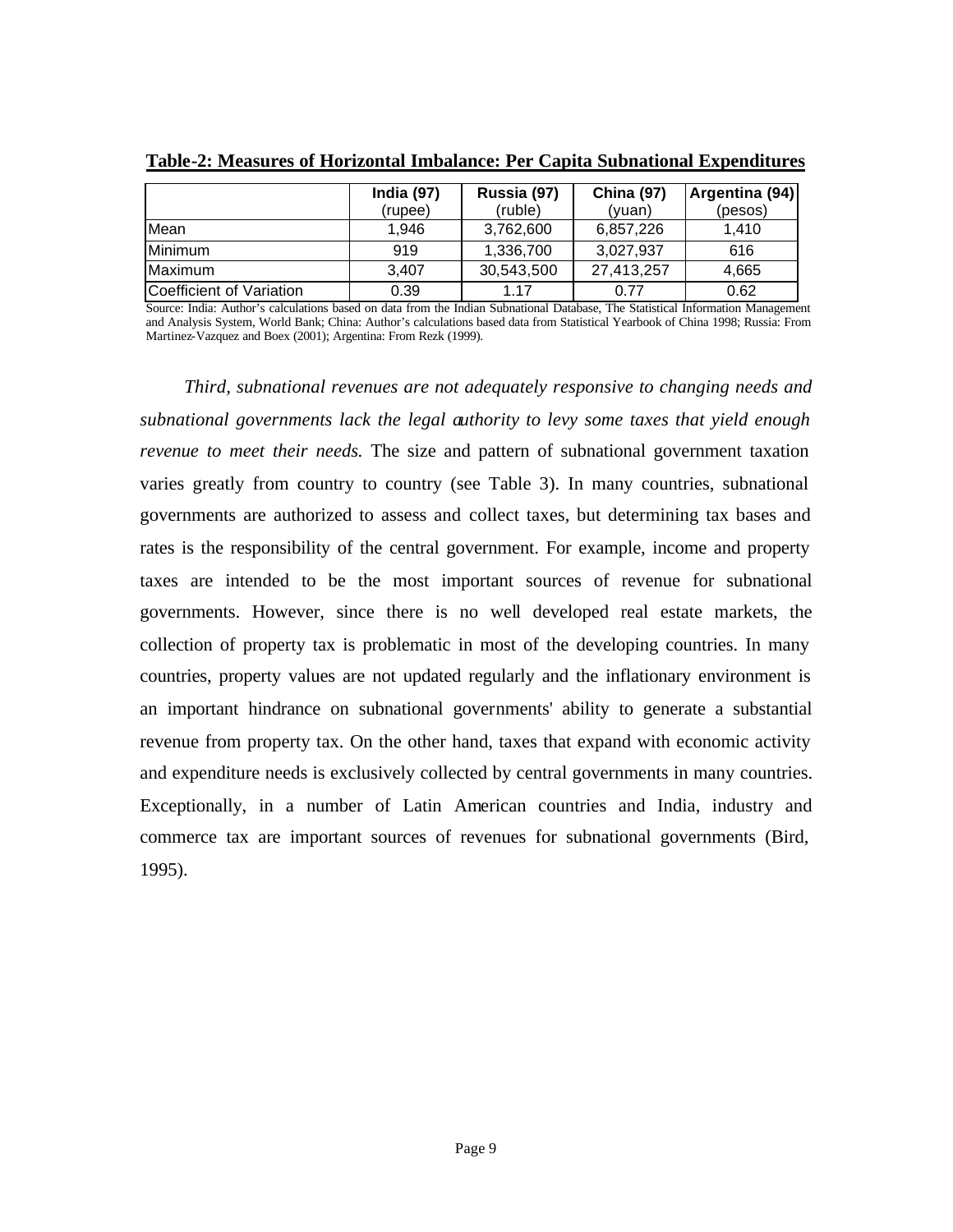**Table-2: Measures of Horizontal Imbalance: Per Capita Subnational Expenditures**

| | India (97) (rupee) | Russia (97) (ruble) | China (97) (yuan) | Argentina (94) (pesos) |
|---|---|---|---|---|
| Mean | 1,946 | 3,762,600 | 6,857,226 | 1,410 |
| Minimum | 919 | 1,336,700 | 3,027,937 | 616 |
| Maximum | 3,407 | 30,543,500 | 27,413,257 | 4,665 |
| Coefficient of Variation | 0.39 | 1.17 | 0.77 | 0.62 |

Source: India: Author's calculations based on data from the Indian Subnational Database, The Statistical Information Management and Analysis System, World Bank; China: Author's calculations based data from Statistical Yearbook of China 1998; Russia: From Martinez-Vazquez and Boex (2001); Argentina: From Rezk (1999).

*Third, subnational revenues are not adequately responsive to changing needs and subnational governments lack the legal authority to levy some taxes that yield enough revenue to meet their needs.* The size and pattern of subnational government taxation varies greatly from country to country (see Table 3). In many countries, subnational governments are authorized to assess and collect taxes, but determining tax bases and rates is the responsibility of the central government. For example, income and property taxes are intended to be the most important sources of revenue for subnational governments. However, since there is no well developed real estate markets, the collection of property tax is problematic in most of the developing countries. In many countries, property values are not updated regularly and the inflationary environment is an important hindrance on subnational governments' ability to generate a substantial revenue from property tax. On the other hand, taxes that expand with economic activity and expenditure needs is exclusively collected by central governments in many countries. Exceptionally, in a number of Latin American countries and India, industry and commerce tax are important sources of revenues for subnational governments (Bird, 1995).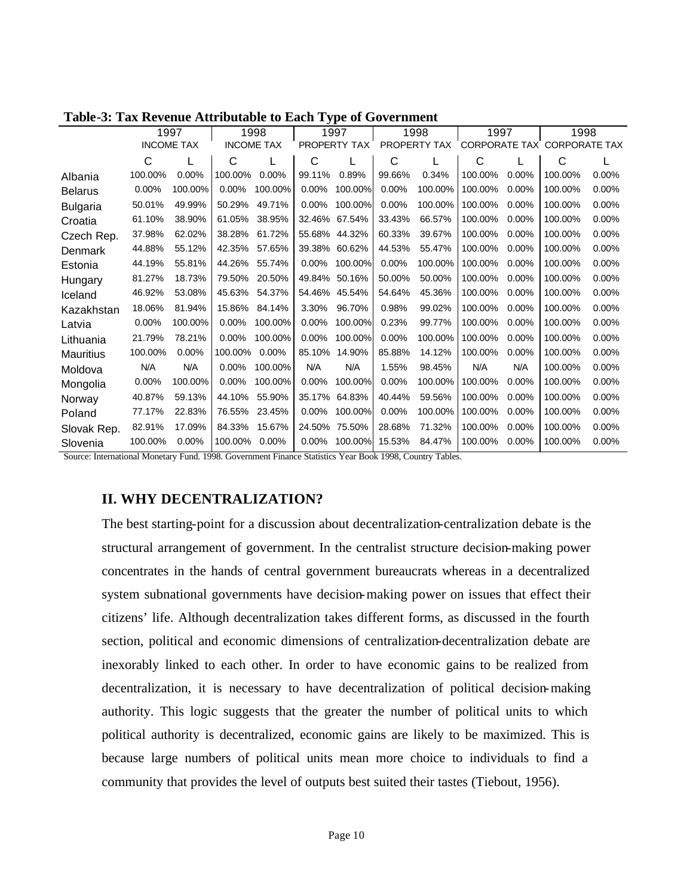**Table-3: Tax Revenue Attributable to Each Type of Government**

| | 1997 INCOME TAX | | 1998 INCOME TAX | | 1997 PROPERTY TAX | | 1998 PROPERTY TAX | | 1997 CORPORATE TAX | | 1998 CORPORATE TAX | |
|---|---|---|---|---|---|---|---|---|---|---|---|---|
| | C | L | C | L | C | L | C | L | C | L | C | L |
| Albania | 100.00% | 0.00% | 100.00% | 0.00% | 99.11% | 0.89% | 99.66% | 0.34% | 100.00% | 0.00% | 100.00% | 0.00% |
| Belarus | 0.00% | 100.00% | 0.00% | 100.00% | 0.00% | 100.00% | 0.00% | 100.00% | 100.00% | 0.00% | 100.00% | 0.00% |
| Bulgaria | 50.01% | 49.99% | 50.29% | 49.71% | 0.00% | 100.00% | 0.00% | 100.00% | 100.00% | 0.00% | 100.00% | 0.00% |
| Croatia | 61.10% | 38.90% | 61.05% | 38.95% | 32.46% | 67.54% | 33.43% | 66.57% | 100.00% | 0.00% | 100.00% | 0.00% |
| Czech Rep. | 37.98% | 62.02% | 38.28% | 61.72% | 55.68% | 44.32% | 60.33% | 39.67% | 100.00% | 0.00% | 100.00% | 0.00% |
| Denmark | 44.88% | 55.12% | 42.35% | 57.65% | 39.38% | 60.62% | 44.53% | 55.47% | 100.00% | 0.00% | 100.00% | 0.00% |
| Estonia | 44.19% | 55.81% | 44.26% | 55.74% | 0.00% | 100.00% | 0.00% | 100.00% | 100.00% | 0.00% | 100.00% | 0.00% |
| Hungary | 81.27% | 18.73% | 79.50% | 20.50% | 49.84% | 50.16% | 50.00% | 50.00% | 100.00% | 0.00% | 100.00% | 0.00% |
| Iceland | 46.92% | 53.08% | 45.63% | 54.37% | 54.46% | 45.54% | 54.64% | 45.36% | 100.00% | 0.00% | 100.00% | 0.00% |
| Kazakhstan | 18.06% | 81.94% | 15.86% | 84.14% | 3.30% | 96.70% | 0.98% | 99.02% | 100.00% | 0.00% | 100.00% | 0.00% |
| Latvia | 0.00% | 100.00% | 0.00% | 100.00% | 0.00% | 100.00% | 0.23% | 99.77% | 100.00% | 0.00% | 100.00% | 0.00% |
| Lithuania | 21.79% | 78.21% | 0.00% | 100.00% | 0.00% | 100.00% | 0.00% | 100.00% | 100.00% | 0.00% | 100.00% | 0.00% |
| Mauritius | 100.00% | 0.00% | 100.00% | 0.00% | 85.10% | 14.90% | 85.88% | 14.12% | 100.00% | 0.00% | 100.00% | 0.00% |
| Moldova | N/A | N/A | 0.00% | 100.00% | N/A | N/A | 1.55% | 98.45% | N/A | N/A | 100.00% | 0.00% |
| Mongolia | 0.00% | 100.00% | 0.00% | 100.00% | 0.00% | 100.00% | 0.00% | 100.00% | 100.00% | 0.00% | 100.00% | 0.00% |
| Norway | 40.87% | 59.13% | 44.10% | 55.90% | 35.17% | 64.83% | 40.44% | 59.56% | 100.00% | 0.00% | 100.00% | 0.00% |
| Poland | 77.17% | 22.83% | 76.55% | 23.45% | 0.00% | 100.00% | 0.00% | 100.00% | 100.00% | 0.00% | 100.00% | 0.00% |
| Slovak Rep. | 82.91% | 17.09% | 84.33% | 15.67% | 24.50% | 75.50% | 28.68% | 71.32% | 100.00% | 0.00% | 100.00% | 0.00% |
| Slovenia | 100.00% | 0.00% | 100.00% | 0.00% | 0.00% | 100.00% | 15.53% | 84.47% | 100.00% | 0.00% | 100.00% | 0.00% |

Source: International Monetary Fund. 1998. Government Finance Statistics Year Book 1998, Country Tables.

## II. WHY DECENTRALIZATION?

The best starting-point for a discussion about decentralization-centralization debate is the structural arrangement of government. In the centralist structure decision-making power concentrates in the hands of central government bureaucrats whereas in a decentralized system subnational governments have decision-making power on issues that effect their citizens' life. Although decentralization takes different forms, as discussed in the fourth section, political and economic dimensions of centralization-decentralization debate are inexorably linked to each other. In order to have economic gains to be realized from decentralization, it is necessary to have decentralization of political decision-making authority. This logic suggests that the greater the number of political units to which political authority is decentralized, economic gains are likely to be maximized. This is because large numbers of political units mean more choice to individuals to find a community that provides the level of outputs best suited their tastes (Tiebout, 1956).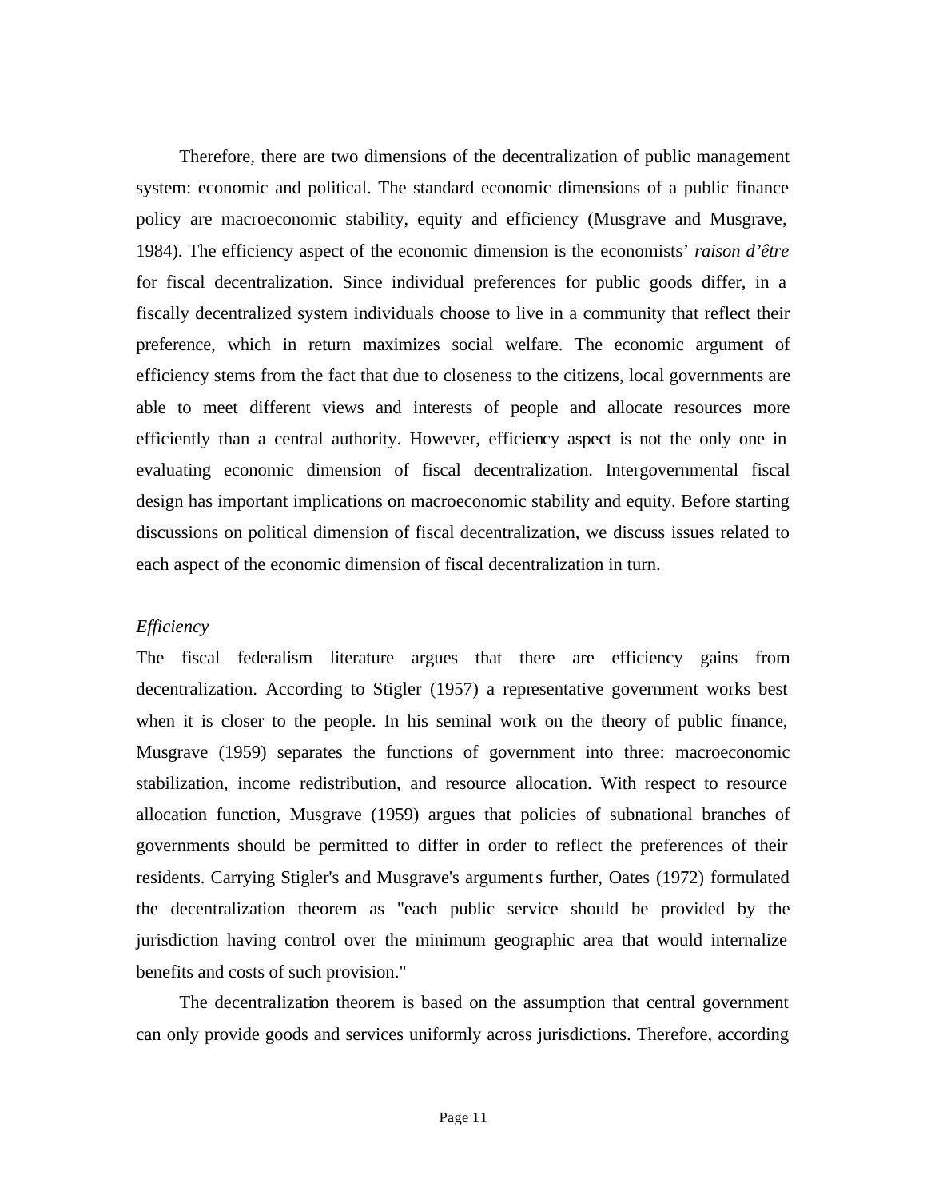Therefore, there are two dimensions of the decentralization of public management system: economic and political. The standard economic dimensions of a public finance policy are macroeconomic stability, equity and efficiency (Musgrave and Musgrave, 1984). The efficiency aspect of the economic dimension is the economists' *raison d'être* for fiscal decentralization. Since individual preferences for public goods differ, in a fiscally decentralized system individuals choose to live in a community that reflect their preference, which in return maximizes social welfare. The economic argument of efficiency stems from the fact that due to closeness to the citizens, local governments are able to meet different views and interests of people and allocate resources more efficiently than a central authority. However, efficiency aspect is not the only one in evaluating economic dimension of fiscal decentralization. Intergovernmental fiscal design has important implications on macroeconomic stability and equity. Before starting discussions on political dimension of fiscal decentralization, we discuss issues related to each aspect of the economic dimension of fiscal decentralization in turn.

*Efficiency*

The fiscal federalism literature argues that there are efficiency gains from decentralization. According to Stigler (1957) a representative government works best when it is closer to the people. In his seminal work on the theory of public finance, Musgrave (1959) separates the functions of government into three: macroeconomic stabilization, income redistribution, and resource allocation. With respect to resource allocation function, Musgrave (1959) argues that policies of subnational branches of governments should be permitted to differ in order to reflect the preferences of their residents. Carrying Stigler's and Musgrave's arguments further, Oates (1972) formulated the decentralization theorem as "each public service should be provided by the jurisdiction having control over the minimum geographic area that would internalize benefits and costs of such provision."

The decentralization theorem is based on the assumption that central government can only provide goods and services uniformly across jurisdictions. Therefore, according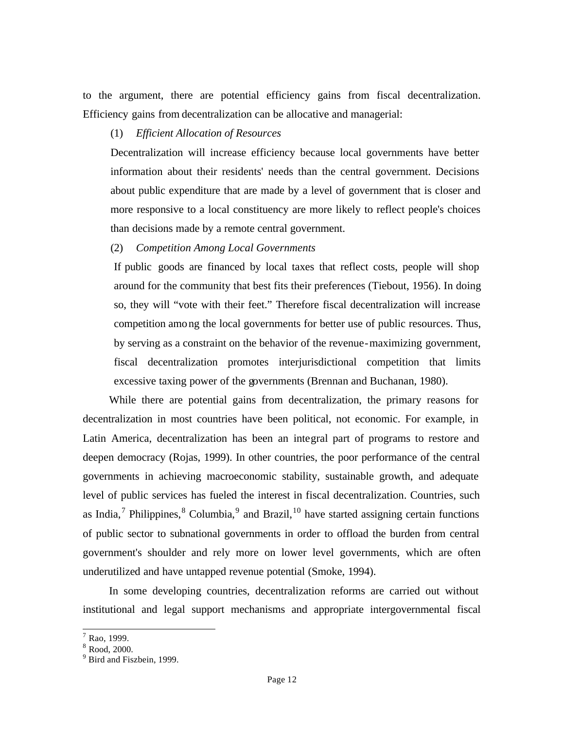to the argument, there are potential efficiency gains from fiscal decentralization. Efficiency gains from decentralization can be allocative and managerial:

(1) *Efficient Allocation of Resources*

Decentralization will increase efficiency because local governments have better information about their residents' needs than the central government. Decisions about public expenditure that are made by a level of government that is closer and more responsive to a local constituency are more likely to reflect people's choices than decisions made by a remote central government.

(2) *Competition Among Local Governments*

If public goods are financed by local taxes that reflect costs, people will shop around for the community that best fits their preferences (Tiebout, 1956). In doing so, they will "vote with their feet." Therefore fiscal decentralization will increase competition among the local governments for better use of public resources. Thus, by serving as a constraint on the behavior of the revenue-maximizing government, fiscal decentralization promotes interjurisdictional competition that limits excessive taxing power of the governments (Brennan and Buchanan, 1980).

While there are potential gains from decentralization, the primary reasons for decentralization in most countries have been political, not economic. For example, in Latin America, decentralization has been an integral part of programs to restore and deepen democracy (Rojas, 1999). In other countries, the poor performance of the central governments in achieving macroeconomic stability, sustainable growth, and adequate level of public services has fueled the interest in fiscal decentralization. Countries, such as India,[7] Philippines,[8] Columbia,[9] and Brazil,[10] have started assigning certain functions of public sector to subnational governments in order to offload the burden from central government's shoulder and rely more on lower level governments, which are often underutilized and have untapped revenue potential (Smoke, 1994).

In some developing countries, decentralization reforms are carried out without institutional and legal support mechanisms and appropriate intergovernmental fiscal

---

[7] Rao, 1999.

[8] Rood, 2000.

[9] Bird and Fiszbein, 1999.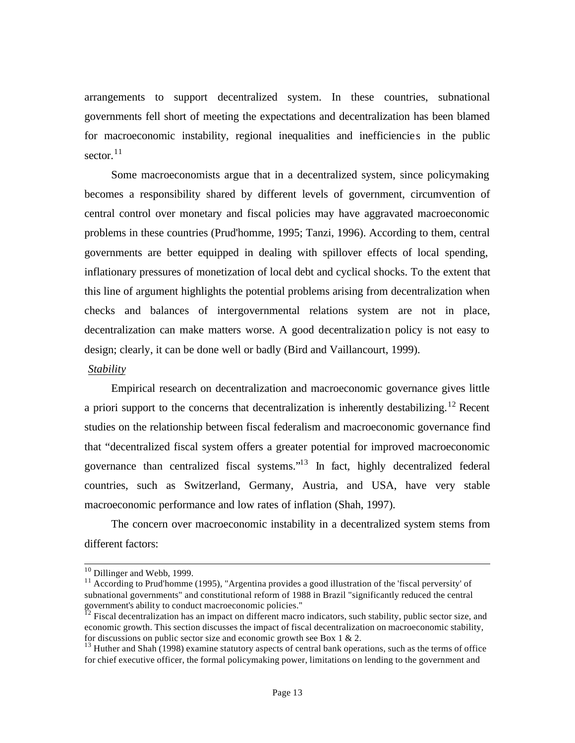arrangements to support decentralized system. In these countries, subnational governments fell short of meeting the expectations and decentralization has been blamed for macroeconomic instability, regional inequalities and inefficiencies in the public sector.[11]

Some macroeconomists argue that in a decentralized system, since policymaking becomes a responsibility shared by different levels of government, circumvention of central control over monetary and fiscal policies may have aggravated macroeconomic problems in these countries (Prud'homme, 1995; Tanzi, 1996). According to them, central governments are better equipped in dealing with spillover effects of local spending, inflationary pressures of monetization of local debt and cyclical shocks. To the extent that this line of argument highlights the potential problems arising from decentralization when checks and balances of intergovernmental relations system are not in place, decentralization can make matters worse. A good decentralization policy is not easy to design; clearly, it can be done well or badly (Bird and Vaillancourt, 1999).

*Stability*

Empirical research on decentralization and macroeconomic governance gives little a priori support to the concerns that decentralization is inherently destabilizing.[12] Recent studies on the relationship between fiscal federalism and macroeconomic governance find that "decentralized fiscal system offers a greater potential for improved macroeconomic governance than centralized fiscal systems."[13] In fact, highly decentralized federal countries, such as Switzerland, Germany, Austria, and USA, have very stable macroeconomic performance and low rates of inflation (Shah, 1997).

The concern over macroeconomic instability in a decentralized system stems from different factors:

---

[10] Dillinger and Webb, 1999.

[11] According to Prud'homme (1995), "Argentina provides a good illustration of the 'fiscal perversity' of subnational governments" and constitutional reform of 1988 in Brazil "significantly reduced the central government's ability to conduct macroeconomic policies."

[12] Fiscal decentralization has an impact on different macro indicators, such stability, public sector size, and economic growth. This section discusses the impact of fiscal decentralization on macroeconomic stability, for discussions on public sector size and economic growth see Box 1 & 2.

[13] Huther and Shah (1998) examine statutory aspects of central bank operations, such as the terms of office for chief executive officer, the formal policymaking power, limitations on lending to the government and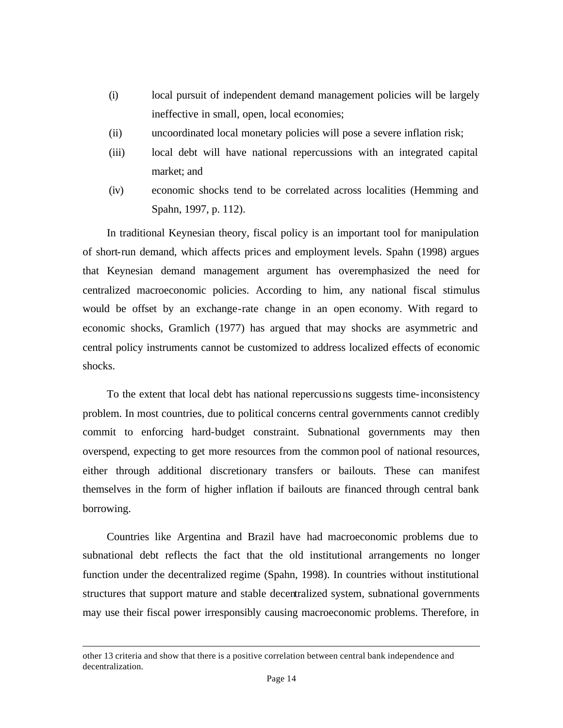(i) local pursuit of independent demand management policies will be largely ineffective in small, open, local economies;

(ii) uncoordinated local monetary policies will pose a severe inflation risk;

(iii) local debt will have national repercussions with an integrated capital market; and

(iv) economic shocks tend to be correlated across localities (Hemming and Spahn, 1997, p. 112).

In traditional Keynesian theory, fiscal policy is an important tool for manipulation of short-run demand, which affects prices and employment levels. Spahn (1998) argues that Keynesian demand management argument has overemphasized the need for centralized macroeconomic policies. According to him, any national fiscal stimulus would be offset by an exchange-rate change in an open economy. With regard to economic shocks, Gramlich (1977) has argued that may shocks are asymmetric and central policy instruments cannot be customized to address localized effects of economic shocks.

To the extent that local debt has national repercussions suggests time-inconsistency problem. In most countries, due to political concerns central governments cannot credibly commit to enforcing hard-budget constraint. Subnational governments may then overspend, expecting to get more resources from the common pool of national resources, either through additional discretionary transfers or bailouts. These can manifest themselves in the form of higher inflation if bailouts are financed through central bank borrowing.

Countries like Argentina and Brazil have had macroeconomic problems due to subnational debt reflects the fact that the old institutional arrangements no longer function under the decentralized regime (Spahn, 1998). In countries without institutional structures that support mature and stable decentralized system, subnational governments may use their fiscal power irresponsibly causing macroeconomic problems. Therefore, in

---

other 13 criteria and show that there is a positive correlation between central bank independence and decentralization.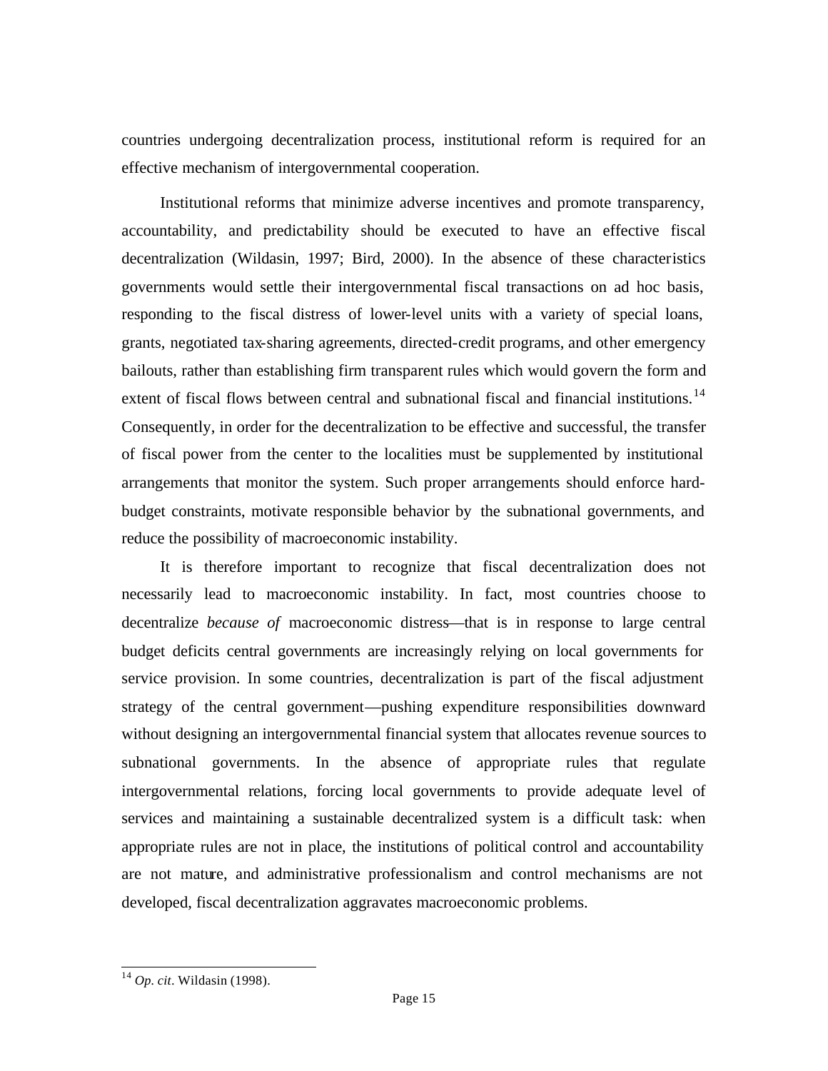countries undergoing decentralization process, institutional reform is required for an effective mechanism of intergovernmental cooperation.

Institutional reforms that minimize adverse incentives and promote transparency, accountability, and predictability should be executed to have an effective fiscal decentralization (Wildasin, 1997; Bird, 2000). In the absence of these characteristics governments would settle their intergovernmental fiscal transactions on ad hoc basis, responding to the fiscal distress of lower-level units with a variety of special loans, grants, negotiated tax-sharing agreements, directed-credit programs, and other emergency bailouts, rather than establishing firm transparent rules which would govern the form and extent of fiscal flows between central and subnational fiscal and financial institutions.[14] Consequently, in order for the decentralization to be effective and successful, the transfer of fiscal power from the center to the localities must be supplemented by institutional arrangements that monitor the system. Such proper arrangements should enforce hard-budget constraints, motivate responsible behavior by the subnational governments, and reduce the possibility of macroeconomic instability.

It is therefore important to recognize that fiscal decentralization does not necessarily lead to macroeconomic instability. In fact, most countries choose to decentralize *because of* macroeconomic distress—that is in response to large central budget deficits central governments are increasingly relying on local governments for service provision. In some countries, decentralization is part of the fiscal adjustment strategy of the central government—pushing expenditure responsibilities downward without designing an intergovernmental financial system that allocates revenue sources to subnational governments. In the absence of appropriate rules that regulate intergovernmental relations, forcing local governments to provide adequate level of services and maintaining a sustainable decentralized system is a difficult task: when appropriate rules are not in place, the institutions of political control and accountability are not mature, and administrative professionalism and control mechanisms are not developed, fiscal decentralization aggravates macroeconomic problems.

[14] *Op. cit.* Wildasin (1998).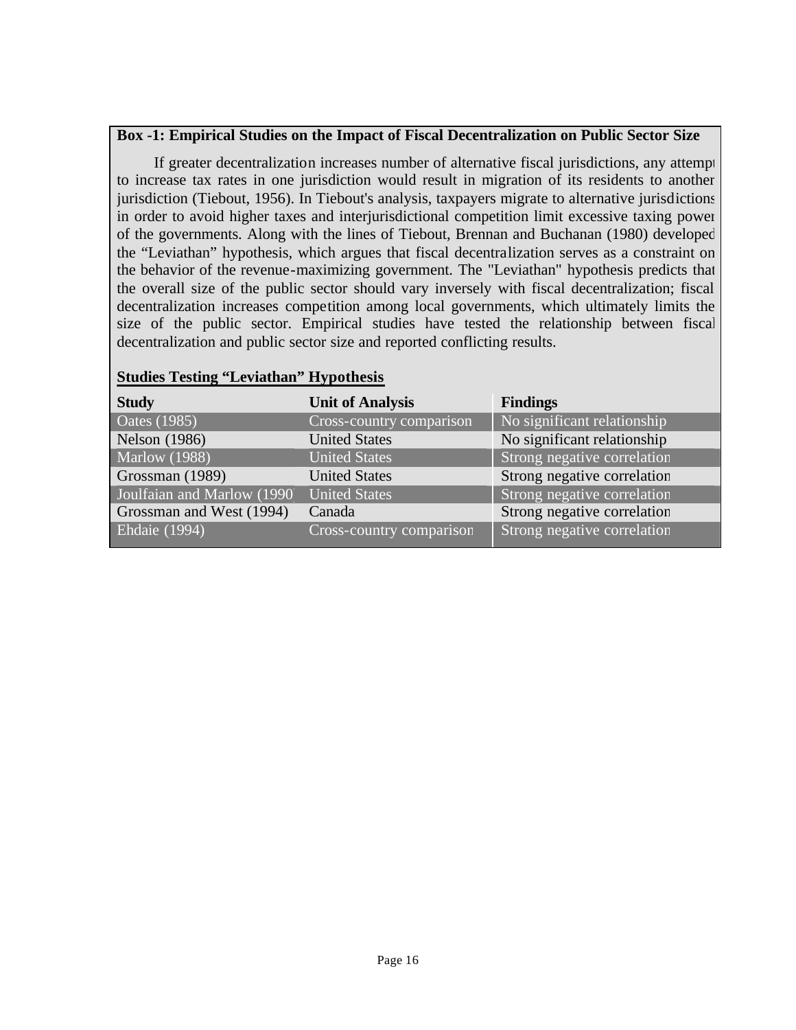**Box -1: Empirical Studies on the Impact of Fiscal Decentralization on Public Sector Size**

If greater decentralization increases number of alternative fiscal jurisdictions, any attempt to increase tax rates in one jurisdiction would result in migration of its residents to another jurisdiction (Tiebout, 1956). In Tiebout's analysis, taxpayers migrate to alternative jurisdictions in order to avoid higher taxes and interjurisdictional competition limit excessive taxing power of the governments. Along with the lines of Tiebout, Brennan and Buchanan (1980) developed the "Leviathan" hypothesis, which argues that fiscal decentralization serves as a constraint on the behavior of the revenue-maximizing government. The "Leviathan" hypothesis predicts that the overall size of the public sector should vary inversely with fiscal decentralization; fiscal decentralization increases competition among local governments, which ultimately limits the size of the public sector. Empirical studies have tested the relationship between fiscal decentralization and public sector size and reported conflicting results.

**Studies Testing "Leviathan" Hypothesis**

| Study | Unit of Analysis | Findings |
|---|---|---|
| Oates (1985) | Cross-country comparison | No significant relationship |
| Nelson (1986) | United States | No significant relationship |
| Marlow (1988) | United States | Strong negative correlation |
| Grossman (1989) | United States | Strong negative correlation |
| Joulfaian and Marlow (1990) | United States | Strong negative correlation |
| Grossman and West (1994) | Canada | Strong negative correlation |
| Ehdaie (1994) | Cross-country comparison | Strong negative correlation |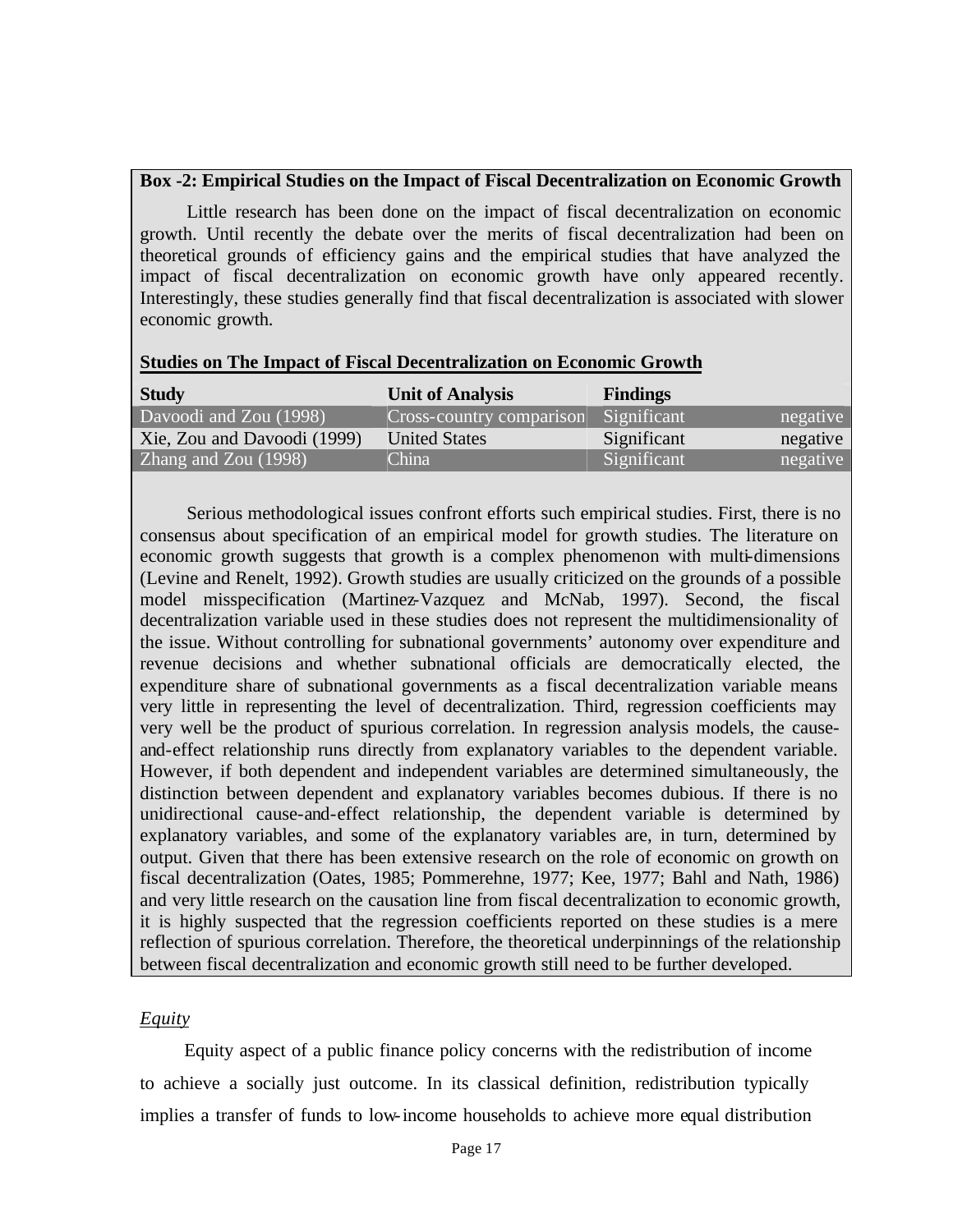**Box -2: Empirical Studies on the Impact of Fiscal Decentralization on Economic Growth**

Little research has been done on the impact of fiscal decentralization on economic growth. Until recently the debate over the merits of fiscal decentralization had been on theoretical grounds of efficiency gains and the empirical studies that have analyzed the impact of fiscal decentralization on economic growth have only appeared recently. Interestingly, these studies generally find that fiscal decentralization is associated with slower economic growth.

**Studies on The Impact of Fiscal Decentralization on Economic Growth**

| Study | Unit of Analysis | Findings |
|---|---|---|
| Davoodi and Zou (1998) | Cross-country comparison | Significant negative |
| Xie, Zou and Davoodi (1999) | United States | Significant negative |
| Zhang and Zou (1998) | China | Significant negative |

Serious methodological issues confront efforts such empirical studies. First, there is no consensus about specification of an empirical model for growth studies. The literature on economic growth suggests that growth is a complex phenomenon with multi-dimensions (Levine and Renelt, 1992). Growth studies are usually criticized on the grounds of a possible model misspecification (Martinez-Vazquez and McNab, 1997). Second, the fiscal decentralization variable used in these studies does not represent the multidimensionality of the issue. Without controlling for subnational governments' autonomy over expenditure and revenue decisions and whether subnational officials are democratically elected, the expenditure share of subnational governments as a fiscal decentralization variable means very little in representing the level of decentralization. Third, regression coefficients may very well be the product of spurious correlation. In regression analysis models, the cause-and-effect relationship runs directly from explanatory variables to the dependent variable. However, if both dependent and independent variables are determined simultaneously, the distinction between dependent and explanatory variables becomes dubious. If there is no unidirectional cause-and-effect relationship, the dependent variable is determined by explanatory variables, and some of the explanatory variables are, in turn, determined by output. Given that there has been extensive research on the role of economic on growth on fiscal decentralization (Oates, 1985; Pommerehne, 1977; Kee, 1977; Bahl and Nath, 1986) and very little research on the causation line from fiscal decentralization to economic growth, it is highly suspected that the regression coefficients reported on these studies is a mere reflection of spurious correlation. Therefore, the theoretical underpinnings of the relationship between fiscal decentralization and economic growth still need to be further developed.

*Equity*

Equity aspect of a public finance policy concerns with the redistribution of income to achieve a socially just outcome. In its classical definition, redistribution typically implies a transfer of funds to low-income households to achieve more equal distribution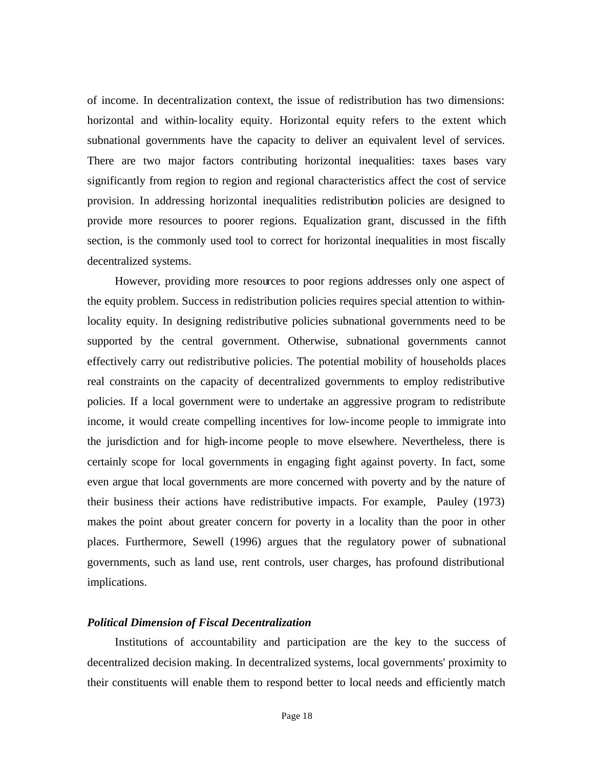of income. In decentralization context, the issue of redistribution has two dimensions: horizontal and within-locality equity. Horizontal equity refers to the extent which subnational governments have the capacity to deliver an equivalent level of services. There are two major factors contributing horizontal inequalities: taxes bases vary significantly from region to region and regional characteristics affect the cost of service provision. In addressing horizontal inequalities redistribution policies are designed to provide more resources to poorer regions. Equalization grant, discussed in the fifth section, is the commonly used tool to correct for horizontal inequalities in most fiscally decentralized systems.

However, providing more resources to poor regions addresses only one aspect of the equity problem. Success in redistribution policies requires special attention to within-locality equity. In designing redistributive policies subnational governments need to be supported by the central government. Otherwise, subnational governments cannot effectively carry out redistributive policies. The potential mobility of households places real constraints on the capacity of decentralized governments to employ redistributive policies. If a local government were to undertake an aggressive program to redistribute income, it would create compelling incentives for low-income people to immigrate into the jurisdiction and for high-income people to move elsewhere. Nevertheless, there is certainly scope for local governments in engaging fight against poverty. In fact, some even argue that local governments are more concerned with poverty and by the nature of their business their actions have redistributive impacts. For example, Pauley (1973) makes the point about greater concern for poverty in a locality than the poor in other places. Furthermore, Sewell (1996) argues that the regulatory power of subnational governments, such as land use, rent controls, user charges, has profound distributional implications.

***Political Dimension of Fiscal Decentralization***

Institutions of accountability and participation are the key to the success of decentralized decision making. In decentralized systems, local governments' proximity to their constituents will enable them to respond better to local needs and efficiently match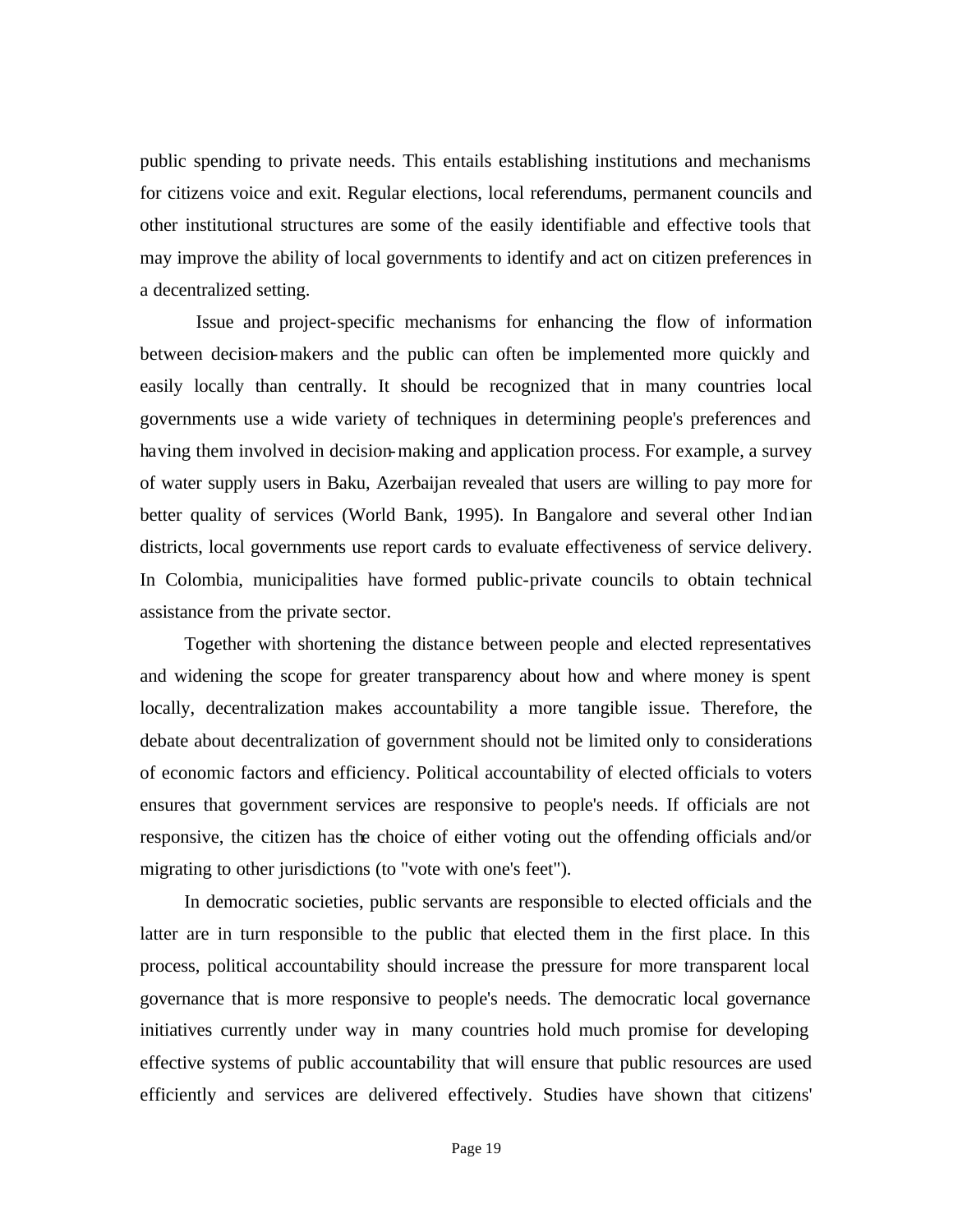public spending to private needs. This entails establishing institutions and mechanisms for citizens voice and exit. Regular elections, local referendums, permanent councils and other institutional structures are some of the easily identifiable and effective tools that may improve the ability of local governments to identify and act on citizen preferences in a decentralized setting.

Issue and project-specific mechanisms for enhancing the flow of information between decision-makers and the public can often be implemented more quickly and easily locally than centrally. It should be recognized that in many countries local governments use a wide variety of techniques in determining people's preferences and having them involved in decision-making and application process. For example, a survey of water supply users in Baku, Azerbaijan revealed that users are willing to pay more for better quality of services (World Bank, 1995). In Bangalore and several other Indian districts, local governments use report cards to evaluate effectiveness of service delivery. In Colombia, municipalities have formed public-private councils to obtain technical assistance from the private sector.

Together with shortening the distance between people and elected representatives and widening the scope for greater transparency about how and where money is spent locally, decentralization makes accountability a more tangible issue. Therefore, the debate about decentralization of government should not be limited only to considerations of economic factors and efficiency. Political accountability of elected officials to voters ensures that government services are responsive to people's needs. If officials are not responsive, the citizen has the choice of either voting out the offending officials and/or migrating to other jurisdictions (to "vote with one's feet").

In democratic societies, public servants are responsible to elected officials and the latter are in turn responsible to the public that elected them in the first place. In this process, political accountability should increase the pressure for more transparent local governance that is more responsive to people's needs. The democratic local governance initiatives currently under way in many countries hold much promise for developing effective systems of public accountability that will ensure that public resources are used efficiently and services are delivered effectively. Studies have shown that citizens'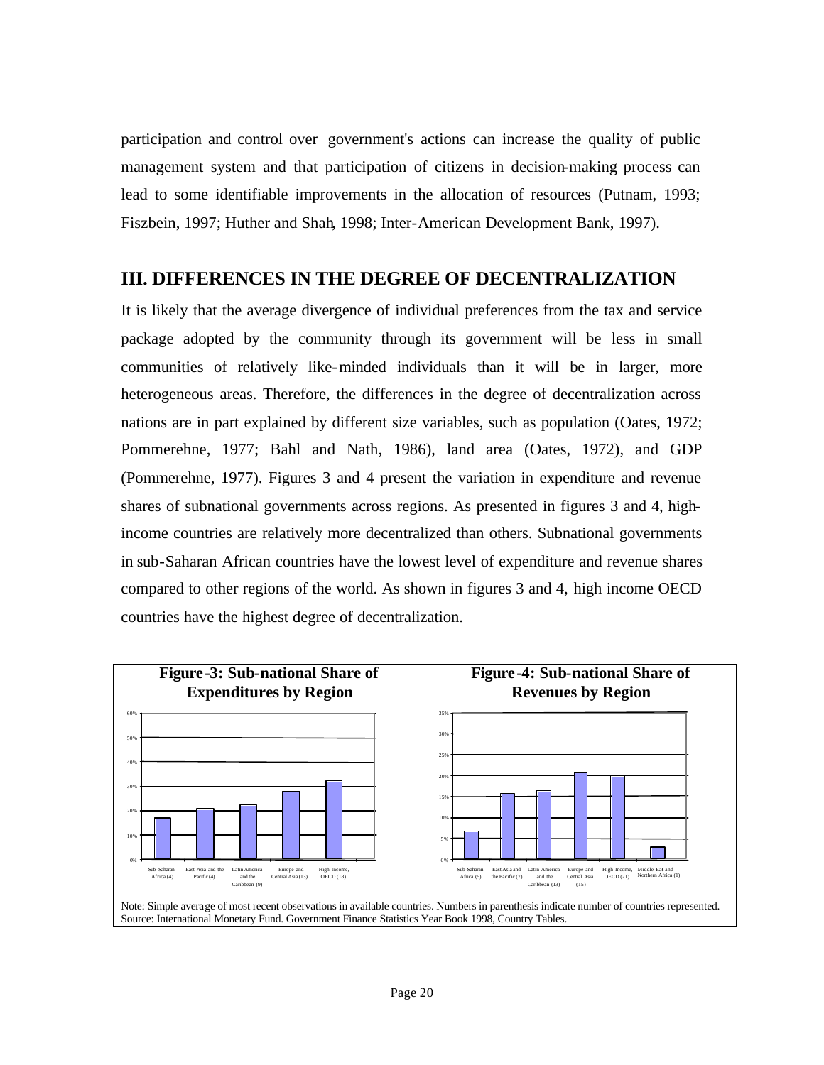participation and control over government's actions can increase the quality of public management system and that participation of citizens in decision-making process can lead to some identifiable improvements in the allocation of resources (Putnam, 1993; Fiszbein, 1997; Huther and Shah, 1998; Inter-American Development Bank, 1997).

## III. DIFFERENCES IN THE DEGREE OF DECENTRALIZATION

It is likely that the average divergence of individual preferences from the tax and service package adopted by the community through its government will be less in small communities of relatively like-minded individuals than it will be in larger, more heterogeneous areas. Therefore, the differences in the degree of decentralization across nations are in part explained by different size variables, such as population (Oates, 1972; Pommerehne, 1977; Bahl and Nath, 1986), land area (Oates, 1972), and GDP (Pommerehne, 1977). Figures 3 and 4 present the variation in expenditure and revenue shares of subnational governments across regions. As presented in figures 3 and 4, high-income countries are relatively more decentralized than others. Subnational governments in sub-Saharan African countries have the lowest level of expenditure and revenue shares compared to other regions of the world. As shown in figures 3 and 4, high income OECD countries have the highest degree of decentralization.

**Figure-3: Sub-national Share of Expenditures by Region**

| Region | Share |
|---|---|
| Sub-Saharan Africa (4) | ~17% |
| East Asia and the Pacific (4) | ~21% |
| Latin America and the Caribbean (9) | ~22% |
| Europe and Central Asia (13) | ~28% |
| High Income, OECD (18) | ~32% |

**Figure-4: Sub-national Share of Revenues by Region**

| Region | Share |
|---|---|
| Sub-Saharan Africa (5) | ~7% |
| East Asia and the Pacific (7) | ~16% |
| Latin America and the Caribbean (13) | ~16% |
| Europe and Central Asia (15) | ~21% |
| High Income, OECD (21) | ~20% |
| Middle East and Northern Africa (1) | ~3% |

Note: Simple average of most recent observations in available countries. Numbers in parenthesis indicate number of countries represented.
Source: International Monetary Fund. Government Finance Statistics Year Book 1998, Country Tables.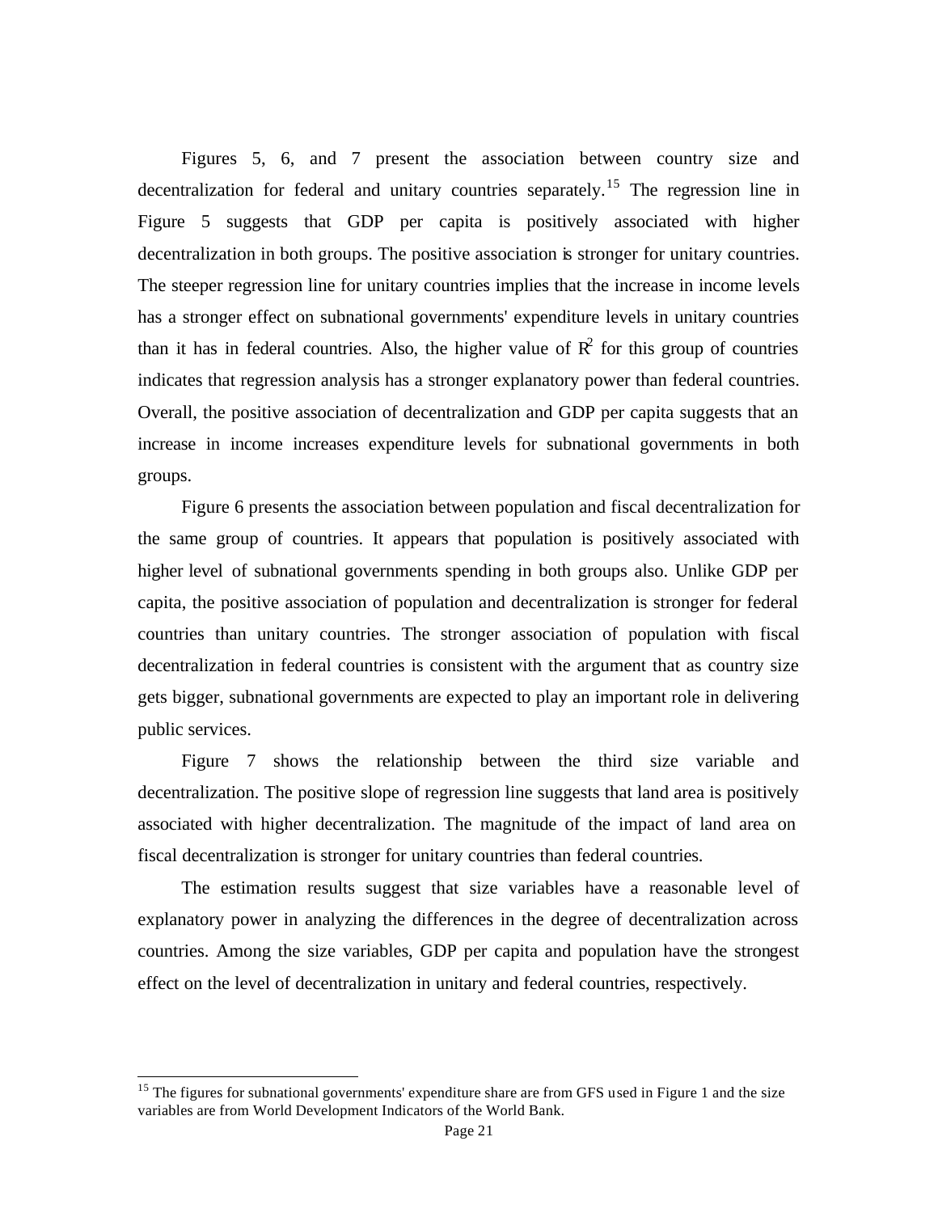Figures 5, 6, and 7 present the association between country size and decentralization for federal and unitary countries separately.[15] The regression line in Figure 5 suggests that GDP per capita is positively associated with higher decentralization in both groups. The positive association is stronger for unitary countries. The steeper regression line for unitary countries implies that the increase in income levels has a stronger effect on subnational governments' expenditure levels in unitary countries than it has in federal countries. Also, the higher value of $R^2$ for this group of countries indicates that regression analysis has a stronger explanatory power than federal countries. Overall, the positive association of decentralization and GDP per capita suggests that an increase in income increases expenditure levels for subnational governments in both groups.

Figure 6 presents the association between population and fiscal decentralization for the same group of countries. It appears that population is positively associated with higher level of subnational governments spending in both groups also. Unlike GDP per capita, the positive association of population and decentralization is stronger for federal countries than unitary countries. The stronger association of population with fiscal decentralization in federal countries is consistent with the argument that as country size gets bigger, subnational governments are expected to play an important role in delivering public services.

Figure 7 shows the relationship between the third size variable and decentralization. The positive slope of regression line suggests that land area is positively associated with higher decentralization. The magnitude of the impact of land area on fiscal decentralization is stronger for unitary countries than federal countries.

The estimation results suggest that size variables have a reasonable level of explanatory power in analyzing the differences in the degree of decentralization across countries. Among the size variables, GDP per capita and population have the strongest effect on the level of decentralization in unitary and federal countries, respectively.

---

[15] The figures for subnational governments' expenditure share are from GFS used in Figure 1 and the size variables are from World Development Indicators of the World Bank.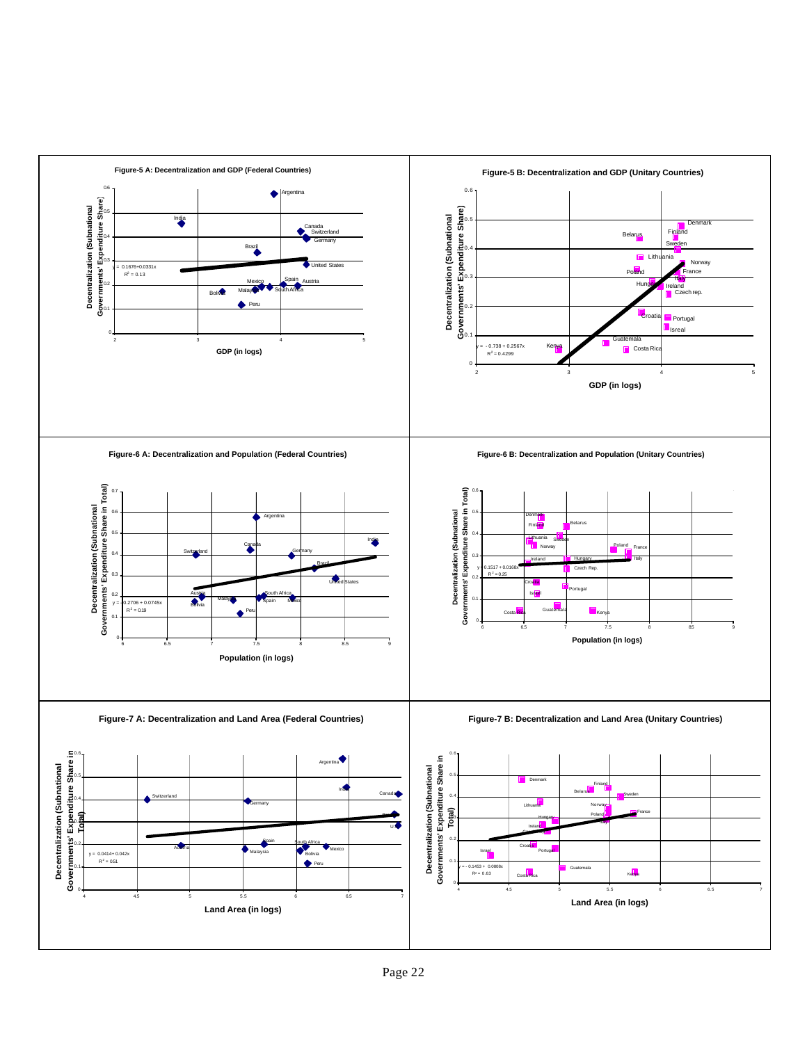**Figure-5 A: Decentralization and GDP (Federal Countries)**

y = 0.1676+0.0331x

$R^2$ = 0.13

Decentralization (Subnational Governments' Expenditure Share)

GDP (in logs)

**Figure-5 B: Decentralization and GDP (Unitary Countries)**

y = - 0.738 + 0.2567x

$R^2$ = 0.4299

Decentralization (Subnational Governments' Expenditure Share)

GDP (in logs)

**Figure-6 A: Decentralization and Population (Federal Countries)**

y = 0.2706 + 0.0745x

$R^2$ = 0.19

Decentralization (Subnational Governments' Expenditure Share in Total)

Population (in logs)

**Figure-6 B: Decentralization and Population (Unitary Countries)**

y = 0.1517 + 0.0168x

$R^2$ = 0.25

Decentralization (Subnational Governments' Expenditure Share in Total)

Population (in logs)

**Figure-7 A: Decentralization and Land Area (Federal Countries)**

y = 0.0414+ 0.042x

$R^2$ = 0.51

Decentralization (Subnational Governments' Expenditure Share in Total)

Land Area (in logs)

**Figure-7 B: Decentralization and Land Area (Unitary Countries)**

y = - 0.1453 + 0.0808x

$R^2$ = 0.63

Decentralization (Subnational Governments' Expenditure Share in Total)

Land Area (in logs)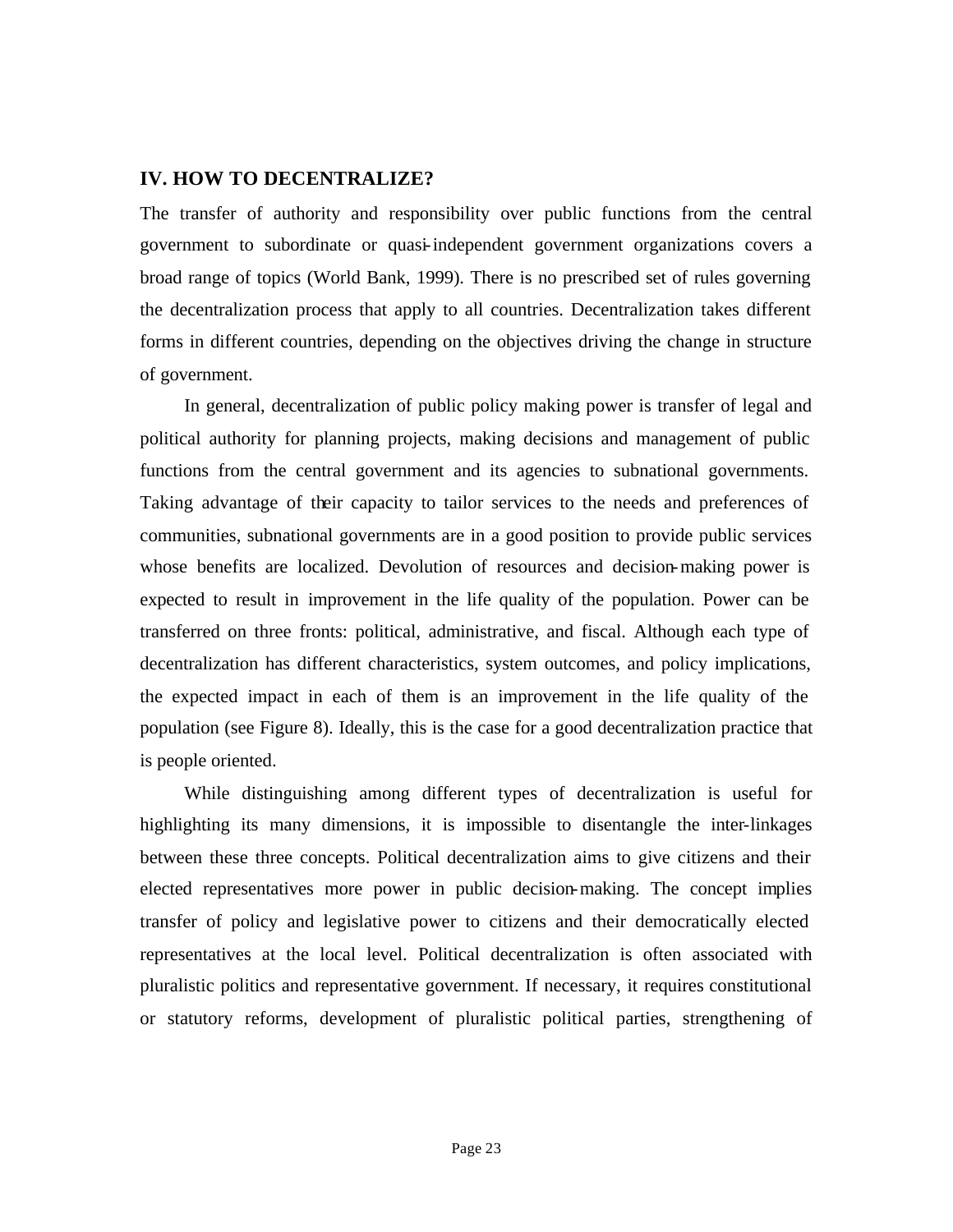## IV. HOW TO DECENTRALIZE?

The transfer of authority and responsibility over public functions from the central government to subordinate or quasi-independent government organizations covers a broad range of topics (World Bank, 1999). There is no prescribed set of rules governing the decentralization process that apply to all countries. Decentralization takes different forms in different countries, depending on the objectives driving the change in structure of government.

In general, decentralization of public policy making power is transfer of legal and political authority for planning projects, making decisions and management of public functions from the central government and its agencies to subnational governments. Taking advantage of their capacity to tailor services to the needs and preferences of communities, subnational governments are in a good position to provide public services whose benefits are localized. Devolution of resources and decision-making power is expected to result in improvement in the life quality of the population. Power can be transferred on three fronts: political, administrative, and fiscal. Although each type of decentralization has different characteristics, system outcomes, and policy implications, the expected impact in each of them is an improvement in the life quality of the population (see Figure 8). Ideally, this is the case for a good decentralization practice that is people oriented.

While distinguishing among different types of decentralization is useful for highlighting its many dimensions, it is impossible to disentangle the inter-linkages between these three concepts. Political decentralization aims to give citizens and their elected representatives more power in public decision-making. The concept implies transfer of policy and legislative power to citizens and their democratically elected representatives at the local level. Political decentralization is often associated with pluralistic politics and representative government. If necessary, it requires constitutional or statutory reforms, development of pluralistic political parties, strengthening of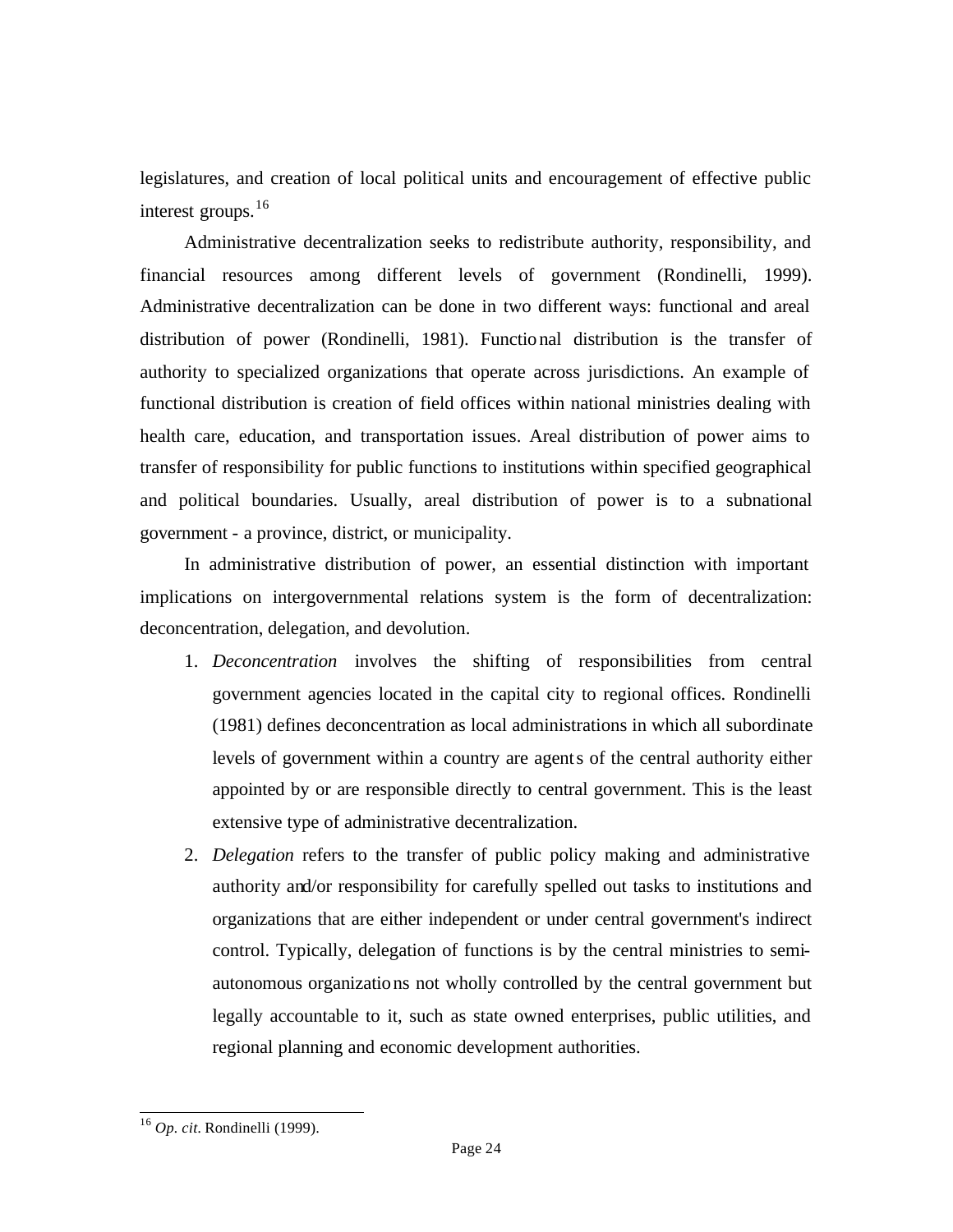legislatures, and creation of local political units and encouragement of effective public interest groups.[16]

Administrative decentralization seeks to redistribute authority, responsibility, and financial resources among different levels of government (Rondinelli, 1999). Administrative decentralization can be done in two different ways: functional and areal distribution of power (Rondinelli, 1981). Functional distribution is the transfer of authority to specialized organizations that operate across jurisdictions. An example of functional distribution is creation of field offices within national ministries dealing with health care, education, and transportation issues. Areal distribution of power aims to transfer of responsibility for public functions to institutions within specified geographical and political boundaries. Usually, areal distribution of power is to a subnational government - a province, district, or municipality.

In administrative distribution of power, an essential distinction with important implications on intergovernmental relations system is the form of decentralization: deconcentration, delegation, and devolution.

1. *Deconcentration* involves the shifting of responsibilities from central government agencies located in the capital city to regional offices. Rondinelli (1981) defines deconcentration as local administrations in which all subordinate levels of government within a country are agents of the central authority either appointed by or are responsible directly to central government. This is the least extensive type of administrative decentralization.
2. *Delegation* refers to the transfer of public policy making and administrative authority and/or responsibility for carefully spelled out tasks to institutions and organizations that are either independent or under central government's indirect control. Typically, delegation of functions is by the central ministries to semi-autonomous organizations not wholly controlled by the central government but legally accountable to it, such as state owned enterprises, public utilities, and regional planning and economic development authorities.

---

[16] *Op. cit.* Rondinelli (1999).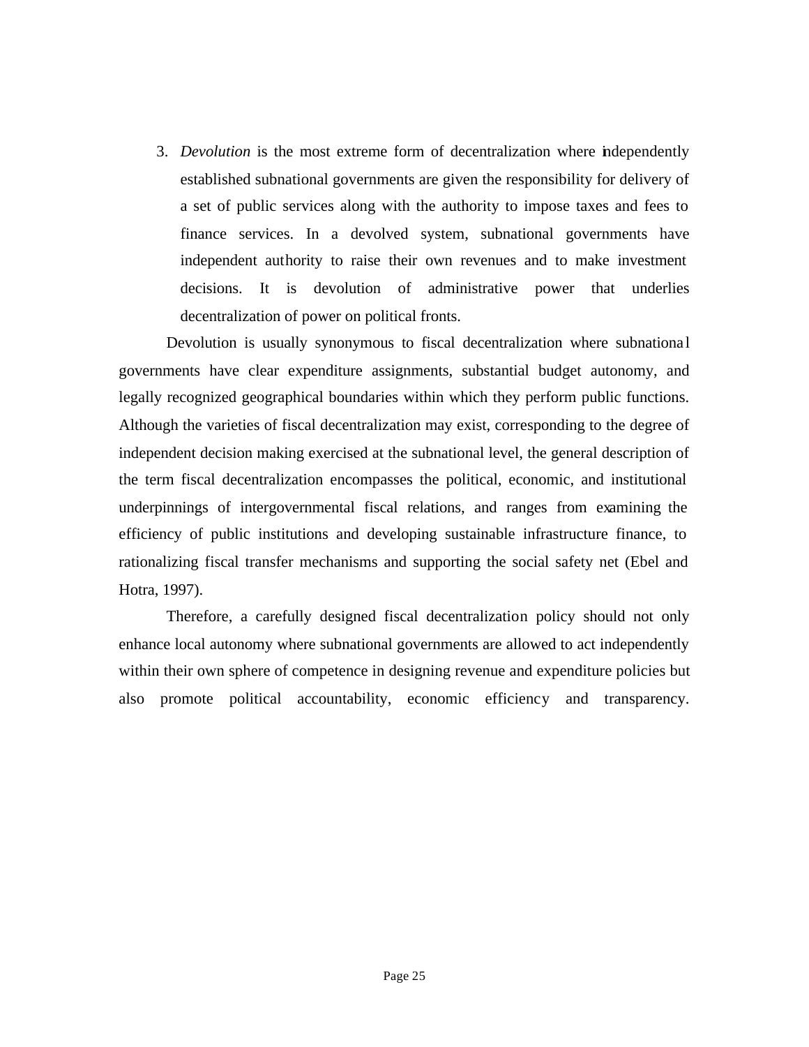3. *Devolution* is the most extreme form of decentralization where independently established subnational governments are given the responsibility for delivery of a set of public services along with the authority to impose taxes and fees to finance services. In a devolved system, subnational governments have independent authority to raise their own revenues and to make investment decisions. It is devolution of administrative power that underlies decentralization of power on political fronts.

Devolution is usually synonymous to fiscal decentralization where subnational governments have clear expenditure assignments, substantial budget autonomy, and legally recognized geographical boundaries within which they perform public functions. Although the varieties of fiscal decentralization may exist, corresponding to the degree of independent decision making exercised at the subnational level, the general description of the term fiscal decentralization encompasses the political, economic, and institutional underpinnings of intergovernmental fiscal relations, and ranges from examining the efficiency of public institutions and developing sustainable infrastructure finance, to rationalizing fiscal transfer mechanisms and supporting the social safety net (Ebel and Hotra, 1997).

Therefore, a carefully designed fiscal decentralization policy should not only enhance local autonomy where subnational governments are allowed to act independently within their own sphere of competence in designing revenue and expenditure policies but also promote political accountability, economic efficiency and transparency.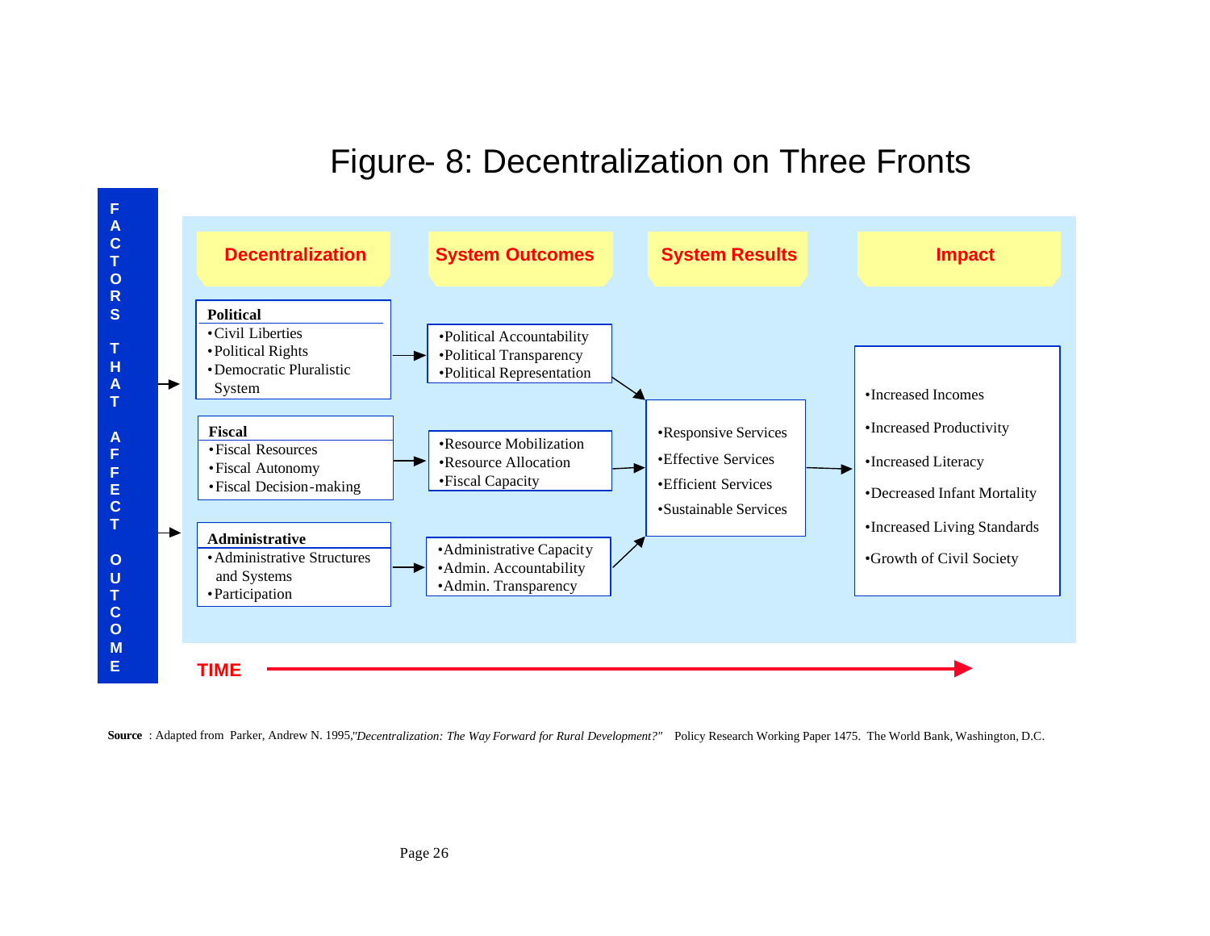# Figure- 8: Decentralization on Three Fronts

FACTORS THAT AFFECT OUTCOME

| Decentralization | System Outcomes | System Results | Impact |
|---|---|---|---|
| **Political**<br>• Civil Liberties<br>• Political Rights<br>• Democratic Pluralistic System | •Political Accountability<br>•Political Transparency<br>•Political Representation | •Responsive Services<br>•Effective Services<br>•Efficient Services<br>•Sustainable Services | •Increased Incomes<br>•Increased Productivity<br>•Increased Literacy<br>•Decreased Infant Mortality<br>•Increased Living Standards<br>•Growth of Civil Society |
| **Fiscal**<br>• Fiscal Resources<br>• Fiscal Autonomy<br>• Fiscal Decision-making | •Resource Mobilization<br>•Resource Allocation<br>•Fiscal Capacity | | |
| **Administrative**<br>• Administrative Structures and Systems<br>• Participation | •Administrative Capacity<br>•Admin. Accountability<br>•Admin. Transparency | | |

TIME →

**Source** : Adapted from Parker, Andrew N. 1995,*"Decentralization: The Way Forward for Rural Development?"* Policy Research Working Paper 1475. The World Bank, Washington, D.C.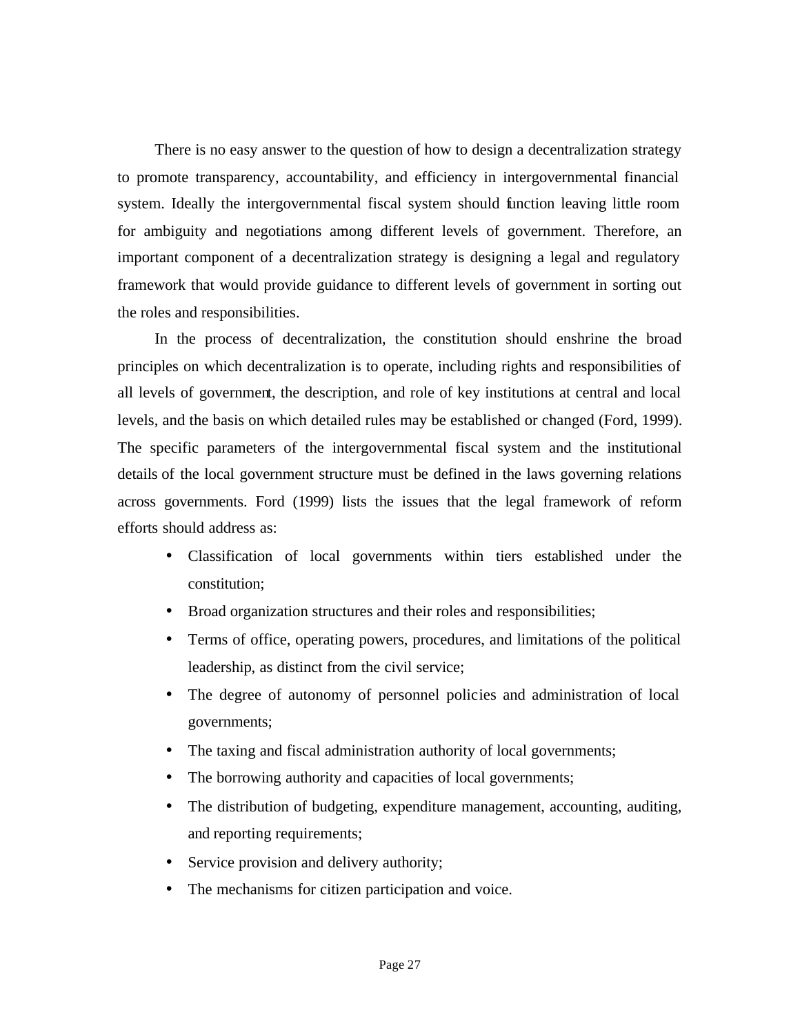There is no easy answer to the question of how to design a decentralization strategy to promote transparency, accountability, and efficiency in intergovernmental financial system. Ideally the intergovernmental fiscal system should function leaving little room for ambiguity and negotiations among different levels of government. Therefore, an important component of a decentralization strategy is designing a legal and regulatory framework that would provide guidance to different levels of government in sorting out the roles and responsibilities.

In the process of decentralization, the constitution should enshrine the broad principles on which decentralization is to operate, including rights and responsibilities of all levels of government, the description, and role of key institutions at central and local levels, and the basis on which detailed rules may be established or changed (Ford, 1999). The specific parameters of the intergovernmental fiscal system and the institutional details of the local government structure must be defined in the laws governing relations across governments. Ford (1999) lists the issues that the legal framework of reform efforts should address as:

- Classification of local governments within tiers established under the constitution;
- Broad organization structures and their roles and responsibilities;
- Terms of office, operating powers, procedures, and limitations of the political leadership, as distinct from the civil service;
- The degree of autonomy of personnel policies and administration of local governments;
- The taxing and fiscal administration authority of local governments;
- The borrowing authority and capacities of local governments;
- The distribution of budgeting, expenditure management, accounting, auditing, and reporting requirements;
- Service provision and delivery authority;
- The mechanisms for citizen participation and voice.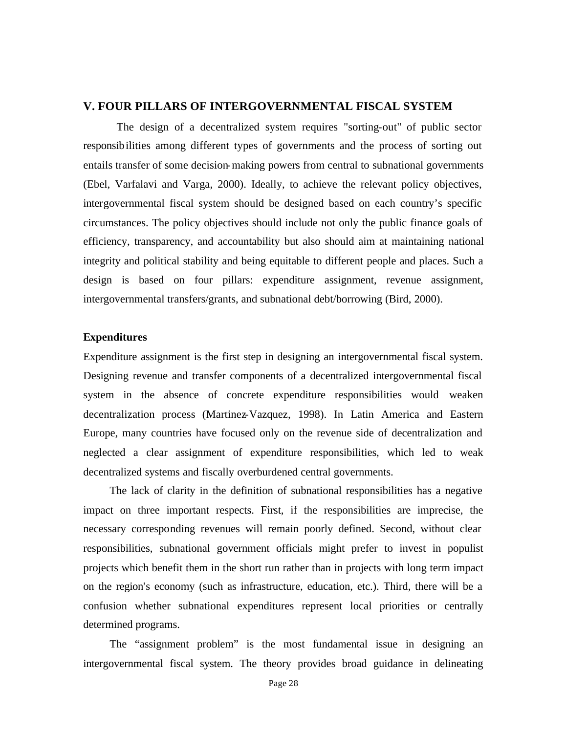## V. FOUR PILLARS OF INTERGOVERNMENTAL FISCAL SYSTEM

The design of a decentralized system requires "sorting-out" of public sector responsibilities among different types of governments and the process of sorting out entails transfer of some decision-making powers from central to subnational governments (Ebel, Varfalavi and Varga, 2000). Ideally, to achieve the relevant policy objectives, intergovernmental fiscal system should be designed based on each country's specific circumstances. The policy objectives should include not only the public finance goals of efficiency, transparency, and accountability but also should aim at maintaining national integrity and political stability and being equitable to different people and places. Such a design is based on four pillars: expenditure assignment, revenue assignment, intergovernmental transfers/grants, and subnational debt/borrowing (Bird, 2000).

### Expenditures

Expenditure assignment is the first step in designing an intergovernmental fiscal system. Designing revenue and transfer components of a decentralized intergovernmental fiscal system in the absence of concrete expenditure responsibilities would weaken decentralization process (Martinez-Vazquez, 1998). In Latin America and Eastern Europe, many countries have focused only on the revenue side of decentralization and neglected a clear assignment of expenditure responsibilities, which led to weak decentralized systems and fiscally overburdened central governments.

The lack of clarity in the definition of subnational responsibilities has a negative impact on three important respects. First, if the responsibilities are imprecise, the necessary corresponding revenues will remain poorly defined. Second, without clear responsibilities, subnational government officials might prefer to invest in populist projects which benefit them in the short run rather than in projects with long term impact on the region's economy (such as infrastructure, education, etc.). Third, there will be a confusion whether subnational expenditures represent local priorities or centrally determined programs.

The "assignment problem" is the most fundamental issue in designing an intergovernmental fiscal system. The theory provides broad guidance in delineating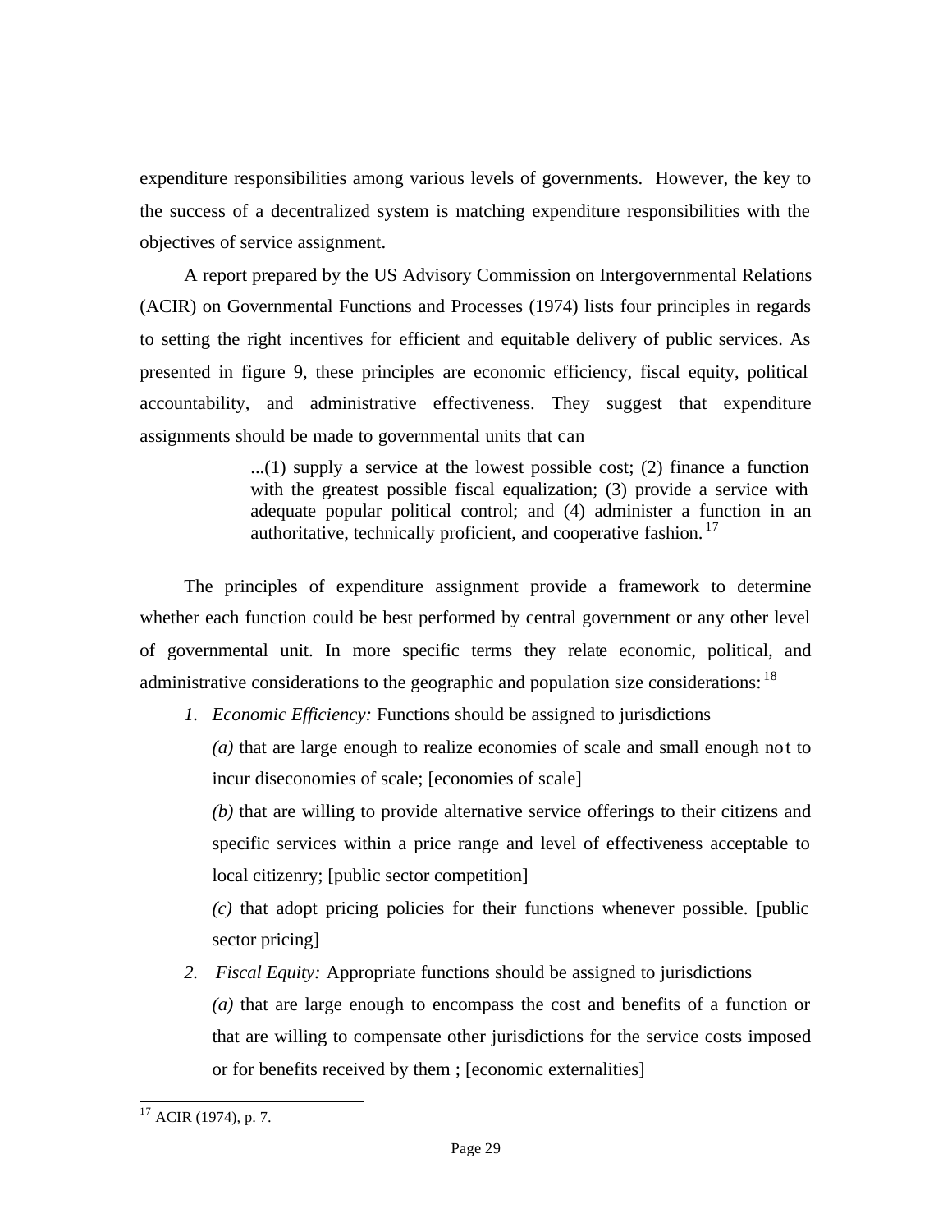expenditure responsibilities among various levels of governments. However, the key to the success of a decentralized system is matching expenditure responsibilities with the objectives of service assignment.

A report prepared by the US Advisory Commission on Intergovernmental Relations (ACIR) on Governmental Functions and Processes (1974) lists four principles in regards to setting the right incentives for efficient and equitable delivery of public services. As presented in figure 9, these principles are economic efficiency, fiscal equity, political accountability, and administrative effectiveness. They suggest that expenditure assignments should be made to governmental units that can

> ...(1) supply a service at the lowest possible cost; (2) finance a function with the greatest possible fiscal equalization; (3) provide a service with adequate popular political control; and (4) administer a function in an authoritative, technically proficient, and cooperative fashion.[17]

The principles of expenditure assignment provide a framework to determine whether each function could be best performed by central government or any other level of governmental unit. In more specific terms they relate economic, political, and administrative considerations to the geographic and population size considerations:[18]

1. *Economic Efficiency:* Functions should be assigned to jurisdictions

   *(a)* that are large enough to realize economies of scale and small enough not to incur diseconomies of scale; [economies of scale]

   *(b)* that are willing to provide alternative service offerings to their citizens and specific services within a price range and level of effectiveness acceptable to local citizenry; [public sector competition]

   *(c)* that adopt pricing policies for their functions whenever possible. [public sector pricing]

2. *Fiscal Equity:* Appropriate functions should be assigned to jurisdictions

   *(a)* that are large enough to encompass the cost and benefits of a function or that are willing to compensate other jurisdictions for the service costs imposed or for benefits received by them ; [economic externalities]

---

[17] ACIR (1974), p. 7.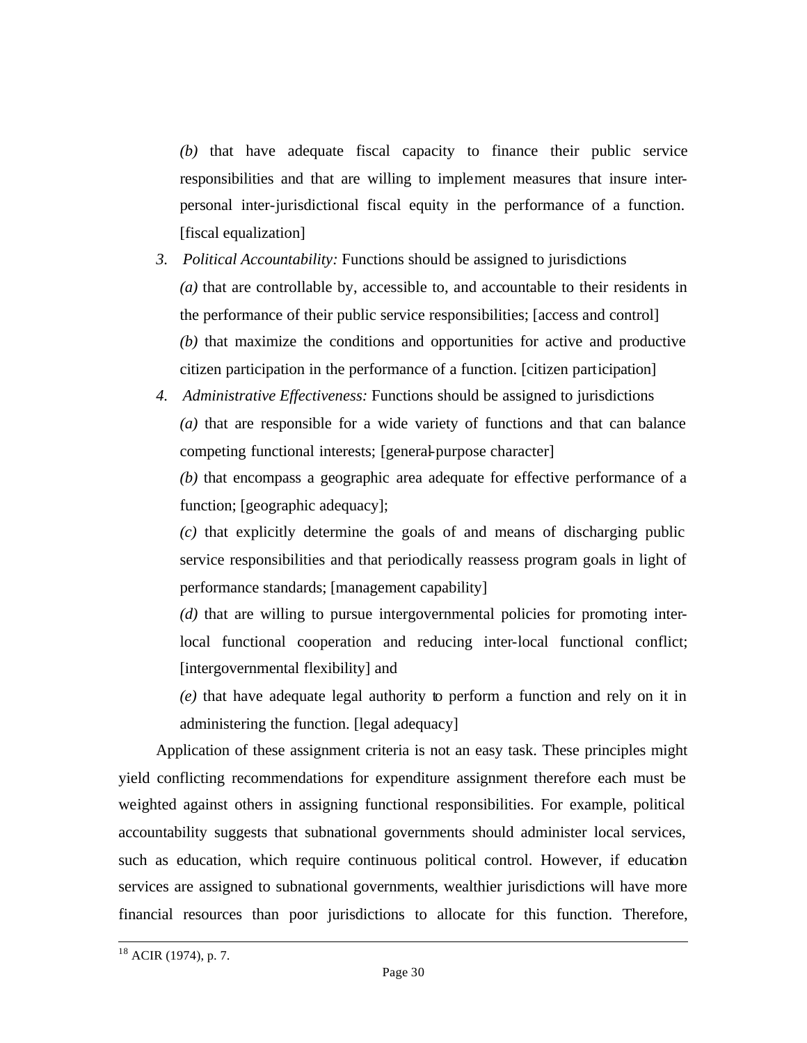*(b)* that have adequate fiscal capacity to finance their public service responsibilities and that are willing to implement measures that insure inter-personal inter-jurisdictional fiscal equity in the performance of a function. [fiscal equalization]

3. *Political Accountability:* Functions should be assigned to jurisdictions

   *(a)* that are controllable by, accessible to, and accountable to their residents in the performance of their public service responsibilities; [access and control]

   *(b)* that maximize the conditions and opportunities for active and productive citizen participation in the performance of a function. [citizen participation]

4. *Administrative Effectiveness:* Functions should be assigned to jurisdictions

   *(a)* that are responsible for a wide variety of functions and that can balance competing functional interests; [general-purpose character]

   *(b)* that encompass a geographic area adequate for effective performance of a function; [geographic adequacy];

   *(c)* that explicitly determine the goals of and means of discharging public service responsibilities and that periodically reassess program goals in light of performance standards; [management capability]

   *(d)* that are willing to pursue intergovernmental policies for promoting inter-local functional cooperation and reducing inter-local functional conflict; [intergovernmental flexibility] and

   *(e)* that have adequate legal authority to perform a function and rely on it in administering the function. [legal adequacy]

Application of these assignment criteria is not an easy task. These principles might yield conflicting recommendations for expenditure assignment therefore each must be weighted against others in assigning functional responsibilities. For example, political accountability suggests that subnational governments should administer local services, such as education, which require continuous political control. However, if education services are assigned to subnational governments, wealthier jurisdictions will have more financial resources than poor jurisdictions to allocate for this function. Therefore,

---

[18] ACIR (1974), p. 7.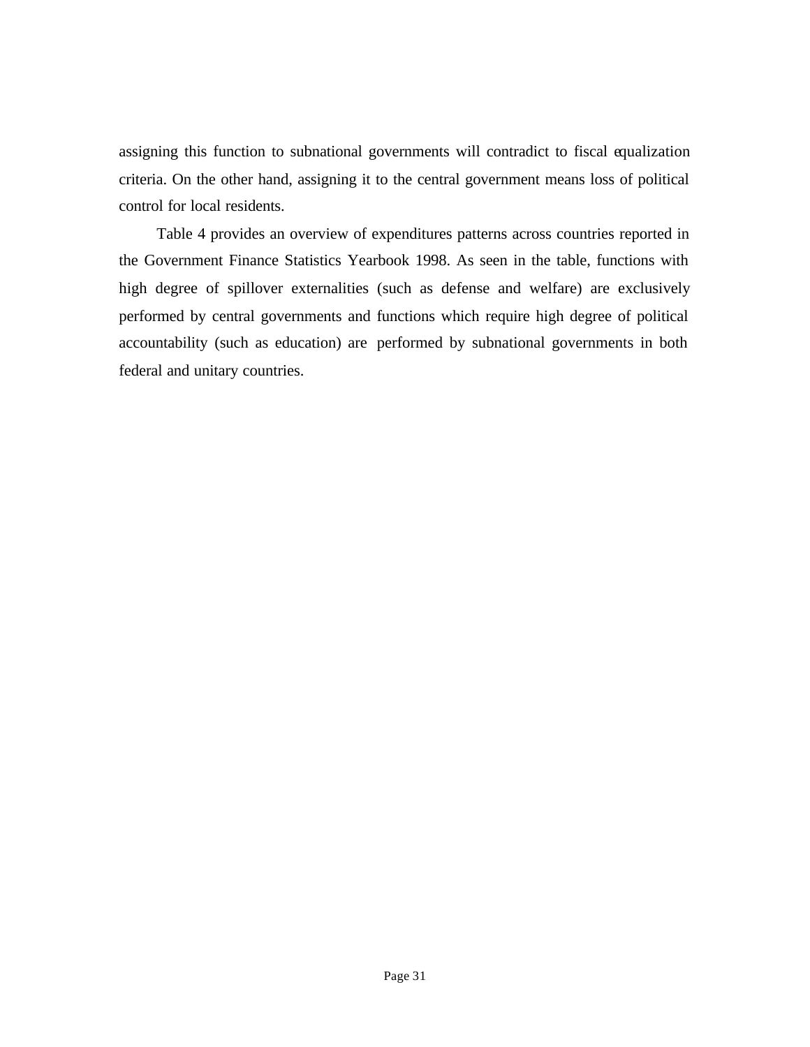assigning this function to subnational governments will contradict to fiscal equalization criteria. On the other hand, assigning it to the central government means loss of political control for local residents.

Table 4 provides an overview of expenditures patterns across countries reported in the Government Finance Statistics Yearbook 1998. As seen in the table, functions with high degree of spillover externalities (such as defense and welfare) are exclusively performed by central governments and functions which require high degree of political accountability (such as education) are performed by subnational governments in both federal and unitary countries.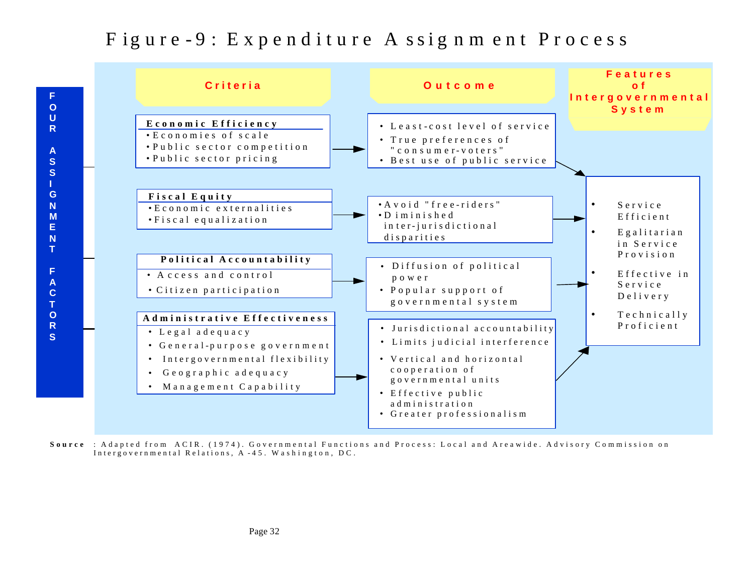# Figure-9: Expenditure Assignment Process

**FOUR ASSIGNMENT FACTORS**

| Criteria | Outcome | Features of Intergovernmental System |
| --- | --- | --- |
| **Economic Efficiency**<br>• Economies of scale<br>• Public sector competition<br>• Public sector pricing | • Least-cost level of service<br>• True preferences of "consumer-voters"<br>• Best use of public service | • Service Efficient<br>• Egalitarian in Service Provision<br>• Effective in Service Delivery<br>• Technically Proficient |
| **Fiscal Equity**<br>• Economic externalities<br>• Fiscal equalization | • Avoid "free-riders"<br>• Diminished inter-jurisdictional disparities | |
| **Political Accountability**<br>• Access and control<br>• Citizen participation | • Diffusion of political power<br>• Popular support of governmental system | |
| **Administrative Effectiveness**<br>• Legal adequacy<br>• General-purpose government<br>• Intergovernmental flexibility<br>• Geographic adequacy<br>• Management Capability | • Jurisdictional accountability<br>• Limits judicial interference<br>• Vertical and horizontal cooperation of governmental units<br>• Effective public administration<br>• Greater professionalism | |

**Source**: Adapted from ACIR. (1974). Governmental Functions and Process: Local and Areawide. Advisory Commission on Intergovernmental Relations, A-45. Washington, DC.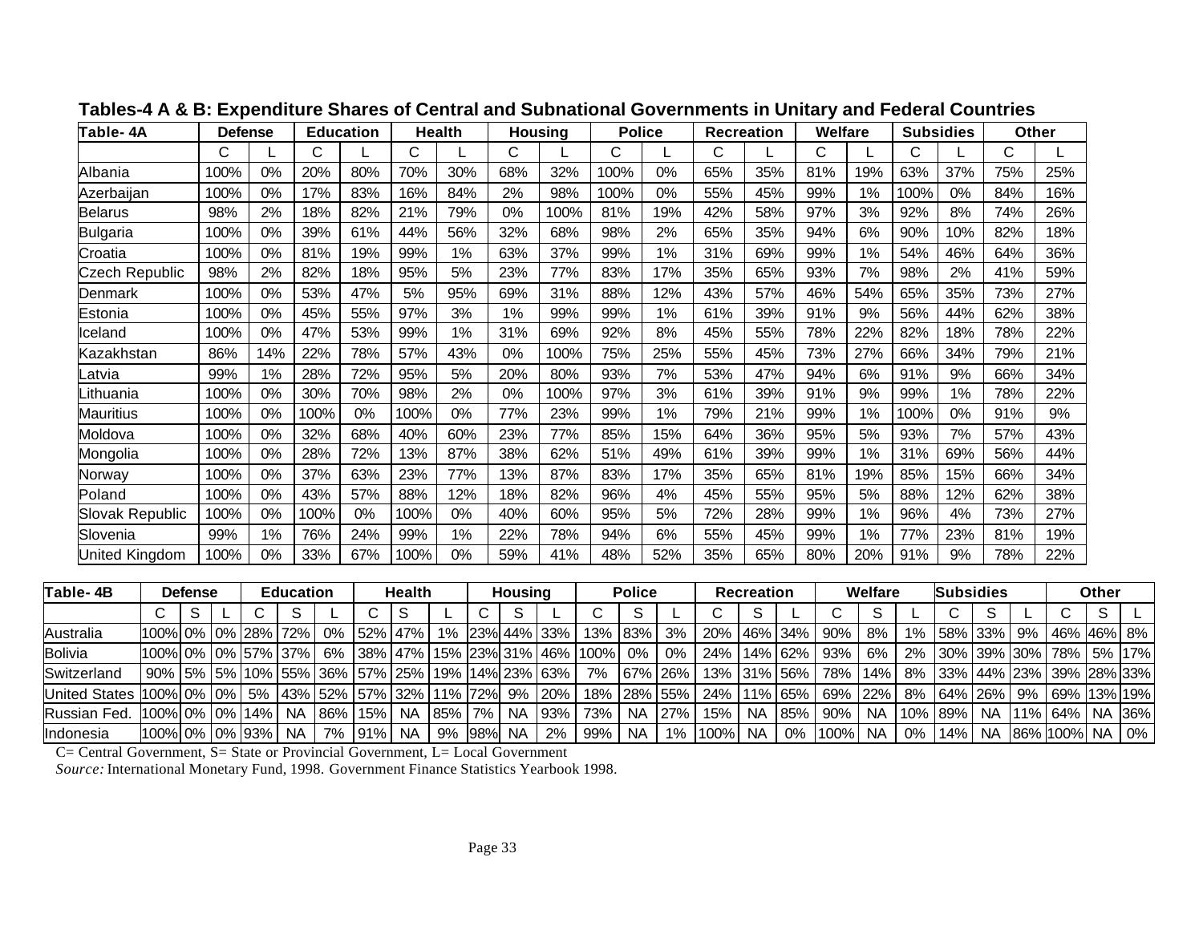## Tables-4 A & B: Expenditure Shares of Central and Subnational Governments in Unitary and Federal Countries

| Table- 4A | Defense | | Education | | Health | | Housing | | Police | | Recreation | | Welfare | | Subsidies | | Other | |
|---|---|---|---|---|---|---|---|---|---|---|---|---|---|---|---|---|---|---|
| | C | L | C | L | C | L | C | L | C | L | C | L | C | L | C | L | C | L |
| Albania | 100% | 0% | 20% | 80% | 70% | 30% | 68% | 32% | 100% | 0% | 65% | 35% | 81% | 19% | 63% | 37% | 75% | 25% |
| Azerbaijan | 100% | 0% | 17% | 83% | 16% | 84% | 2% | 98% | 100% | 0% | 55% | 45% | 99% | 1% | 100% | 0% | 84% | 16% |
| Belarus | 98% | 2% | 18% | 82% | 21% | 79% | 0% | 100% | 81% | 19% | 42% | 58% | 97% | 3% | 92% | 8% | 74% | 26% |
| Bulgaria | 100% | 0% | 39% | 61% | 44% | 56% | 32% | 68% | 98% | 2% | 65% | 35% | 94% | 6% | 90% | 10% | 82% | 18% |
| Croatia | 100% | 0% | 81% | 19% | 99% | 1% | 63% | 37% | 99% | 1% | 31% | 69% | 99% | 1% | 54% | 46% | 64% | 36% |
| Czech Republic | 98% | 2% | 82% | 18% | 95% | 5% | 23% | 77% | 83% | 17% | 35% | 65% | 93% | 7% | 98% | 2% | 41% | 59% |
| Denmark | 100% | 0% | 53% | 47% | 5% | 95% | 69% | 31% | 88% | 12% | 43% | 57% | 46% | 54% | 65% | 35% | 73% | 27% |
| Estonia | 100% | 0% | 45% | 55% | 97% | 3% | 1% | 99% | 99% | 1% | 61% | 39% | 91% | 9% | 56% | 44% | 62% | 38% |
| Iceland | 100% | 0% | 47% | 53% | 99% | 1% | 31% | 69% | 92% | 8% | 45% | 55% | 78% | 22% | 82% | 18% | 78% | 22% |
| Kazakhstan | 86% | 14% | 22% | 78% | 57% | 43% | 0% | 100% | 75% | 25% | 55% | 45% | 73% | 27% | 66% | 34% | 79% | 21% |
| Latvia | 99% | 1% | 28% | 72% | 95% | 5% | 20% | 80% | 93% | 7% | 53% | 47% | 94% | 6% | 91% | 9% | 66% | 34% |
| Lithuania | 100% | 0% | 30% | 70% | 98% | 2% | 0% | 100% | 97% | 3% | 61% | 39% | 91% | 9% | 99% | 1% | 78% | 22% |
| Mauritius | 100% | 0% | 100% | 0% | 100% | 0% | 77% | 23% | 99% | 1% | 79% | 21% | 99% | 1% | 100% | 0% | 91% | 9% |
| Moldova | 100% | 0% | 32% | 68% | 40% | 60% | 23% | 77% | 85% | 15% | 64% | 36% | 95% | 5% | 93% | 7% | 57% | 43% |
| Mongolia | 100% | 0% | 28% | 72% | 13% | 87% | 38% | 62% | 51% | 49% | 61% | 39% | 99% | 1% | 31% | 69% | 56% | 44% |
| Norway | 100% | 0% | 37% | 63% | 23% | 77% | 13% | 87% | 83% | 17% | 35% | 65% | 81% | 19% | 85% | 15% | 66% | 34% |
| Poland | 100% | 0% | 43% | 57% | 88% | 12% | 18% | 82% | 96% | 4% | 45% | 55% | 95% | 5% | 88% | 12% | 62% | 38% |
| Slovak Republic | 100% | 0% | 100% | 0% | 100% | 0% | 40% | 60% | 95% | 5% | 72% | 28% | 99% | 1% | 96% | 4% | 73% | 27% |
| Slovenia | 99% | 1% | 76% | 24% | 99% | 1% | 22% | 78% | 94% | 6% | 55% | 45% | 99% | 1% | 77% | 23% | 81% | 19% |
| United Kingdom | 100% | 0% | 33% | 67% | 100% | 0% | 59% | 41% | 48% | 52% | 35% | 65% | 80% | 20% | 91% | 9% | 78% | 22% |

| Table- 4B | Defense | | | Education | | | Health | | | Housing | | | Police | | | Recreation | | | Welfare | | | Subsidies | | | Other | | |
|---|---|---|---|---|---|---|---|---|---|---|---|---|---|---|---|---|---|---|---|---|---|---|---|---|---|---|---|
| | C | S | L | C | S | L | C | S | L | C | S | L | C | S | L | C | S | L | C | S | L | C | S | L | C | S | L |
| Australia | 100% | 0% | 0% | 28% | 72% | 0% | 52% | 47% | 1% | 23% | 44% | 33% | 13% | 83% | 3% | 20% | 46% | 34% | 90% | 8% | 1% | 58% | 33% | 9% | 46% | 46% | 8% |
| Bolivia | 100% | 0% | 0% | 57% | 37% | 6% | 38% | 47% | 15% | 23% | 31% | 46% | 100% | 0% | 0% | 24% | 14% | 62% | 93% | 6% | 2% | 30% | 39% | 30% | 78% | 5% | 17% |
| Switzerland | 90% | 5% | 5% | 10% | 55% | 36% | 57% | 25% | 19% | 14% | 23% | 63% | 7% | 67% | 26% | 13% | 31% | 56% | 78% | 14% | 8% | 33% | 44% | 23% | 39% | 28% | 33% |
| United States | 100% | 0% | 0% | 5% | 43% | 52% | 57% | 32% | 11% | 72% | 9% | 20% | 18% | 28% | 55% | 24% | 11% | 65% | 69% | 22% | 8% | 64% | 26% | 9% | 69% | 13% | 19% |
| Russian Fed. | 100% | 0% | 0% | 14% | NA | 86% | 15% | NA | 85% | 7% | NA | 93% | 73% | NA | 27% | 15% | NA | 85% | 90% | NA | 10% | 89% | NA | 11% | 64% | NA | 36% |
| Indonesia | 100% | 0% | 0% | 93% | NA | 7% | 91% | NA | 9% | 98% | NA | 2% | 99% | NA | 1% | 100% | NA | 0% | 100% | NA | 0% | 14% | NA | 86% | 100% | NA | 0% |

C= Central Government, S= State or Provincial Government, L= Local Government

*Source:* International Monetary Fund, 1998. Government Finance Statistics Yearbook 1998.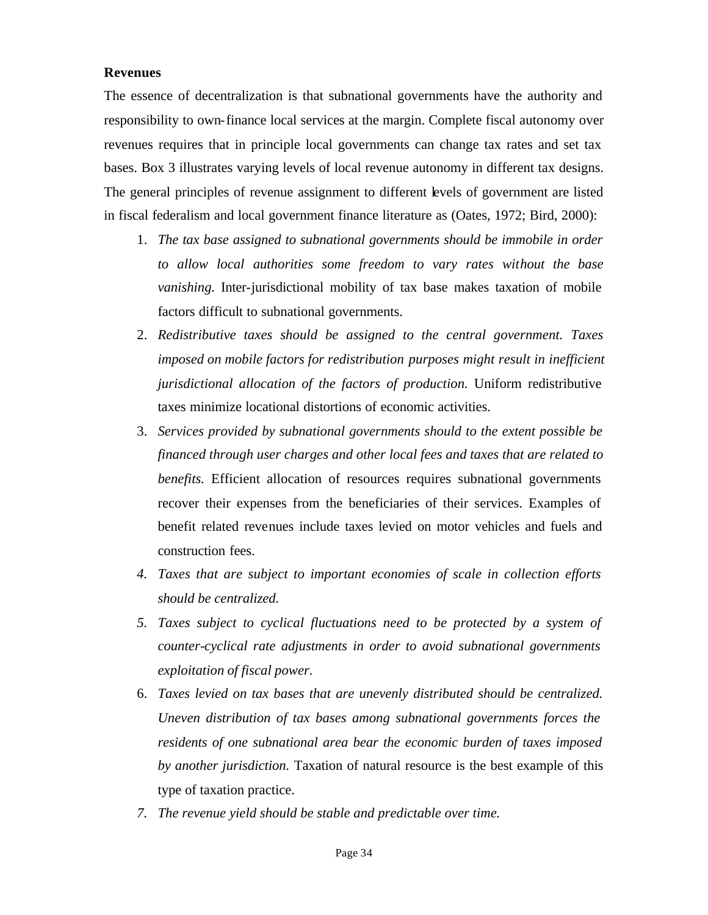**Revenues**

The essence of decentralization is that subnational governments have the authority and responsibility to own-finance local services at the margin. Complete fiscal autonomy over revenues requires that in principle local governments can change tax rates and set tax bases. Box 3 illustrates varying levels of local revenue autonomy in different tax designs. The general principles of revenue assignment to different levels of government are listed in fiscal federalism and local government finance literature as (Oates, 1972; Bird, 2000):

1. *The tax base assigned to subnational governments should be immobile in order to allow local authorities some freedom to vary rates without the base vanishing.* Inter-jurisdictional mobility of tax base makes taxation of mobile factors difficult to subnational governments.
2. *Redistributive taxes should be assigned to the central government. Taxes imposed on mobile factors for redistribution purposes might result in inefficient jurisdictional allocation of the factors of production.* Uniform redistributive taxes minimize locational distortions of economic activities.
3. *Services provided by subnational governments should to the extent possible be financed through user charges and other local fees and taxes that are related to benefits.* Efficient allocation of resources requires subnational governments recover their expenses from the beneficiaries of their services. Examples of benefit related revenues include taxes levied on motor vehicles and fuels and construction fees.
4. *Taxes that are subject to important economies of scale in collection efforts should be centralized.*
5. *Taxes subject to cyclical fluctuations need to be protected by a system of counter-cyclical rate adjustments in order to avoid subnational governments exploitation of fiscal power.*
6. *Taxes levied on tax bases that are unevenly distributed should be centralized. Uneven distribution of tax bases among subnational governments forces the residents of one subnational area bear the economic burden of taxes imposed by another jurisdiction.* Taxation of natural resource is the best example of this type of taxation practice.
7. *The revenue yield should be stable and predictable over time.*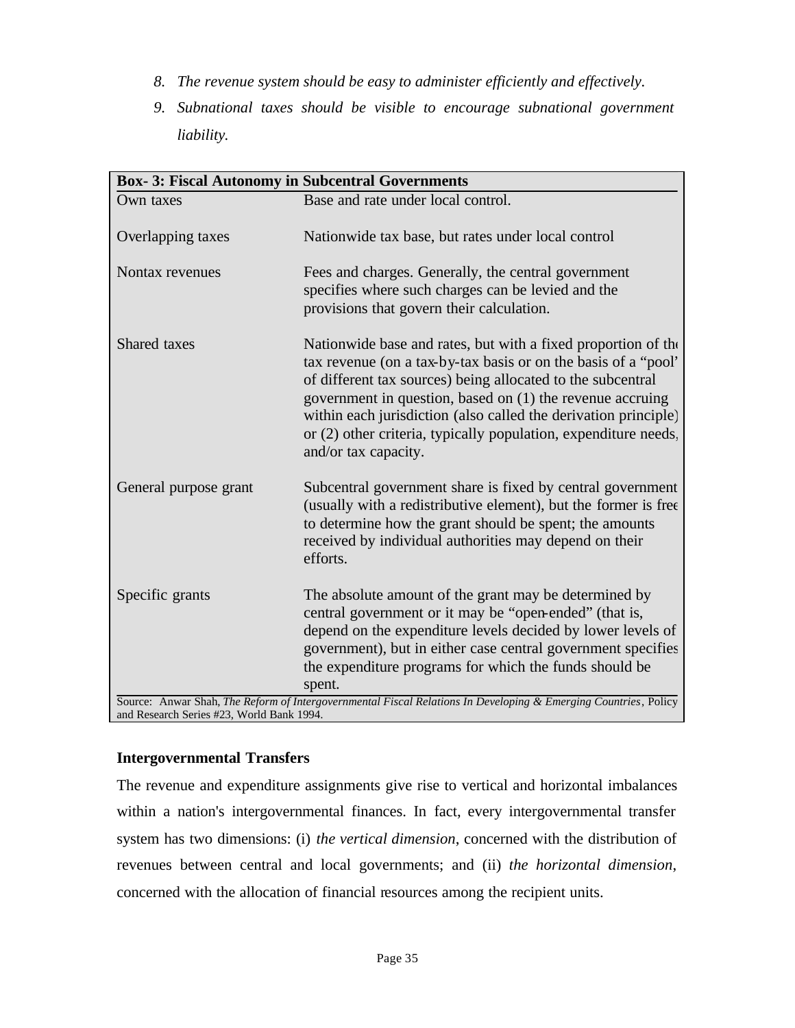8. *The revenue system should be easy to administer efficiently and effectively.*
9. *Subnational taxes should be visible to encourage subnational government liability.*

| **Box- 3: Fiscal Autonomy in Subcentral Governments** | |
|---|---|
| Own taxes | Base and rate under local control. |
| Overlapping taxes | Nationwide tax base, but rates under local control |
| Nontax revenues | Fees and charges. Generally, the central government specifies where such charges can be levied and the provisions that govern their calculation. |
| Shared taxes | Nationwide base and rates, but with a fixed proportion of the tax revenue (on a tax-by-tax basis or on the basis of a "pool" of different tax sources) being allocated to the subcentral government in question, based on (1) the revenue accruing within each jurisdiction (also called the derivation principle) or (2) other criteria, typically population, expenditure needs, and/or tax capacity. |
| General purpose grant | Subcentral government share is fixed by central government (usually with a redistributive element), but the former is free to determine how the grant should be spent; the amounts received by individual authorities may depend on their efforts. |
| Specific grants | The absolute amount of the grant may be determined by central government or it may be "open-ended" (that is, depend on the expenditure levels decided by lower levels of government), but in either case central government specifies the expenditure programs for which the funds should be spent. |

Source: Anwar Shah, *The Reform of Intergovernmental Fiscal Relations In Developing & Emerging Countries*, Policy and Research Series #23, World Bank 1994.

### Intergovernmental Transfers

The revenue and expenditure assignments give rise to vertical and horizontal imbalances within a nation's intergovernmental finances. In fact, every intergovernmental transfer system has two dimensions: (i) *the vertical dimension*, concerned with the distribution of revenues between central and local governments; and (ii) *the horizontal dimension*, concerned with the allocation of financial resources among the recipient units.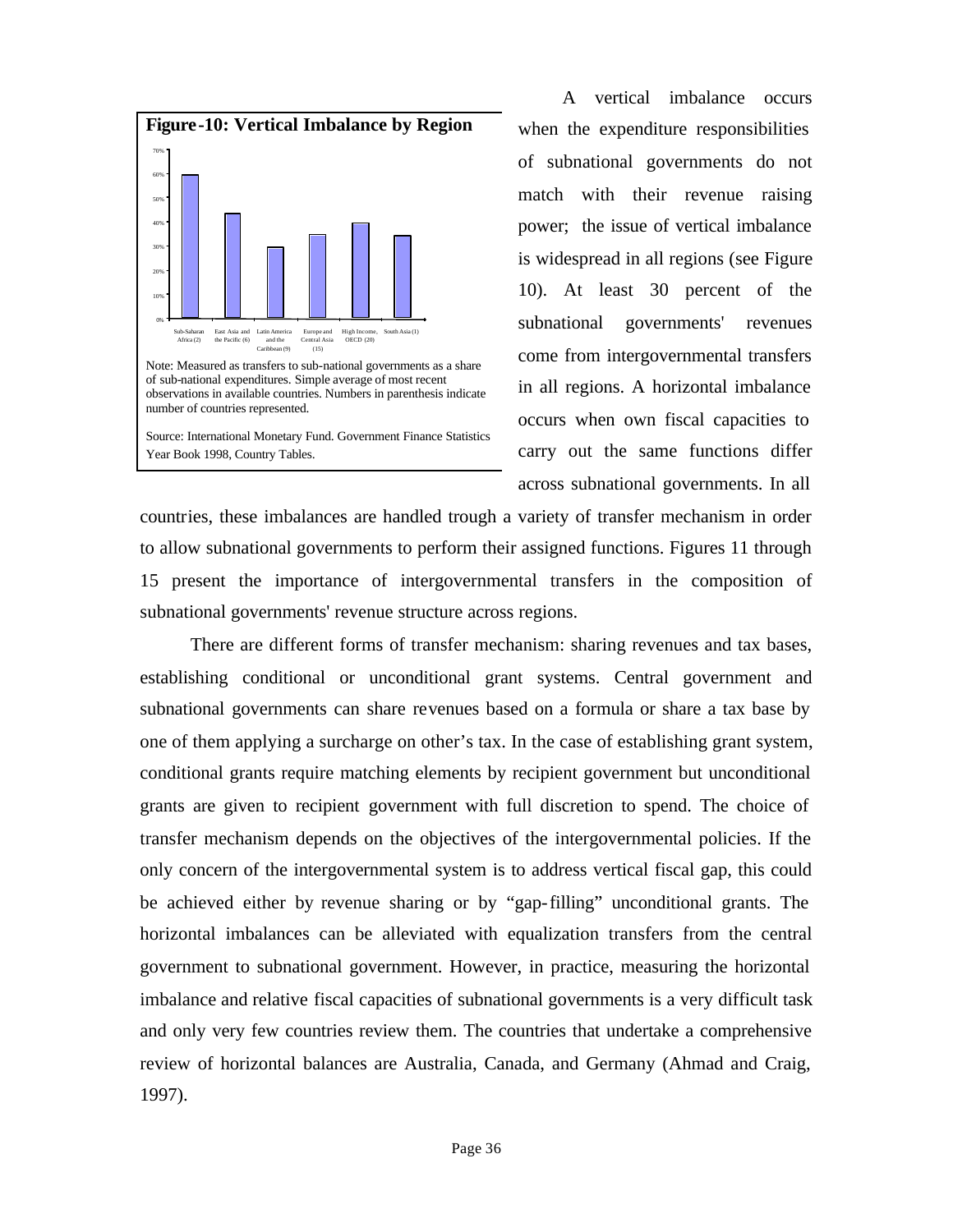**Figure-10: Vertical Imbalance by Region**

Note: Measured as transfers to sub-national governments as a share of sub-national expenditures. Simple average of most recent observations in available countries. Numbers in parenthesis indicate number of countries represented.

Source: International Monetary Fund. Government Finance Statistics Year Book 1998, Country Tables.

A vertical imbalance occurs when the expenditure responsibilities of subnational governments do not match with their revenue raising power; the issue of vertical imbalance is widespread in all regions (see Figure 10). At least 30 percent of the subnational governments' revenues come from intergovernmental transfers in all regions. A horizontal imbalance occurs when own fiscal capacities to carry out the same functions differ across subnational governments. In all countries, these imbalances are handled trough a variety of transfer mechanism in order to allow subnational governments to perform their assigned functions. Figures 11 through 15 present the importance of intergovernmental transfers in the composition of subnational governments' revenue structure across regions.

There are different forms of transfer mechanism: sharing revenues and tax bases, establishing conditional or unconditional grant systems. Central government and subnational governments can share revenues based on a formula or share a tax base by one of them applying a surcharge on other's tax. In the case of establishing grant system, conditional grants require matching elements by recipient government but unconditional grants are given to recipient government with full discretion to spend. The choice of transfer mechanism depends on the objectives of the intergovernmental policies. If the only concern of the intergovernmental system is to address vertical fiscal gap, this could be achieved either by revenue sharing or by "gap-filling" unconditional grants. The horizontal imbalances can be alleviated with equalization transfers from the central government to subnational government. However, in practice, measuring the horizontal imbalance and relative fiscal capacities of subnational governments is a very difficult task and only very few countries review them. The countries that undertake a comprehensive review of horizontal balances are Australia, Canada, and Germany (Ahmad and Craig, 1997).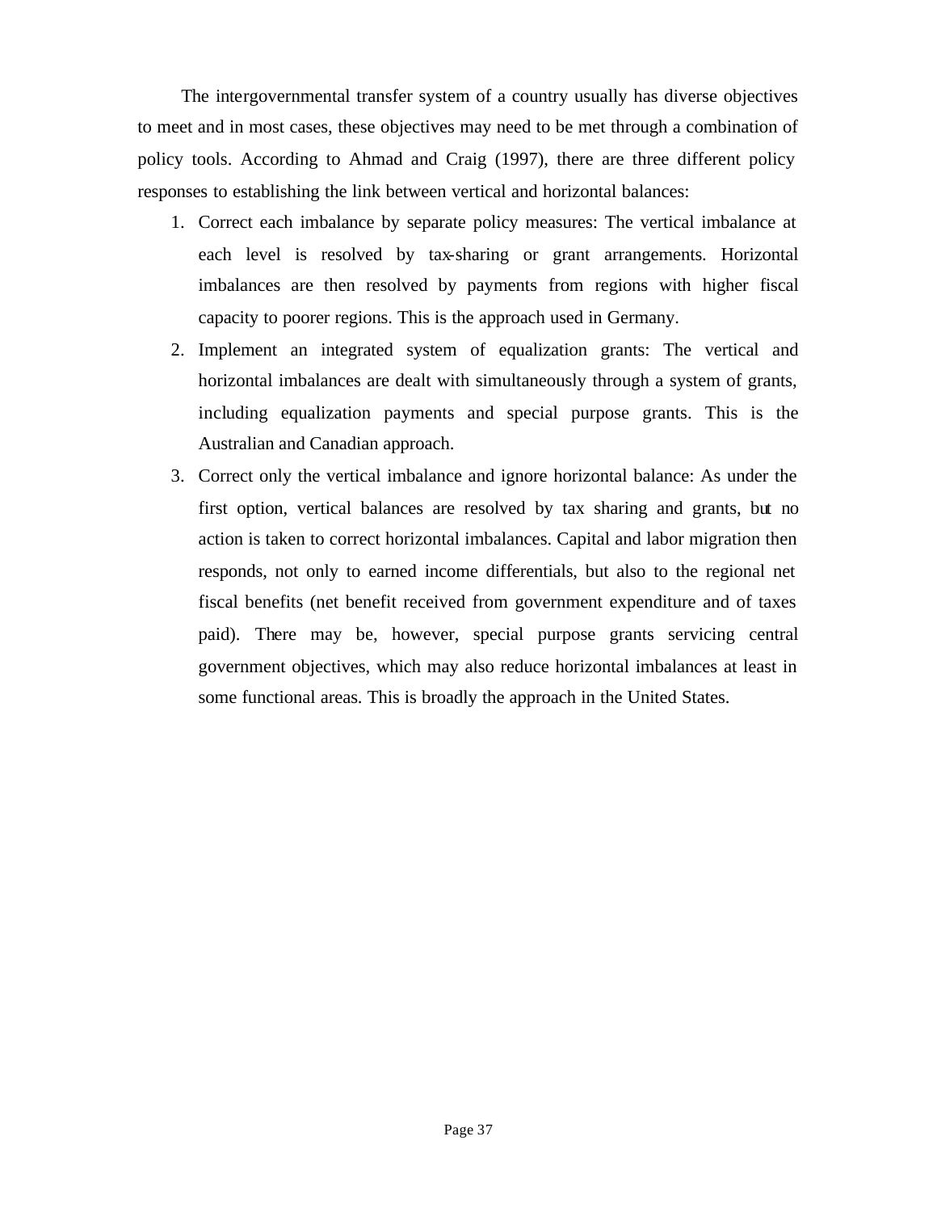The intergovernmental transfer system of a country usually has diverse objectives to meet and in most cases, these objectives may need to be met through a combination of policy tools. According to Ahmad and Craig (1997), there are three different policy responses to establishing the link between vertical and horizontal balances:

1. Correct each imbalance by separate policy measures: The vertical imbalance at each level is resolved by tax-sharing or grant arrangements. Horizontal imbalances are then resolved by payments from regions with higher fiscal capacity to poorer regions. This is the approach used in Germany.
2. Implement an integrated system of equalization grants: The vertical and horizontal imbalances are dealt with simultaneously through a system of grants, including equalization payments and special purpose grants. This is the Australian and Canadian approach.
3. Correct only the vertical imbalance and ignore horizontal balance: As under the first option, vertical balances are resolved by tax sharing and grants, but no action is taken to correct horizontal imbalances. Capital and labor migration then responds, not only to earned income differentials, but also to the regional net fiscal benefits (net benefit received from government expenditure and of taxes paid). There may be, however, special purpose grants servicing central government objectives, which may also reduce horizontal imbalances at least in some functional areas. This is broadly the approach in the United States.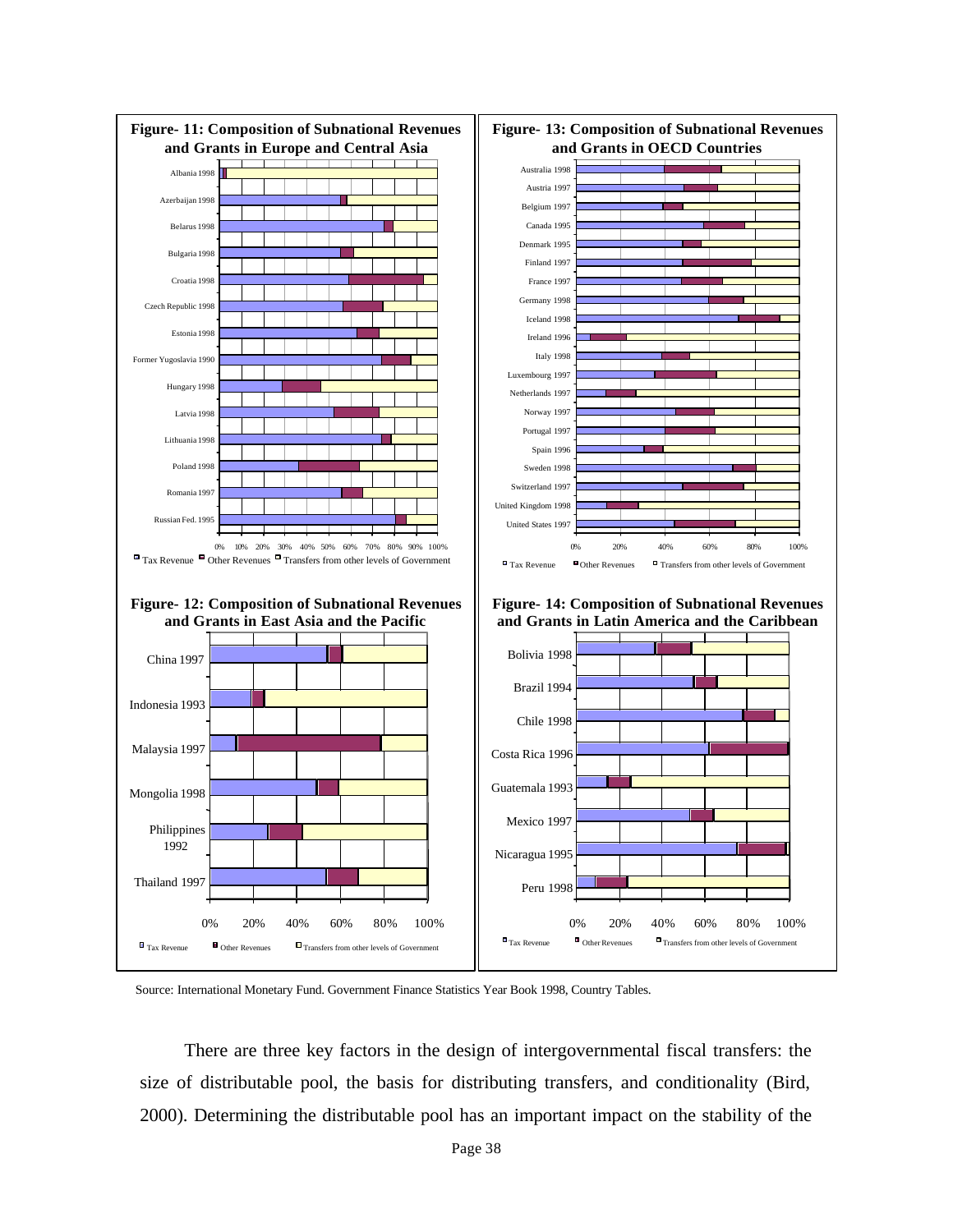**Figure- 11: Composition of Subnational Revenues and Grants in Europe and Central Asia**

Albania 1998, Azerbaijan 1998, Belarus 1998, Bulgaria 1998, Croatia 1998, Czech Republic 1998, Estonia 1998, Former Yugoslavia 1990, Hungary 1998, Latvia 1998, Lithuania 1998, Poland 1998, Romania 1997, Russian Fed. 1995

0% 10% 20% 30% 40% 50% 60% 70% 80% 90% 100%

Tax Revenue  Other Revenues  Transfers from other levels of Government

**Figure- 12: Composition of Subnational Revenues and Grants in East Asia and the Pacific**

China 1997, Indonesia 1993, Malaysia 1997, Mongolia 1998, Philippines 1992, Thailand 1997

0% 20% 40% 60% 80% 100%

Tax Revenue  Other Revenues  Transfers from other levels of Government

**Figure- 13: Composition of Subnational Revenues and Grants in OECD Countries**

Australia 1998, Austria 1997, Belgium 1997, Canada 1995, Denmark 1995, Finland 1997, France 1997, Germany 1998, Iceland 1998, Ireland 1996, Italy 1998, Luxembourg 1997, Netherlands 1997, Norway 1997, Portugal 1997, Spain 1996, Sweden 1998, Switzerland 1997, United Kingdom 1998, United States 1997

0% 20% 40% 60% 80% 100%

Tax Revenue  Other Revenues  Transfers from other levels of Government

**Figure- 14: Composition of Subnational Revenues and Grants in Latin America and the Caribbean**

Bolivia 1998, Brazil 1994, Chile 1998, Costa Rica 1996, Guatemala 1993, Mexico 1997, Nicaragua 1995, Peru 1998

0% 20% 40% 60% 80% 100%

Tax Revenue  Other Revenues  Transfers from other levels of Government

Source: International Monetary Fund. Government Finance Statistics Year Book 1998, Country Tables.

There are three key factors in the design of intergovernmental fiscal transfers: the size of distributable pool, the basis for distributing transfers, and conditionality (Bird, 2000). Determining the distributable pool has an important impact on the stability of the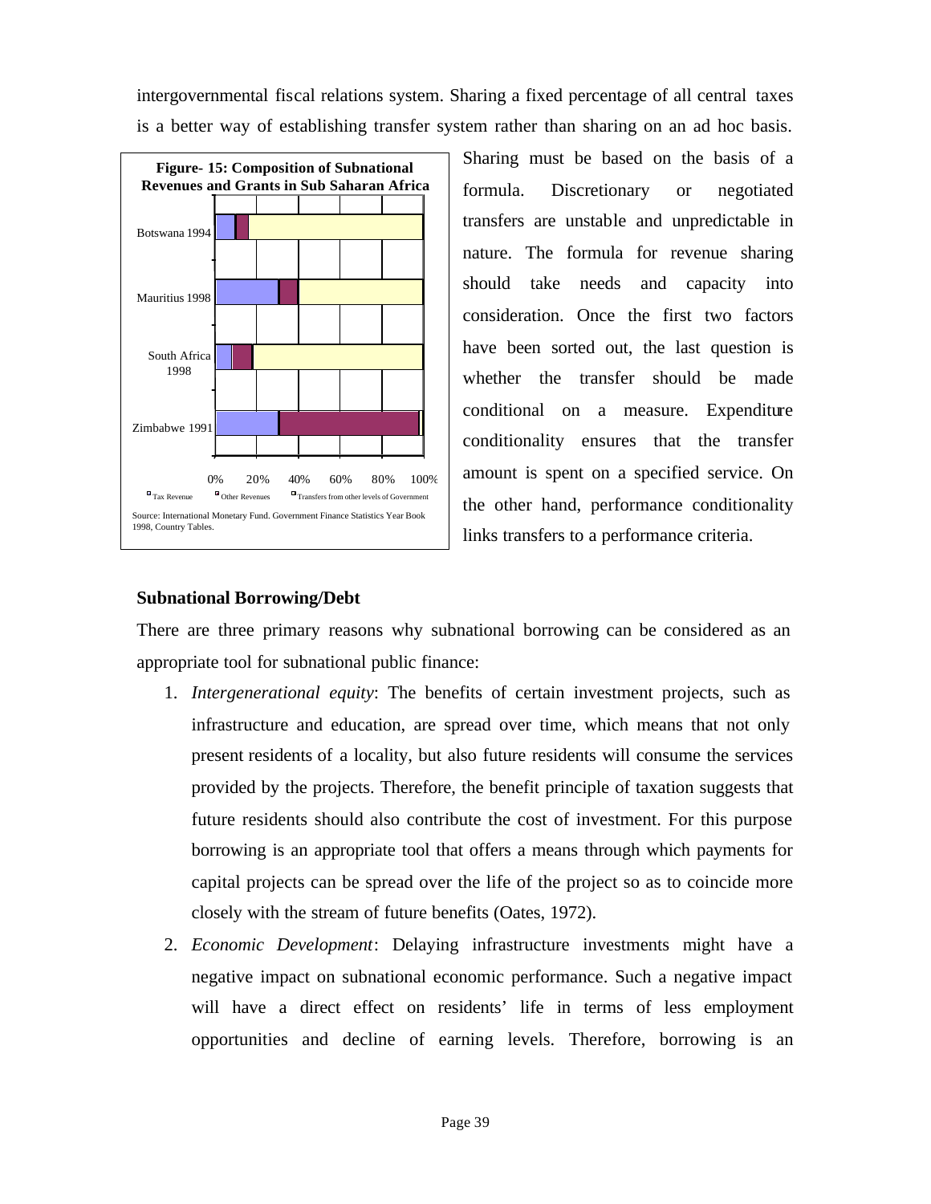intergovernmental fiscal relations system. Sharing a fixed percentage of all central taxes is a better way of establishing transfer system rather than sharing on an ad hoc basis. Sharing must be based on the basis of a formula. Discretionary or negotiated transfers are unstable and unpredictable in nature. The formula for revenue sharing should take needs and capacity into consideration. Once the first two factors have been sorted out, the last question is whether the transfer should be made conditional on a measure. Expenditure conditionality ensures that the transfer amount is spent on a specified service. On the other hand, performance conditionality links transfers to a performance criteria.

**Figure- 15: Composition of Subnational Revenues and Grants in Sub Saharan Africa**

Source: International Monetary Fund. Government Finance Statistics Year Book 1998, Country Tables.

### Subnational Borrowing/Debt

There are three primary reasons why subnational borrowing can be considered as an appropriate tool for subnational public finance:

1. *Intergenerational equity*: The benefits of certain investment projects, such as infrastructure and education, are spread over time, which means that not only present residents of a locality, but also future residents will consume the services provided by the projects. Therefore, the benefit principle of taxation suggests that future residents should also contribute the cost of investment. For this purpose borrowing is an appropriate tool that offers a means through which payments for capital projects can be spread over the life of the project so as to coincide more closely with the stream of future benefits (Oates, 1972).
2. *Economic Development*: Delaying infrastructure investments might have a negative impact on subnational economic performance. Such a negative impact will have a direct effect on residents' life in terms of less employment opportunities and decline of earning levels. Therefore, borrowing is an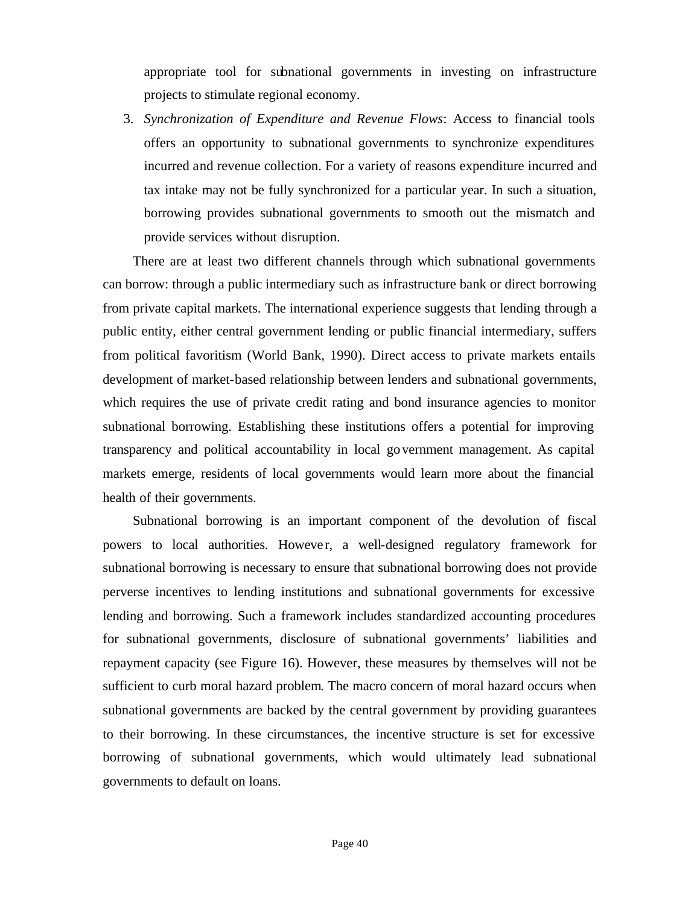appropriate tool for subnational governments in investing on infrastructure projects to stimulate regional economy.

3. *Synchronization of Expenditure and Revenue Flows*: Access to financial tools offers an opportunity to subnational governments to synchronize expenditures incurred and revenue collection. For a variety of reasons expenditure incurred and tax intake may not be fully synchronized for a particular year. In such a situation, borrowing provides subnational governments to smooth out the mismatch and provide services without disruption.

There are at least two different channels through which subnational governments can borrow: through a public intermediary such as infrastructure bank or direct borrowing from private capital markets. The international experience suggests that lending through a public entity, either central government lending or public financial intermediary, suffers from political favoritism (World Bank, 1990). Direct access to private markets entails development of market-based relationship between lenders and subnational governments, which requires the use of private credit rating and bond insurance agencies to monitor subnational borrowing. Establishing these institutions offers a potential for improving transparency and political accountability in local government management. As capital markets emerge, residents of local governments would learn more about the financial health of their governments.

Subnational borrowing is an important component of the devolution of fiscal powers to local authorities. However, a well-designed regulatory framework for subnational borrowing is necessary to ensure that subnational borrowing does not provide perverse incentives to lending institutions and subnational governments for excessive lending and borrowing. Such a framework includes standardized accounting procedures for subnational governments, disclosure of subnational governments' liabilities and repayment capacity (see Figure 16). However, these measures by themselves will not be sufficient to curb moral hazard problem. The macro concern of moral hazard occurs when subnational governments are backed by the central government by providing guarantees to their borrowing. In these circumstances, the incentive structure is set for excessive borrowing of subnational governments, which would ultimately lead subnational governments to default on loans.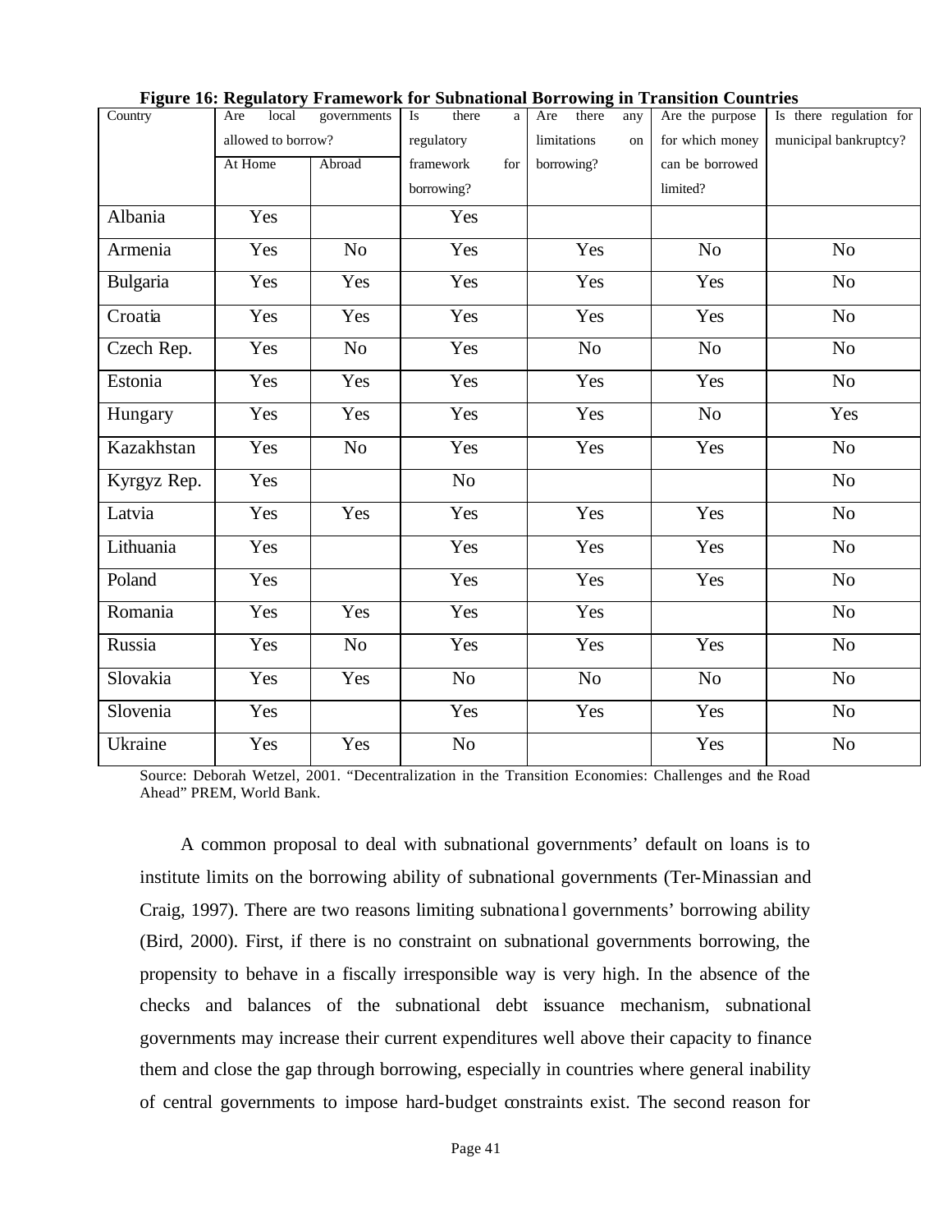**Figure 16: Regulatory Framework for Subnational Borrowing in Transition Countries**

| Country | Are local governments allowed to borrow? | | Is there a regulatory framework for borrowing? | Are there any limitations on borrowing? | Are the purpose for which money can be borrowed limited? | Is there regulation for municipal bankruptcy? |
|---|---|---|---|---|---|---|
| | At Home | Abroad | | | | |
| Albania | Yes | | Yes | | | |
| Armenia | Yes | No | Yes | Yes | No | No |
| Bulgaria | Yes | Yes | Yes | Yes | Yes | No |
| Croatia | Yes | Yes | Yes | Yes | Yes | No |
| Czech Rep. | Yes | No | Yes | No | No | No |
| Estonia | Yes | Yes | Yes | Yes | Yes | No |
| Hungary | Yes | Yes | Yes | Yes | No | Yes |
| Kazakhstan | Yes | No | Yes | Yes | Yes | No |
| Kyrgyz Rep. | Yes | | No | | | No |
| Latvia | Yes | Yes | Yes | Yes | Yes | No |
| Lithuania | Yes | | Yes | Yes | Yes | No |
| Poland | Yes | | Yes | Yes | Yes | No |
| Romania | Yes | Yes | Yes | Yes | | No |
| Russia | Yes | No | Yes | Yes | Yes | No |
| Slovakia | Yes | Yes | No | No | No | No |
| Slovenia | Yes | | Yes | Yes | Yes | No |
| Ukraine | Yes | Yes | No | | Yes | No |

Source: Deborah Wetzel, 2001. "Decentralization in the Transition Economies: Challenges and the Road Ahead" PREM, World Bank.

A common proposal to deal with subnational governments' default on loans is to institute limits on the borrowing ability of subnational governments (Ter-Minassian and Craig, 1997). There are two reasons limiting subnational governments' borrowing ability (Bird, 2000). First, if there is no constraint on subnational governments borrowing, the propensity to behave in a fiscally irresponsible way is very high. In the absence of the checks and balances of the subnational debt issuance mechanism, subnational governments may increase their current expenditures well above their capacity to finance them and close the gap through borrowing, especially in countries where general inability of central governments to impose hard-budget constraints exist. The second reason for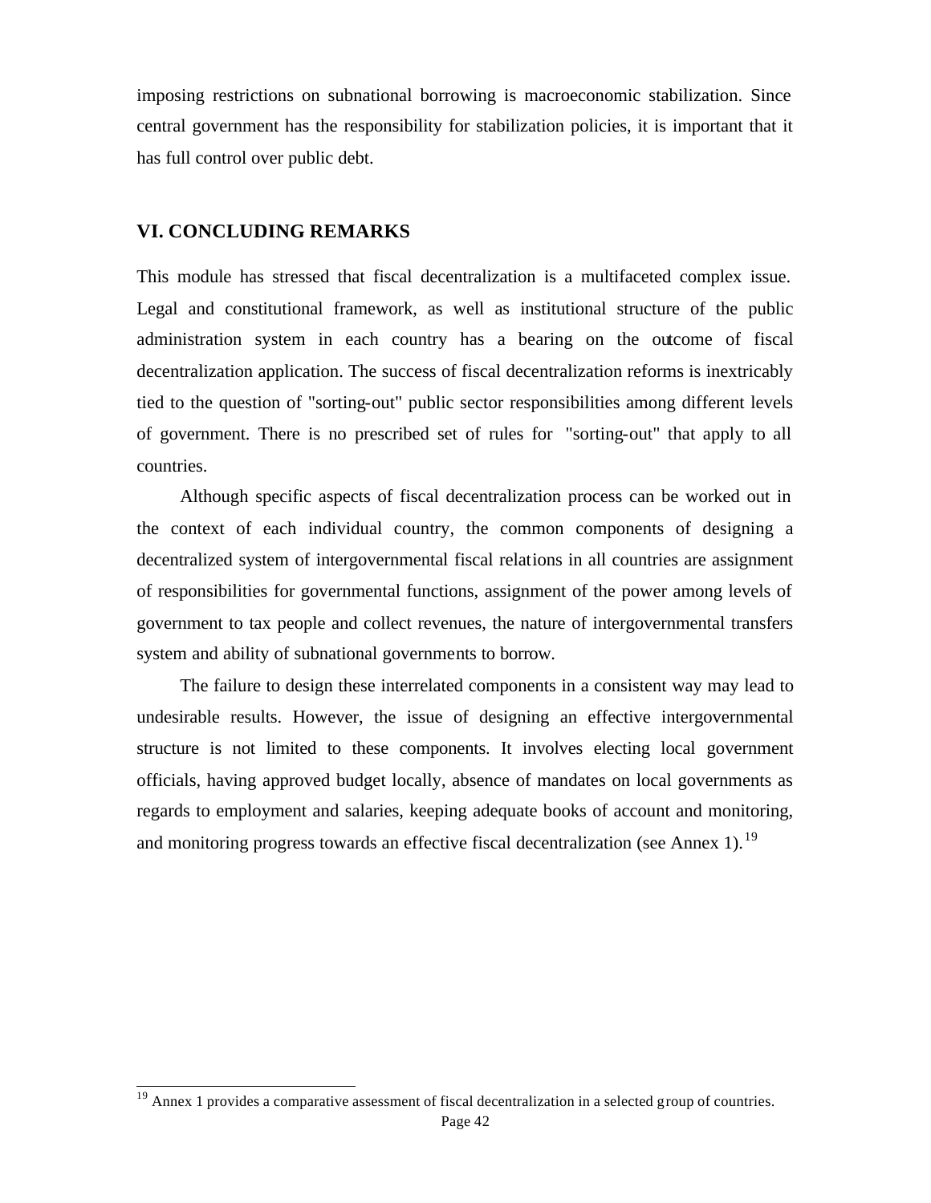imposing restrictions on subnational borrowing is macroeconomic stabilization. Since central government has the responsibility for stabilization policies, it is important that it has full control over public debt.

## VI. CONCLUDING REMARKS

This module has stressed that fiscal decentralization is a multifaceted complex issue. Legal and constitutional framework, as well as institutional structure of the public administration system in each country has a bearing on the outcome of fiscal decentralization application. The success of fiscal decentralization reforms is inextricably tied to the question of "sorting-out" public sector responsibilities among different levels of government. There is no prescribed set of rules for "sorting-out" that apply to all countries.

Although specific aspects of fiscal decentralization process can be worked out in the context of each individual country, the common components of designing a decentralized system of intergovernmental fiscal relations in all countries are assignment of responsibilities for governmental functions, assignment of the power among levels of government to tax people and collect revenues, the nature of intergovernmental transfers system and ability of subnational governments to borrow.

The failure to design these interrelated components in a consistent way may lead to undesirable results. However, the issue of designing an effective intergovernmental structure is not limited to these components. It involves electing local government officials, having approved budget locally, absence of mandates on local governments as regards to employment and salaries, keeping adequate books of account and monitoring, and monitoring progress towards an effective fiscal decentralization (see Annex 1).[19]

[19] Annex 1 provides a comparative assessment of fiscal decentralization in a selected group of countries.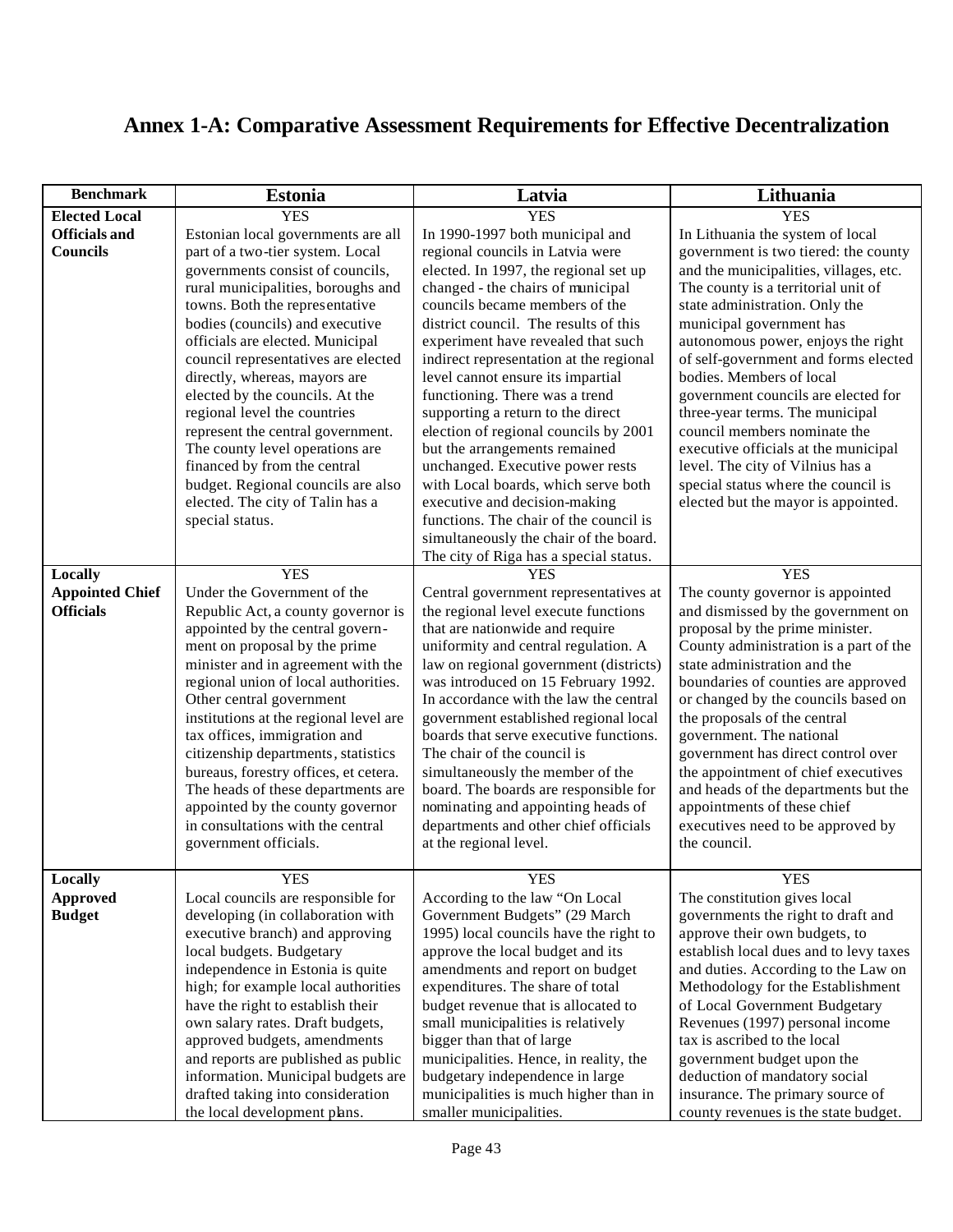# Annex 1-A: Comparative Assessment Requirements for Effective Decentralization

| Benchmark | Estonia | Latvia | Lithuania |
|---|---|---|---|
| **Elected Local Officials and Councils** | YES<br>Estonian local governments are all part of a two-tier system. Local governments consist of councils, rural municipalities, boroughs and towns. Both the representative bodies (councils) and executive officials are elected. Municipal council representatives are elected directly, whereas, mayors are elected by the councils. At the regional level the countries represent the central government. The county level operations are financed by from the central budget. Regional councils are also elected. The city of Talin has a special status. | YES<br>In 1990-1997 both municipal and regional councils in Latvia were elected. In 1997, the regional set up changed - the chairs of municipal councils became members of the district council. The results of this experiment have revealed that such indirect representation at the regional level cannot ensure its impartial functioning. There was a trend supporting a return to the direct election of regional councils by 2001 but the arrangements remained unchanged. Executive power rests with Local boards, which serve both executive and decision-making functions. The chair of the council is simultaneously the chair of the board. The city of Riga has a special status. | YES<br>In Lithuania the system of local government is two tiered: the county and the municipalities, villages, etc. The county is a territorial unit of state administration. Only the municipal government has autonomous power, enjoys the right of self-government and forms elected bodies. Members of local government councils are elected for three-year terms. The municipal council members nominate the executive officials at the municipal level. The city of Vilnius has a special status where the council is elected but the mayor is appointed. |
| **Locally Appointed Chief Officials** | YES<br>Under the Government of the Republic Act, a county governor is appointed by the central government on proposal by the prime minister and in agreement with the regional union of local authorities. Other central government institutions at the regional level are tax offices, immigration and citizenship departments, statistics bureaus, forestry offices, et cetera. The heads of these departments are appointed by the county governor in consultations with the central government officials. | YES<br>Central government representatives at the regional level execute functions that are nationwide and require uniformity and central regulation. A law on regional government (districts) was introduced on 15 February 1992. In accordance with the law the central government established regional local boards that serve executive functions. The chair of the council is simultaneously the member of the board. The boards are responsible for nominating and appointing heads of departments and other chief officials at the regional level. | YES<br>The county governor is appointed and dismissed by the government on proposal by the prime minister. County administration is a part of the state administration and the boundaries of counties are approved or changed by the councils based on the proposals of the central government. The national government has direct control over the appointment of chief executives and heads of the departments but the appointments of these chief executives need to be approved by the council. |
| **Locally Approved Budget** | YES<br>Local councils are responsible for developing (in collaboration with executive branch) and approving local budgets. Budgetary independence in Estonia is quite high; for example local authorities have the right to establish their own salary rates. Draft budgets, approved budgets, amendments and reports are published as public information. Municipal budgets are drafted taking into consideration the local development plans. | YES<br>According to the law "On Local Government Budgets" (29 March 1995) local councils have the right to approve the local budget and its amendments and report on budget expenditures. The share of total budget revenue that is allocated to small municipalities is relatively bigger than that of large municipalities. Hence, in reality, the budgetary independence in large municipalities is much higher than in smaller municipalities. | YES<br>The constitution gives local governments the right to draft and approve their own budgets, to establish local dues and to levy taxes and duties. According to the Law on Methodology for the Establishment of Local Government Budgetary Revenues (1997) personal income tax is ascribed to the local government budget upon the deduction of mandatory social insurance. The primary source of county revenues is the state budget. |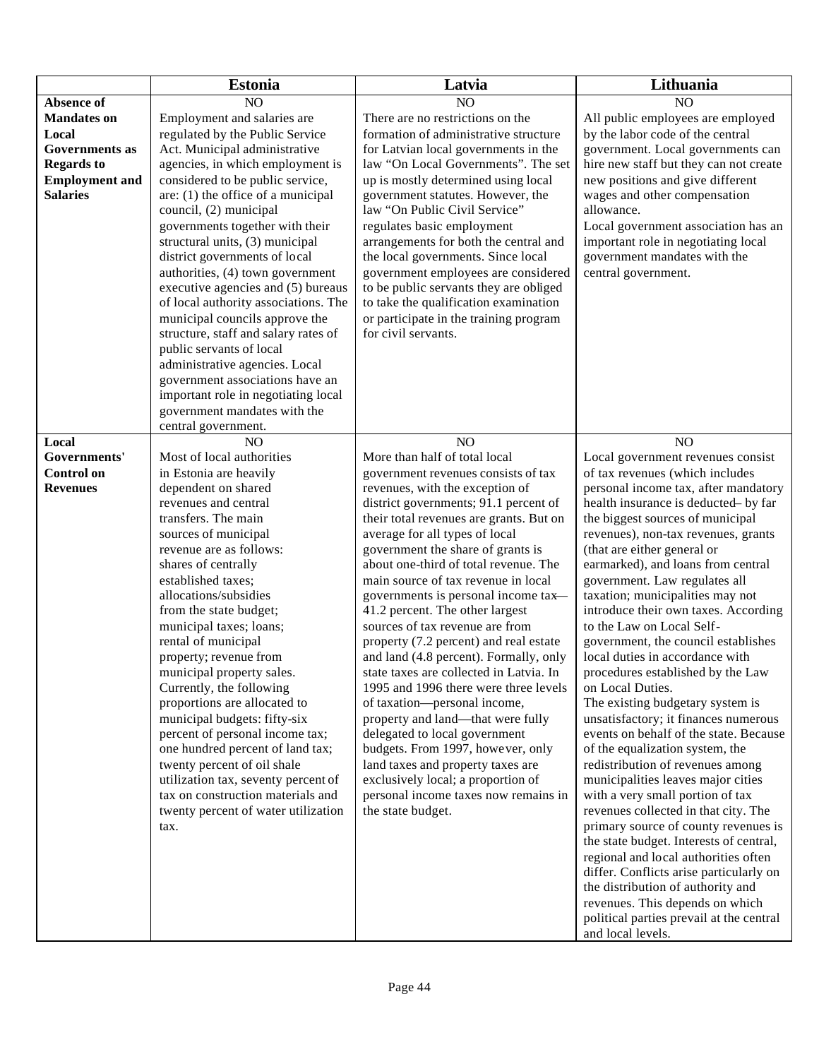| | Estonia | Latvia | Lithuania |
|---|---|---|---|
| **Absence of Mandates on Local Governments as Regards to Employment and Salaries** | NO<br>Employment and salaries are regulated by the Public Service Act. Municipal administrative agencies, in which employment is considered to be public service, are: (1) the office of a municipal council, (2) municipal governments together with their structural units, (3) municipal district governments of local authorities, (4) town government executive agencies and (5) bureaus of local authority associations. The municipal councils approve the structure, staff and salary rates of public servants of local administrative agencies. Local government associations have an important role in negotiating local government mandates with the central government. | NO<br>There are no restrictions on the formation of administrative structure for Latvian local governments in the law "On Local Governments". The set up is mostly determined using local government statutes. However, the law "On Public Civil Service" regulates basic employment arrangements for both the central and the local governments. Since local government employees are considered to be public servants they are obliged to take the qualification examination or participate in the training program for civil servants. | NO<br>All public employees are employed by the labor code of the central government. Local governments can hire new staff but they can not create new positions and give different wages and other compensation allowance.<br>Local government association has an important role in negotiating local government mandates with the central government. |
| **Local Governments' Control on Revenues** | NO<br>Most of local authorities in Estonia are heavily dependent on shared revenues and central transfers. The main sources of municipal revenue are as follows: shares of centrally established taxes; allocations/subsidies from the state budget; municipal taxes; loans; rental of municipal property; revenue from municipal property sales. Currently, the following proportions are allocated to municipal budgets: fifty-six percent of personal income tax; one hundred percent of land tax; twenty percent of oil shale utilization tax, seventy percent of tax on construction materials and twenty percent of water utilization tax. | NO<br>More than half of total local government revenues consists of tax revenues, with the exception of district governments; 91.1 percent of their total revenues are grants. But on average for all types of local government the share of grants is about one-third of total revenue. The main source of tax revenue in local governments is personal income tax—41.2 percent. The other largest sources of tax revenue are from property (7.2 percent) and real estate and land (4.8 percent). Formally, only state taxes are collected in Latvia. In 1995 and 1996 there were three levels of taxation—personal income, property and land—that were fully delegated to local government budgets. From 1997, however, only land taxes and property taxes are exclusively local; a proportion of personal income taxes now remains in the state budget. | NO<br>Local government revenues consist of tax revenues (which includes personal income tax, after mandatory health insurance is deducted– by far the biggest sources of municipal revenues), non-tax revenues, grants (that are either general or earmarked), and loans from central government. Law regulates all taxation; municipalities may not introduce their own taxes. According to the Law on Local Self-government, the council establishes local duties in accordance with procedures established by the Law on Local Duties.<br>The existing budgetary system is unsatisfactory; it finances numerous events on behalf of the state. Because of the equalization system, the redistribution of revenues among municipalities leaves major cities with a very small portion of tax revenues collected in that city. The primary source of county revenues is the state budget. Interests of central, regional and local authorities often differ. Conflicts arise particularly on the distribution of authority and revenues. This depends on which political parties prevail at the central and local levels. |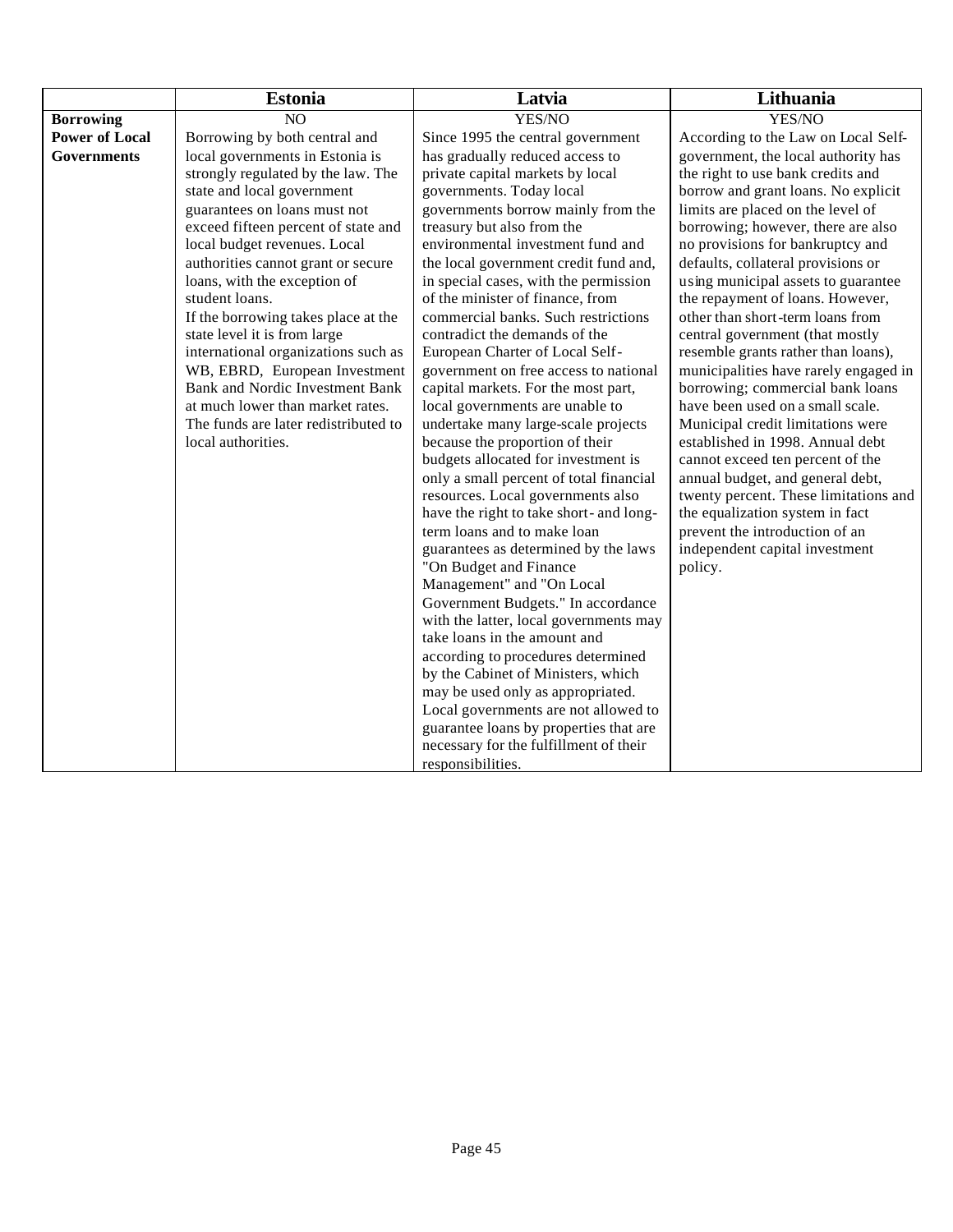| | Estonia | Latvia | Lithuania |
|---|---|---|---|
| **Borrowing Power of Local Governments** | NO<br>Borrowing by both central and local governments in Estonia is strongly regulated by the law. The state and local government guarantees on loans must not exceed fifteen percent of state and local budget revenues. Local authorities cannot grant or secure loans, with the exception of student loans.<br>If the borrowing takes place at the state level it is from large international organizations such as WB, EBRD, European Investment Bank and Nordic Investment Bank at much lower than market rates. The funds are later redistributed to local authorities. | YES/NO<br>Since 1995 the central government has gradually reduced access to private capital markets by local governments. Today local governments borrow mainly from the treasury but also from the environmental investment fund and the local government credit fund and, in special cases, with the permission of the minister of finance, from commercial banks. Such restrictions contradict the demands of the European Charter of Local Self-government on free access to national capital markets. For the most part, local governments are unable to undertake many large-scale projects because the proportion of their budgets allocated for investment is only a small percent of total financial resources. Local governments also have the right to take short- and long-term loans and to make loan guarantees as determined by the laws "On Budget and Finance Management" and "On Local Government Budgets." In accordance with the latter, local governments may take loans in the amount and according to procedures determined by the Cabinet of Ministers, which may be used only as appropriated. Local governments are not allowed to guarantee loans by properties that are necessary for the fulfillment of their responsibilities. | YES/NO<br>According to the Law on Local Self-government, the local authority has the right to use bank credits and borrow and grant loans. No explicit limits are placed on the level of borrowing; however, there are also no provisions for bankruptcy and defaults, collateral provisions or using municipal assets to guarantee the repayment of loans. However, other than short-term loans from central government (that mostly resemble grants rather than loans), municipalities have rarely engaged in borrowing; commercial bank loans have been used on a small scale. Municipal credit limitations were established in 1998. Annual debt cannot exceed ten percent of the annual budget, and general debt, twenty percent. These limitations and the equalization system in fact prevent the introduction of an independent capital investment policy. |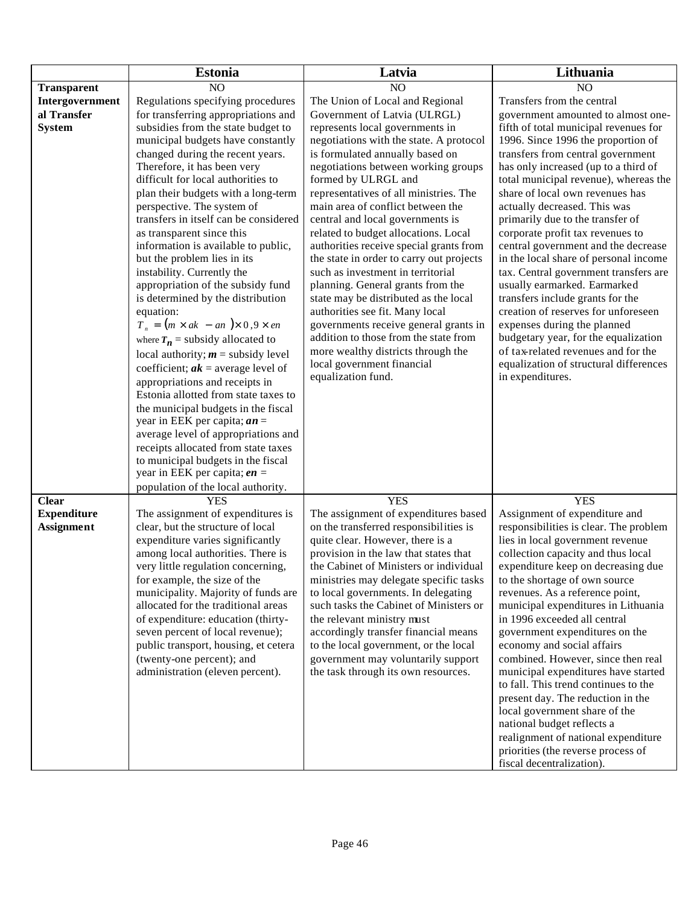| | Estonia | Latvia | Lithuania |
|---|---|---|---|
| **Transparent Intergovernmental Transfer System** | NO<br>Regulations specifying procedures for transferring appropriations and subsidies from the state budget to municipal budgets have constantly changed during the recent years. Therefore, it has been very difficult for local authorities to plan their budgets with a long-term perspective. The system of transfers in itself can be considered as transparent since this information is available to public, but the problem lies in its instability. Currently the appropriation of the subsidy fund is determined by the distribution equation:<br>$T_n = (m \times ak - an) \times 0{,}9 \times en$<br>where $T_n$ = subsidy allocated to local authority; $m$ = subsidy level coefficient; $ak$ = average level of appropriations and receipts in Estonia allotted from state taxes to the municipal budgets in the fiscal year in EEK per capita; $an$ = average level of appropriations and receipts allocated from state taxes to municipal budgets in the fiscal year in EEK per capita; $en$ = population of the local authority. | NO<br>The Union of Local and Regional Government of Latvia (ULRGL) represents local governments in negotiations with the state. A protocol is formulated annually based on negotiations between working groups formed by ULRGL and representatives of all ministries. The main area of conflict between the central and local governments is related to budget allocations. Local authorities receive special grants from the state in order to carry out projects such as investment in territorial planning. General grants from the state may be distributed as the local authorities see fit. Many local governments receive general grants in addition to those from the state from more wealthy districts through the local government financial equalization fund. | NO<br>Transfers from the central government amounted to almost one-fifth of total municipal revenues for 1996. Since 1996 the proportion of transfers from central government has only increased (up to a third of total municipal revenue), whereas the share of local own revenues has actually decreased. This was primarily due to the transfer of corporate profit tax revenues to central government and the decrease in the local share of personal income tax. Central government transfers are usually earmarked. Earmarked transfers include grants for the creation of reserves for unforeseen expenses during the planned budgetary year, for the equalization of tax-related revenues and for the equalization of structural differences in expenditures. |
| **Clear Expenditure Assignment** | YES<br>The assignment of expenditures is clear, but the structure of local expenditure varies significantly among local authorities. There is very little regulation concerning, for example, the size of the municipality. Majority of funds are allocated for the traditional areas of expenditure: education (thirty-seven percent of local revenue); public transport, housing, et cetera (twenty-one percent); and administration (eleven percent). | YES<br>The assignment of expenditures based on the transferred responsibilities is quite clear. However, there is a provision in the law that states that the Cabinet of Ministers or individual ministries may delegate specific tasks to local governments. In delegating such tasks the Cabinet of Ministers or the relevant ministry must accordingly transfer financial means to the local government, or the local government may voluntarily support the task through its own resources. | YES<br>Assignment of expenditure and responsibilities is clear. The problem lies in local government revenue collection capacity and thus local expenditure keep on decreasing due to the shortage of own source revenues. As a reference point, municipal expenditures in Lithuania in 1996 exceeded all central government expenditures on the economy and social affairs combined. However, since then real municipal expenditures have started to fall. This trend continues to the present day. The reduction in the local government share of the national budget reflects a realignment of national expenditure priorities (the reverse process of fiscal decentralization). |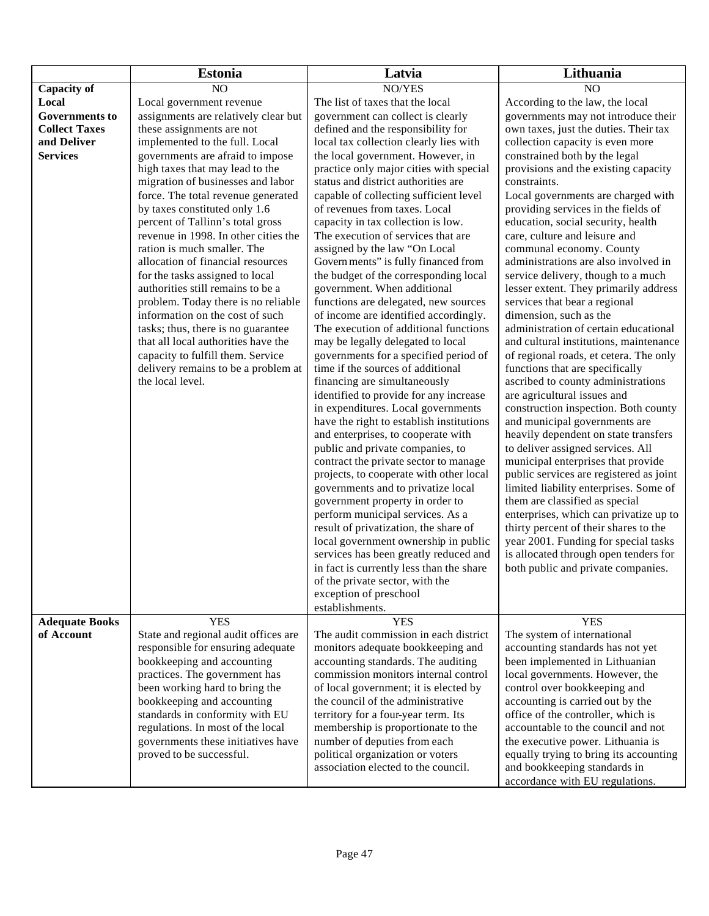| | Estonia | Latvia | Lithuania |
|---|---|---|---|
| **Capacity of Local Governments to Collect Taxes and Deliver Services** | NO<br>Local government revenue assignments are relatively clear but these assignments are not implemented to the full. Local governments are afraid to impose high taxes that may lead to the migration of businesses and labor force. The total revenue generated by taxes constituted only 1.6 percent of Tallinn's total gross revenue in 1998. In other cities the ration is much smaller. The allocation of financial resources for the tasks assigned to local authorities still remains to be a problem. Today there is no reliable information on the cost of such tasks; thus, there is no guarantee that all local authorities have the capacity to fulfill them. Service delivery remains to be a problem at the local level. | NO/YES<br>The list of taxes that the local government can collect is clearly defined and the responsibility for local tax collection clearly lies with the local government. However, in practice only major cities with special status and district authorities are capable of collecting sufficient level of revenues from taxes. Local capacity in tax collection is low. The execution of services that are assigned by the law "On Local Govern ments" is fully financed from the budget of the corresponding local government. When additional functions are delegated, new sources of income are identified accordingly. The execution of additional functions may be legally delegated to local governments for a specified period of time if the sources of additional financing are simultaneously identified to provide for any increase in expenditures. Local governments have the right to establish institutions and enterprises, to cooperate with public and private companies, to contract the private sector to manage projects, to cooperate with other local governments and to privatize local government property in order to perform municipal services. As a result of privatization, the share of local government ownership in public services has been greatly reduced and in fact is currently less than the share of the private sector, with the exception of preschool establishments. | NO<br>According to the law, the local governments may not introduce their own taxes, just the duties. Their tax collection capacity is even more constrained both by the legal provisions and the existing capacity constraints.<br>Local governments are charged with providing services in the fields of education, social security, health care, culture and leisure and communal economy. County administrations are also involved in service delivery, though to a much lesser extent. They primarily address services that bear a regional dimension, such as the administration of certain educational and cultural institutions, maintenance of regional roads, et cetera. The only functions that are specifically ascribed to county administrations are agricultural issues and construction inspection. Both county and municipal governments are heavily dependent on state transfers to deliver assigned services. All municipal enterprises that provide public services are registered as joint limited liability enterprises. Some of them are classified as special enterprises, which can privatize up to thirty percent of their shares to the year 2001. Funding for special tasks is allocated through open tenders for both public and private companies. |
| **Adequate Books of Account** | YES<br>State and regional audit offices are responsible for ensuring adequate bookkeeping and accounting practices. The government has been working hard to bring the bookkeeping and accounting standards in conformity with EU regulations. In most of the local governments these initiatives have proved to be successful. | YES<br>The audit commission in each district monitors adequate bookkeeping and accounting standards. The auditing commission monitors internal control of local government; it is elected by the council of the administrative territory for a four-year term. Its membership is proportionate to the number of deputies from each political organization or voters association elected to the council. | YES<br>The system of international accounting standards has not yet been implemented in Lithuanian local governments. However, the control over bookkeeping and accounting is carried out by the office of the controller, which is accountable to the council and not the executive power. Lithuania is equally trying to bring its accounting and bookkeeping standards in accordance with EU regulations. |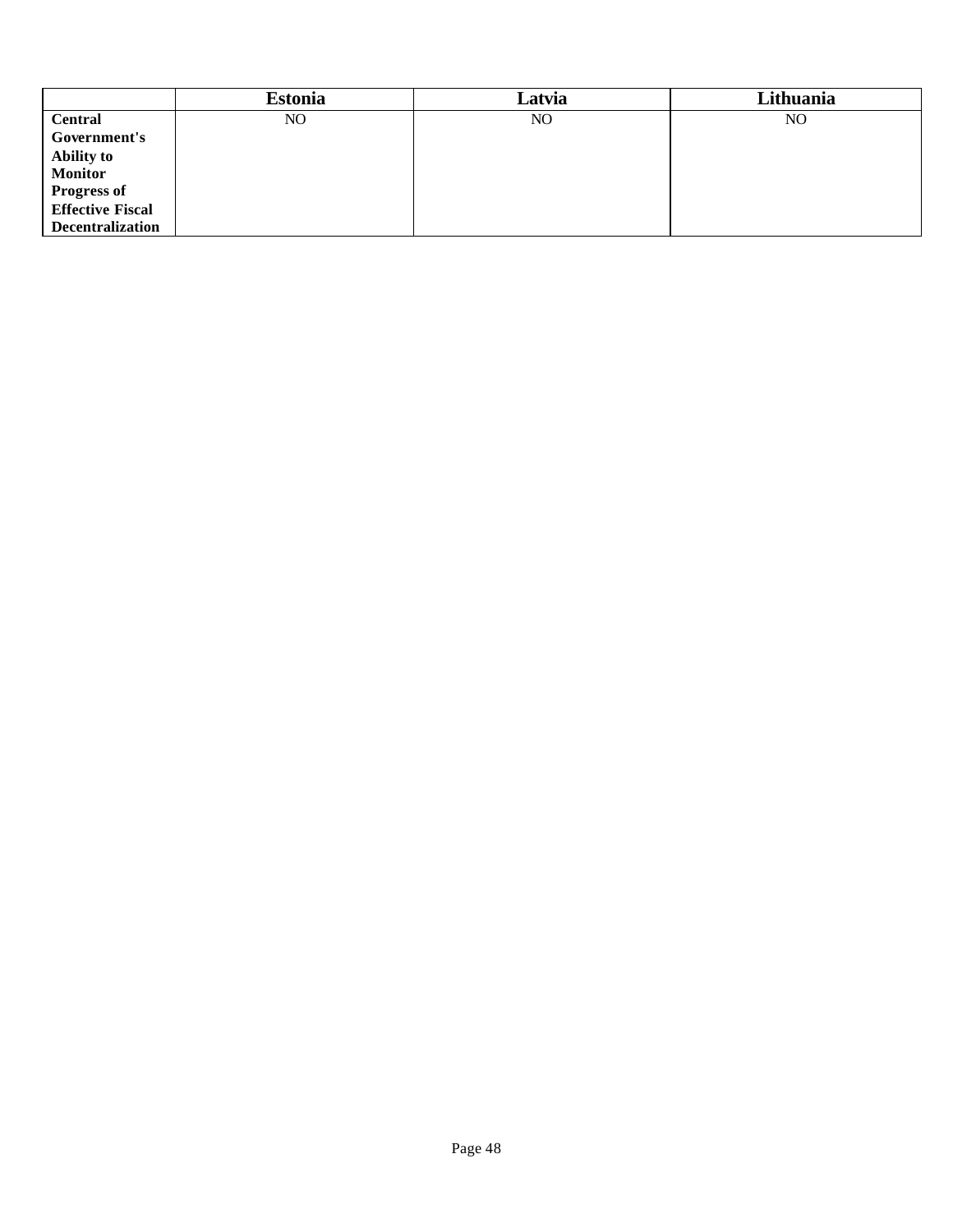| | Estonia | Latvia | Lithuania |
|---|---|---|---|
| **Central Government's Ability to Monitor Progress of Effective Fiscal Decentralization** | NO | NO | NO |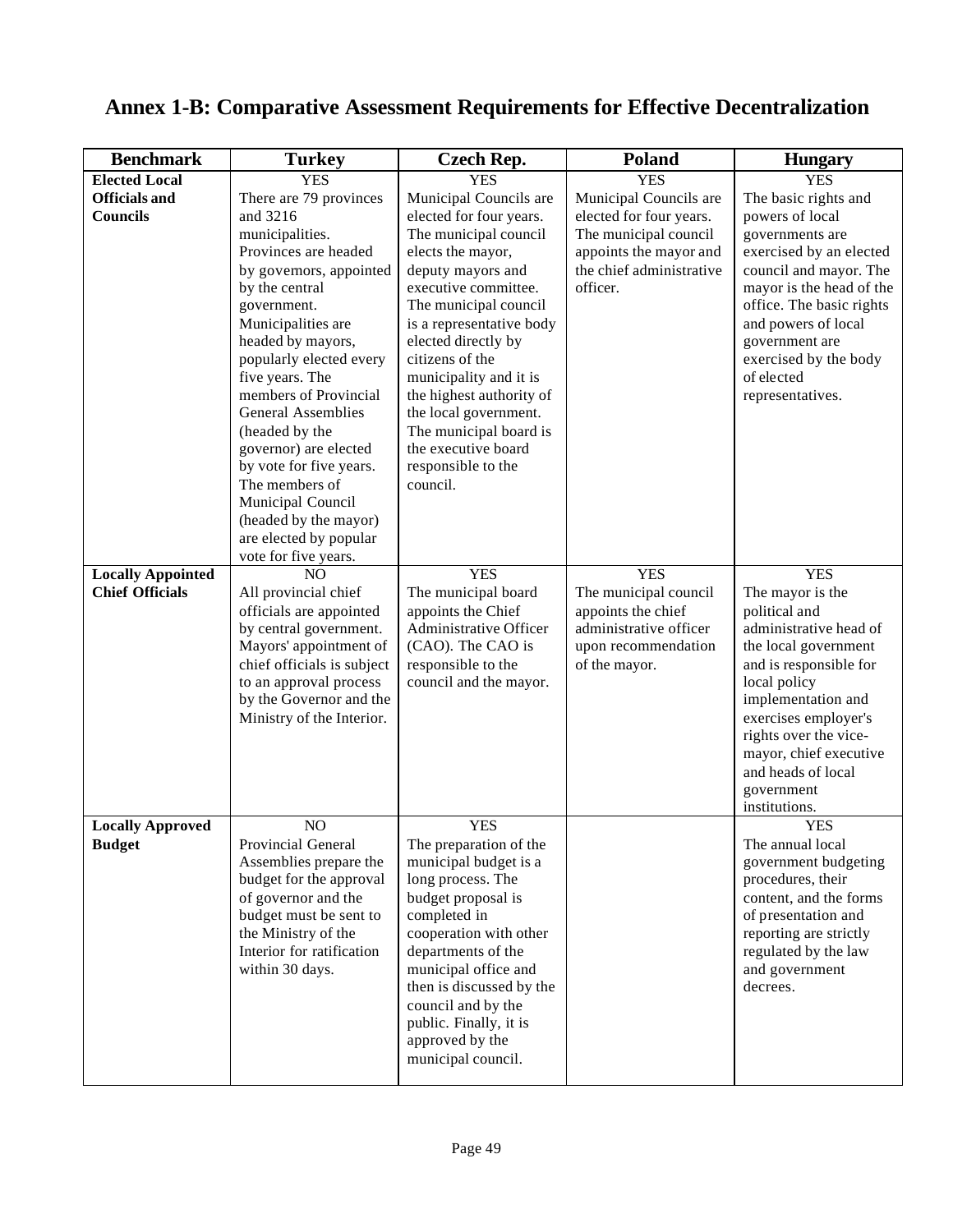# Annex 1-B: Comparative Assessment Requirements for Effective Decentralization

| Benchmark | Turkey | Czech Rep. | Poland | Hungary |
|---|---|---|---|---|
| **Elected Local Officials and Councils** | YES<br>There are 79 provinces and 3216 municipalities. Provinces are headed by governors, appointed by the central government. Municipalities are headed by mayors, popularly elected every five years. The members of Provincial General Assemblies (headed by the governor) are elected by vote for five years. The members of Municipal Council (headed by the mayor) are elected by popular vote for five years. | YES<br>Municipal Councils are elected for four years. The municipal council elects the mayor, deputy mayors and executive committee. The municipal council is a representative body elected directly by citizens of the municipality and it is the highest authority of the local government. The municipal board is the executive board responsible to the council. | YES<br>Municipal Councils are elected for four years. The municipal council appoints the mayor and the chief administrative officer. | YES<br>The basic rights and powers of local governments are exercised by an elected council and mayor. The mayor is the head of the office. The basic rights and powers of local government are exercised by the body of elected representatives. |
| **Locally Appointed Chief Officials** | NO<br>All provincial chief officials are appointed by central government. Mayors' appointment of chief officials is subject to an approval process by the Governor and the Ministry of the Interior. | YES<br>The municipal board appoints the Chief Administrative Officer (CAO). The CAO is responsible to the council and the mayor. | YES<br>The municipal council appoints the chief administrative officer upon recommendation of the mayor. | YES<br>The mayor is the political and administrative head of the local government and is responsible for local policy implementation and exercises employer's rights over the vice-mayor, chief executive and heads of local government institutions. |
| **Locally Approved Budget** | NO<br>Provincial General Assemblies prepare the budget for the approval of governor and the budget must be sent to the Ministry of the Interior for ratification within 30 days. | YES<br>The preparation of the municipal budget is a long process. The budget proposal is completed in cooperation with other departments of the municipal office and then is discussed by the council and by the public. Finally, it is approved by the municipal council. | | YES<br>The annual local government budgeting procedures, their content, and the forms of presentation and reporting are strictly regulated by the law and government decrees. |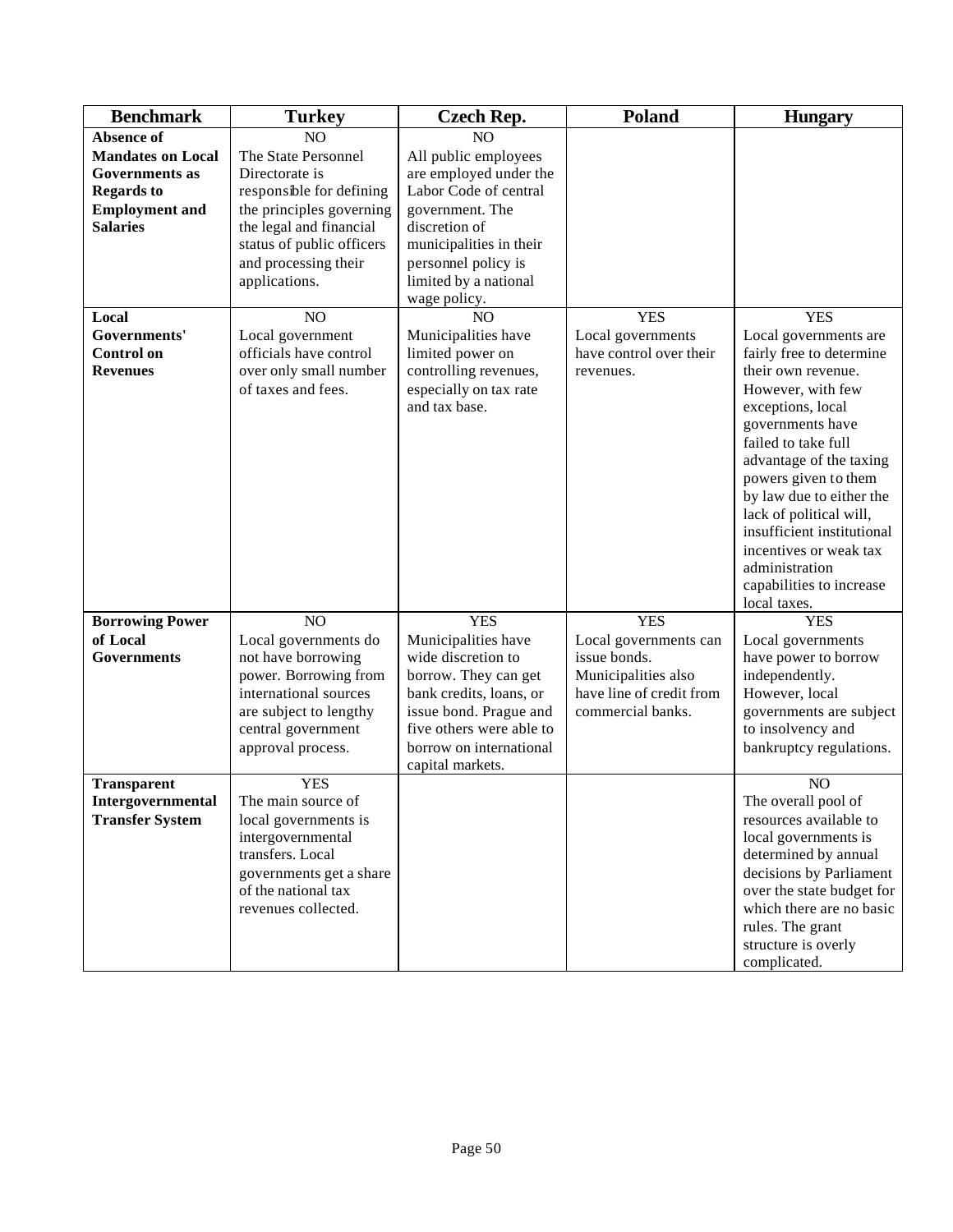| Benchmark | Turkey | Czech Rep. | Poland | Hungary |
|---|---|---|---|---|
| **Absence of Mandates on Local Governments as Regards to Employment and Salaries** | NO<br>The State Personnel Directorate is responsible for defining the principles governing the legal and financial status of public officers and processing their applications. | NO<br>All public employees are employed under the Labor Code of central government. The discretion of municipalities in their personnel policy is limited by a national wage policy. | | |
| **Local Governments' Control on Revenues** | NO<br>Local government officials have control over only small number of taxes and fees. | NO<br>Municipalities have limited power on controlling revenues, especially on tax rate and tax base. | YES<br>Local governments have control over their revenues. | YES<br>Local governments are fairly free to determine their own revenue. However, with few exceptions, local governments have failed to take full advantage of the taxing powers given to them by law due to either the lack of political will, insufficient institutional incentives or weak tax administration capabilities to increase local taxes. |
| **Borrowing Power of Local Governments** | NO<br>Local governments do not have borrowing power. Borrowing from international sources are subject to lengthy central government approval process. | YES<br>Municipalities have wide discretion to borrow. They can get bank credits, loans, or issue bond. Prague and five others were able to borrow on international capital markets. | YES<br>Local governments can issue bonds. Municipalities also have line of credit from commercial banks. | YES<br>Local governments have power to borrow independently. However, local governments are subject to insolvency and bankruptcy regulations. |
| **Transparent Intergovernmental Transfer System** | YES<br>The main source of local governments is intergovernmental transfers. Local governments get a share of the national tax revenues collected. | | | NO<br>The overall pool of resources available to local governments is determined by annual decisions by Parliament over the state budget for which there are no basic rules. The grant structure is overly complicated. |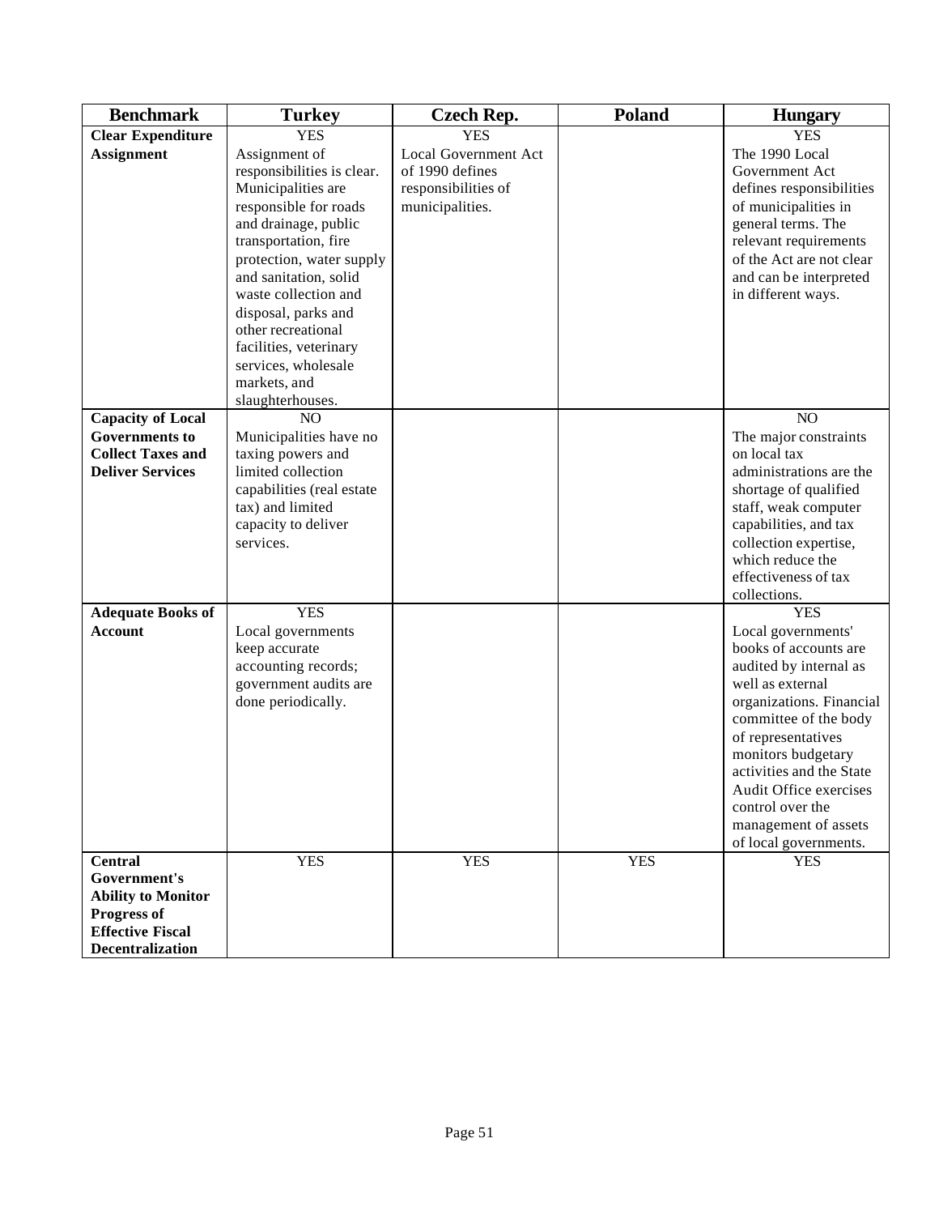| Benchmark | Turkey | Czech Rep. | Poland | Hungary |
|---|---|---|---|---|
| **Clear Expenditure Assignment** | YES<br>Assignment of responsibilities is clear. Municipalities are responsible for roads and drainage, public transportation, fire protection, water supply and sanitation, solid waste collection and disposal, parks and other recreational facilities, veterinary services, wholesale markets, and slaughterhouses. | YES<br>Local Government Act of 1990 defines responsibilities of municipalities. | | YES<br>The 1990 Local Government Act defines responsibilities of municipalities in general terms. The relevant requirements of the Act are not clear and can be interpreted in different ways. |
| **Capacity of Local Governments to Collect Taxes and Deliver Services** | NO<br>Municipalities have no taxing powers and limited collection capabilities (real estate tax) and limited capacity to deliver services. | | | NO<br>The major constraints on local tax administrations are the shortage of qualified staff, weak computer capabilities, and tax collection expertise, which reduce the effectiveness of tax collections. |
| **Adequate Books of Account** | YES<br>Local governments keep accurate accounting records; government audits are done periodically. | | | YES<br>Local governments' books of accounts are audited by internal as well as external organizations. Financial committee of the body of representatives monitors budgetary activities and the State Audit Office exercises control over the management of assets of local governments. |
| **Central Government's Ability to Monitor Progress of Effective Fiscal Decentralization** | YES | YES | YES | YES |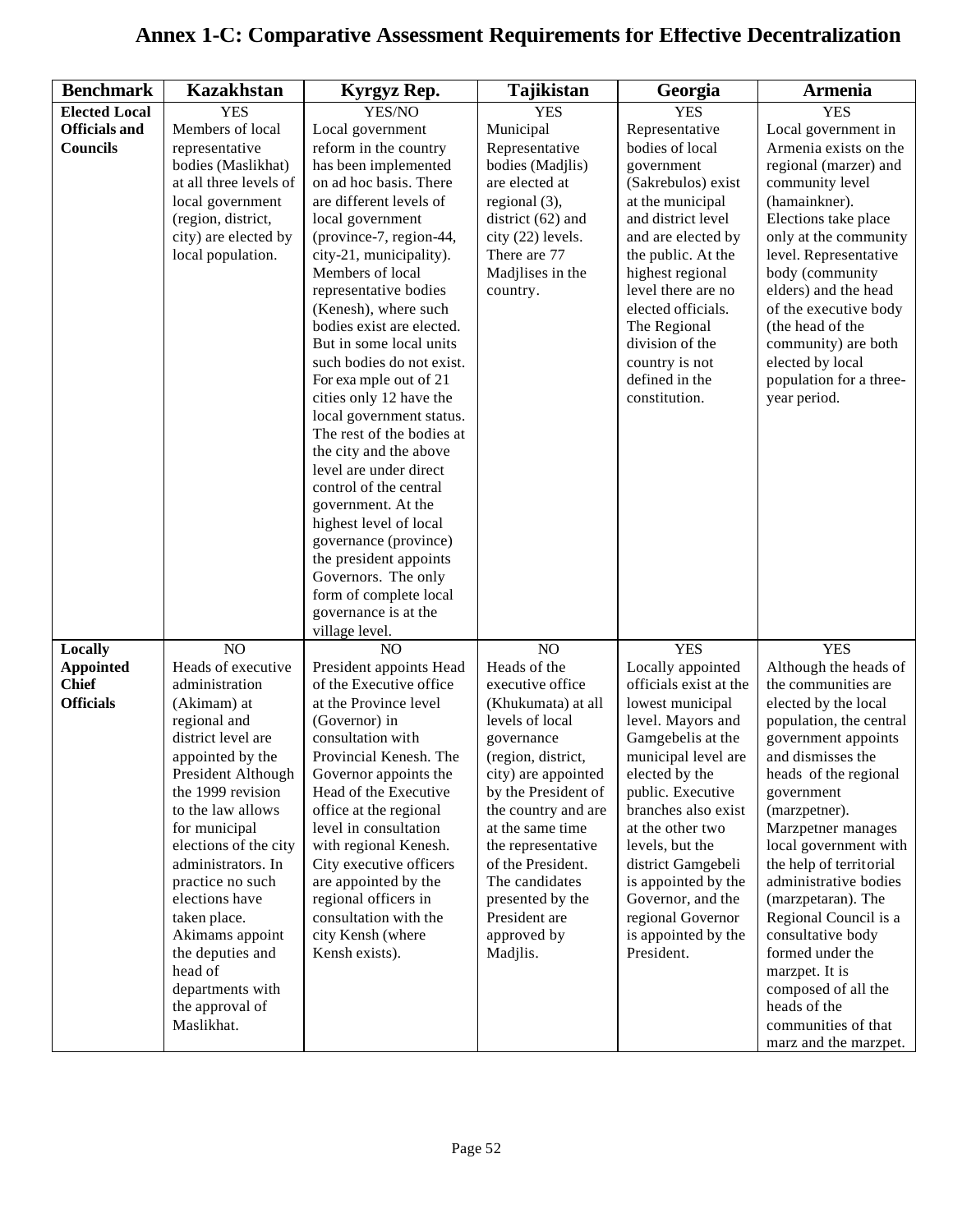# Annex 1-C: Comparative Assessment Requirements for Effective Decentralization

| Benchmark | Kazakhstan | Kyrgyz Rep. | Tajikistan | Georgia | Armenia |
|---|---|---|---|---|---|
| **Elected Local Officials and Councils** | YES<br>Members of local representative bodies (Maslikhat) at all three levels of local government (region, district, city) are elected by local population. | YES/NO<br>Local government reform in the country has been implemented on ad hoc basis. There are different levels of local government (province-7, region-44, city-21, municipality). Members of local representative bodies (Kenesh), where such bodies exist are elected. But in some local units such bodies do not exist. For exa mple out of 21 cities only 12 have the local government status. The rest of the bodies at the city and the above level are under direct control of the central government. At the highest level of local governance (province) the president appoints Governors. The only form of complete local governance is at the village level. | YES<br>Municipal Representative bodies (Madjlis) are elected at regional (3), district (62) and city (22) levels. There are 77 Madjlises in the country. | YES<br>Representative bodies of local government (Sakrebulos) exist at the municipal and district level and are elected by the public. At the highest regional level there are no elected officials. The Regional division of the country is not defined in the constitution. | YES<br>Local government in Armenia exists on the regional (marzer) and community level (hamainkner). Elections take place only at the community level. Representative body (community elders) and the head of the executive body (the head of the community) are both elected by local population for a three-year period. |
| **Locally Appointed Chief Officials** | NO<br>Heads of executive administration (Akimam) at regional and district level are appointed by the President Although the 1999 revision to the law allows for municipal elections of the city administrators. In practice no such elections have taken place. Akimams appoint the deputies and head of departments with the approval of Maslikhat. | NO<br>President appoints Head of the Executive office at the Province level (Governor) in consultation with Provincial Kenesh. The Governor appoints the Head of the Executive office at the regional level in consultation with regional Kenesh. City executive officers are appointed by the regional officers in consultation with the city Kensh (where Kensh exists). | NO<br>Heads of the executive office (Khukumata) at all levels of local governance (region, district, city) are appointed by the President of the country and are at the same time the representative of the President. The candidates presented by the President are approved by Madjlis. | YES<br>Locally appointed officials exist at the lowest municipal level. Mayors and Gamgebelis at the municipal level are elected by the public. Executive branches also exist at the other two levels, but the district Gamgebeli is appointed by the Governor, and the regional Governor is appointed by the President. | YES<br>Although the heads of the communities are elected by the local population, the central government appoints and dismisses the heads of the regional government (marzpetner). Marzpetner manages local government with the help of territorial administrative bodies (marzpetaran). The Regional Council is a consultative body formed under the marzpet. It is composed of all the heads of the communities of that marz and the marzpet. |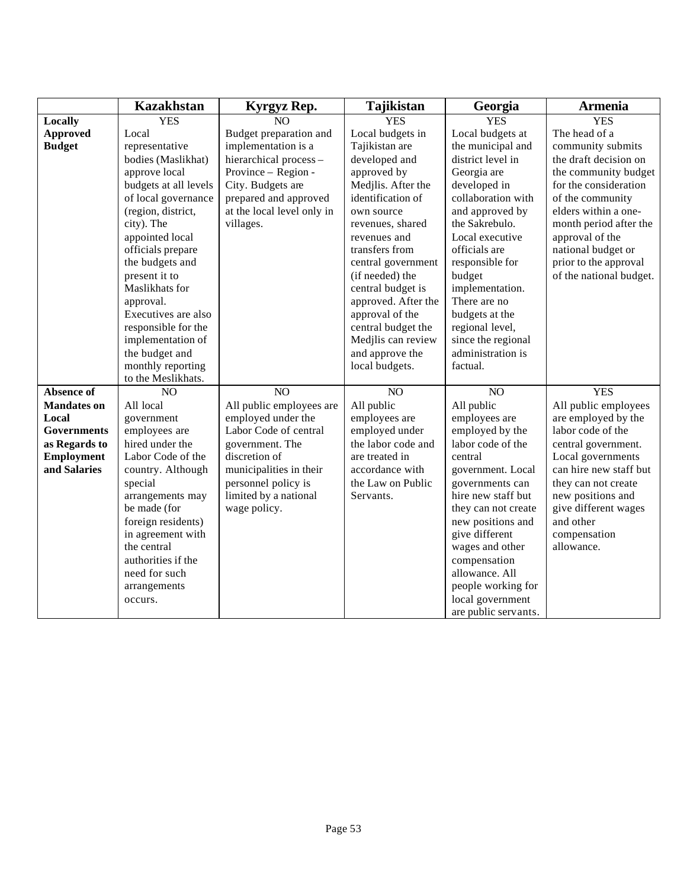| | Kazakhstan | Kyrgyz Rep. | Tajikistan | Georgia | Armenia |
|---|---|---|---|---|---|
| **Locally Approved Budget** | YES<br>Local representative bodies (Maslikhat) approve local budgets at all levels of local governance (region, district, city). The appointed local officials prepare the budgets and present it to Maslikhats for approval. Executives are also responsible for the implementation of the budget and monthly reporting to the Meslikhats. | NO<br>Budget preparation and implementation is a hierarchical process – Province – Region - City. Budgets are prepared and approved at the local level only in villages. | YES<br>Local budgets in Tajikistan are developed and approved by Medjlis. After the identification of own source revenues, shared revenues and transfers from central government (if needed) the central budget is approved. After the approval of the central budget the Medjlis can review and approve the local budgets. | YES<br>Local budgets at the municipal and district level in Georgia are developed in collaboration with and approved by the Sakrebulo. Local executive officials are responsible for budget implementation. There are no budgets at the regional level, since the regional administration is factual. | YES<br>The head of a community submits the draft decision on the community budget for the consideration of the community elders within a one-month period after the approval of the national budget or prior to the approval of the national budget. |
| **Absence of Mandates on Local Governments as Regards to Employment and Salaries** | NO<br>All local government employees are hired under the Labor Code of the country. Although special arrangements may be made (for foreign residents) in agreement with the central authorities if the need for such arrangements occurs. | NO<br>All public employees are employed under the Labor Code of central government. The discretion of municipalities in their personnel policy is limited by a national wage policy. | NO<br>All public employees are employed under the labor code and are treated in accordance with the Law on Public Servants. | NO<br>All public employees are employed by the labor code of the central government. Local governments can hire new staff but they can not create new positions and give different wages and other compensation allowance. All people working for local government are public servants. | YES<br>All public employees are employed by the labor code of the central government. Local governments can hire new staff but they can not create new positions and give different wages and other compensation allowance. |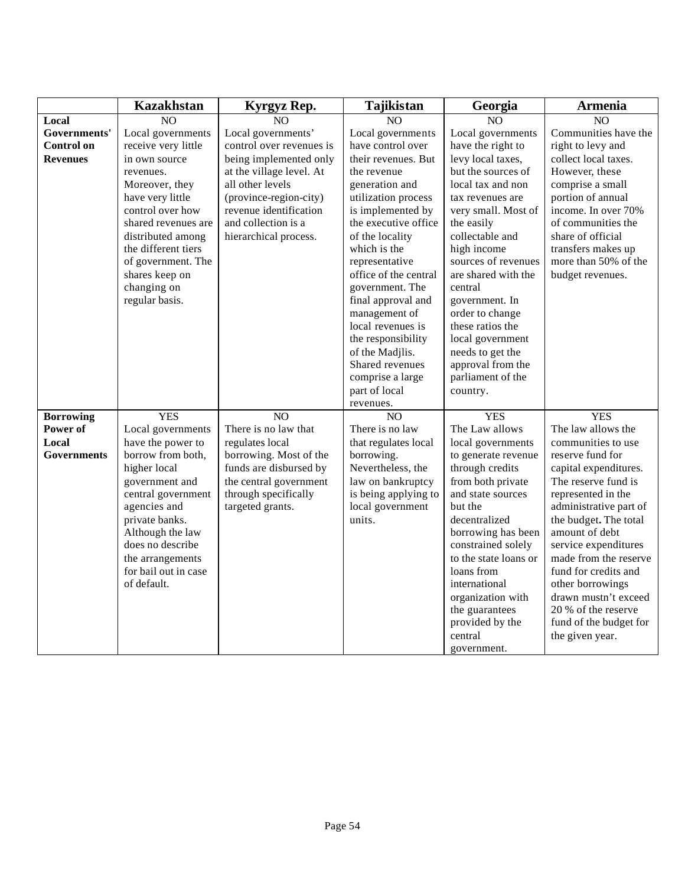| | Kazakhstan | Kyrgyz Rep. | Tajikistan | Georgia | Armenia |
|---|---|---|---|---|---|
| **Local Governments' Control on Revenues** | NO<br>Local governments receive very little in own source revenues. Moreover, they have very little control over how shared revenues are distributed among the different tiers of government. The shares keep on changing on regular basis. | NO<br>Local governments' control over revenues is being implemented only at the village level. At all other levels (province-region-city) revenue identification and collection is a hierarchical process. | NO<br>Local governments have control over their revenues. But the revenue generation and utilization process is implemented by the executive office of the locality which is the representative office of the central government. The final approval and management of local revenues is the responsibility of the Madjlis. Shared revenues comprise a large part of local revenues. | NO<br>Local governments have the right to levy local taxes, but the sources of local tax and non tax revenues are very small. Most of the easily collectable and high income sources of revenues are shared with the central government. In order to change these ratios the local government needs to get the approval from the parliament of the country. | NO<br>Communities have the right to levy and collect local taxes. However, these comprise a small portion of annual income. In over 70% of communities the share of official transfers makes up more than 50% of the budget revenues. |
| **Borrowing Power of Local Governments** | YES<br>Local governments have the power to borrow from both, higher local government and central government agencies and private banks. Although the law does no describe the arrangements for bail out in case of default. | NO<br>There is no law that regulates local borrowing. Most of the funds are disbursed by the central government through specifically targeted grants. | NO<br>There is no law that regulates local borrowing. Nevertheless, the law on bankruptcy is being applying to local government units. | YES<br>The Law allows local governments to generate revenue through credits from both private and state sources but the decentralized borrowing has been constrained solely to the state loans or loans from international organization with the guarantees provided by the central government. | YES<br>The law allows the communities to use reserve fund for capital expenditures. The reserve fund is represented in the administrative part of the budget**.** The total amount of debt service expenditures made from the reserve fund for credits and other borrowings drawn mustn't exceed 20 % of the reserve fund of the budget for the given year. |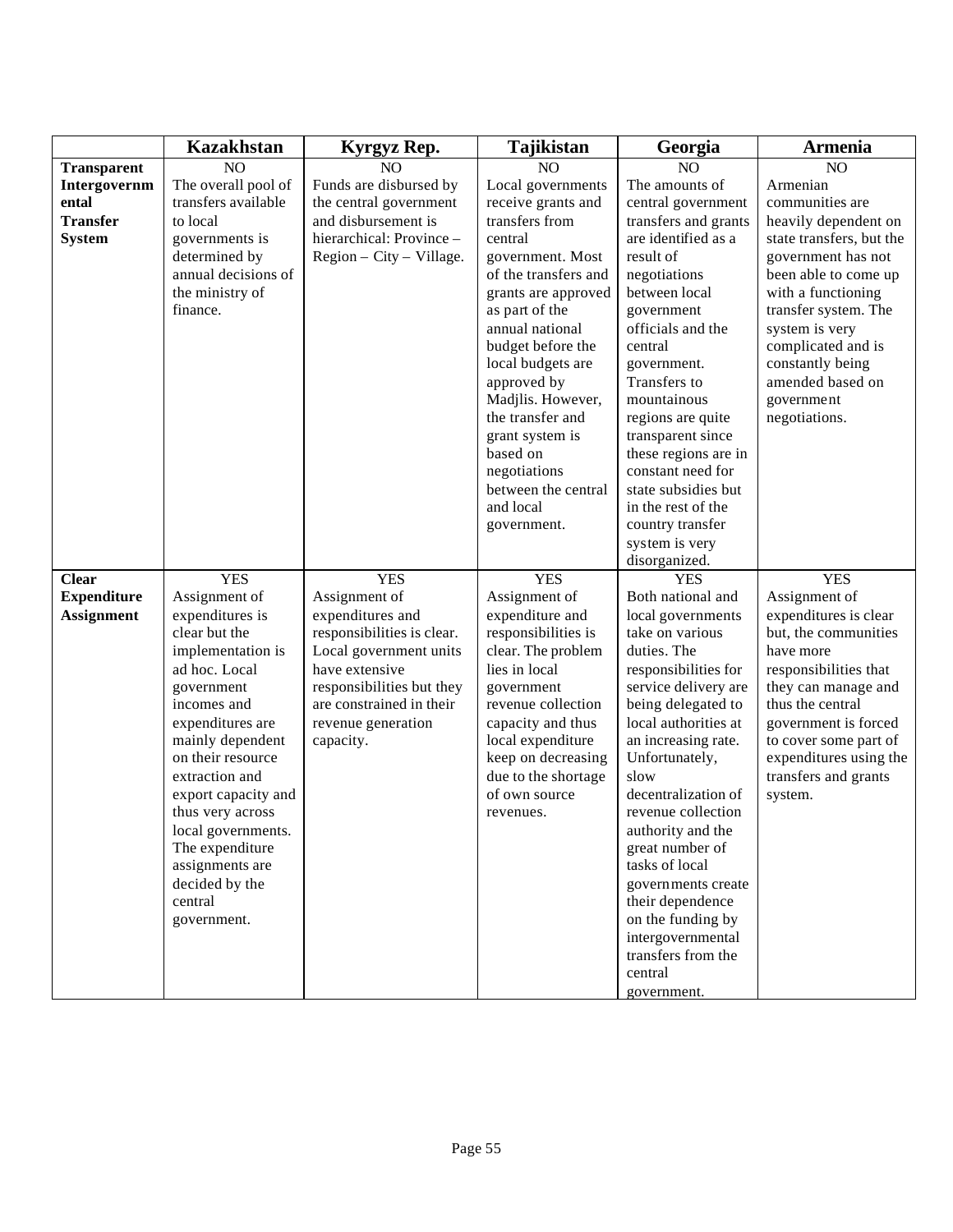| | Kazakhstan | Kyrgyz Rep. | Tajikistan | Georgia | Armenia |
|---|---|---|---|---|---|
| **Transparent Intergovernmental Transfer System** | NO<br>The overall pool of transfers available to local governments is determined by annual decisions of the ministry of finance. | NO<br>Funds are disbursed by the central government and disbursement is hierarchical: Province – Region – City – Village. | NO<br>Local governments receive grants and transfers from central government. Most of the transfers and grants are approved as part of the annual national budget before the local budgets are approved by Madjlis. However, the transfer and grant system is based on negotiations between the central and local government. | NO<br>The amounts of central government transfers and grants are identified as a result of negotiations between local government officials and the central government. Transfers to mountainous regions are quite transparent since these regions are in constant need for state subsidies but in the rest of the country transfer system is very disorganized. | NO<br>Armenian communities are heavily dependent on state transfers, but the government has not been able to come up with a functioning transfer system. The system is very complicated and is constantly being amended based on government negotiations. |
| **Clear Expenditure Assignment** | YES<br>Assignment of expenditures is clear but the implementation is ad hoc. Local government incomes and expenditures are mainly dependent on their resource extraction and export capacity and thus very across local governments. The expenditure assignments are decided by the central government. | YES<br>Assignment of expenditures and responsibilities is clear. Local government units have extensive responsibilities but they are constrained in their revenue generation capacity. | YES<br>Assignment of expenditure and responsibilities is clear. The problem lies in local government revenue collection capacity and thus local expenditure keep on decreasing due to the shortage of own source revenues. | YES<br>Both national and local governments take on various duties. The responsibilities for service delivery are being delegated to local authorities at an increasing rate. Unfortunately, slow decentralization of revenue collection authority and the great number of tasks of local governments create their dependence on the funding by intergovernmental transfers from the central government. | YES<br>Assignment of expenditures is clear but, the communities have more responsibilities that they can manage and thus the central government is forced to cover some part of expenditures using the transfers and grants system. |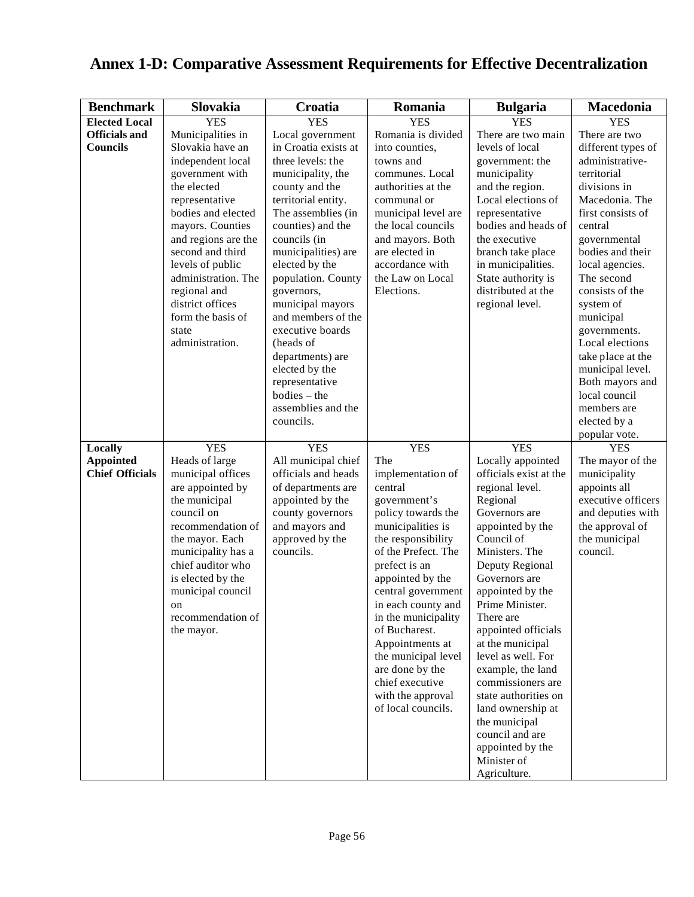# Annex 1-D: Comparative Assessment Requirements for Effective Decentralization

| Benchmark | Slovakia | Croatia | Romania | Bulgaria | Macedonia |
|---|---|---|---|---|---|
| **Elected Local Officials and Councils** | YES<br>Municipalities in Slovakia have an independent local government with the elected representative bodies and elected mayors. Counties and regions are the second and third levels of public administration. The regional and district offices form the basis of state administration. | YES<br>Local government in Croatia exists at three levels: the municipality, the county and the territorial entity. The assemblies (in counties) and the councils (in municipalities) are elected by the population. County governors, municipal mayors and members of the executive boards (heads of departments) are elected by the representative bodies – the assemblies and the councils. | YES<br>Romania is divided into counties, towns and communes. Local authorities at the communal or municipal level are the local councils and mayors. Both are elected in accordance with the Law on Local Elections. | YES<br>There are two main levels of local government: the municipality and the region. Local elections of representative bodies and heads of the executive branch take place in municipalities. State authority is distributed at the regional level. | YES<br>There are two different types of administrative-territorial divisions in Macedonia. The first consists of central governmental bodies and their local agencies. The second consists of the system of municipal governments. Local elections take place at the municipal level. Both mayors and local council members are elected by a popular vote. |
| **Locally Appointed Chief Officials** | YES<br>Heads of large municipal offices are appointed by the municipal council on recommendation of the mayor. Each municipality has a chief auditor who is elected by the municipal council on recommendation of the mayor. | YES<br>All municipal chief officials and heads of departments are appointed by the county governors and mayors and approved by the councils. | YES<br>The implementation of central government's policy towards the municipalities is the responsibility of the Prefect. The prefect is an appointed by the central government in each county and in the municipality of Bucharest. Appointments at the municipal level are done by the chief executive with the approval of local councils. | YES<br>Locally appointed officials exist at the regional level. Regional Governors are appointed by the Council of Ministers. The Deputy Regional Governors are appointed by the Prime Minister. There are appointed officials at the municipal level as well. For example, the land commissioners are state authorities on land ownership at the municipal council and are appointed by the Minister of Agriculture. | YES<br>The mayor of the municipality appoints all executive officers and deputies with the approval of the municipal council. |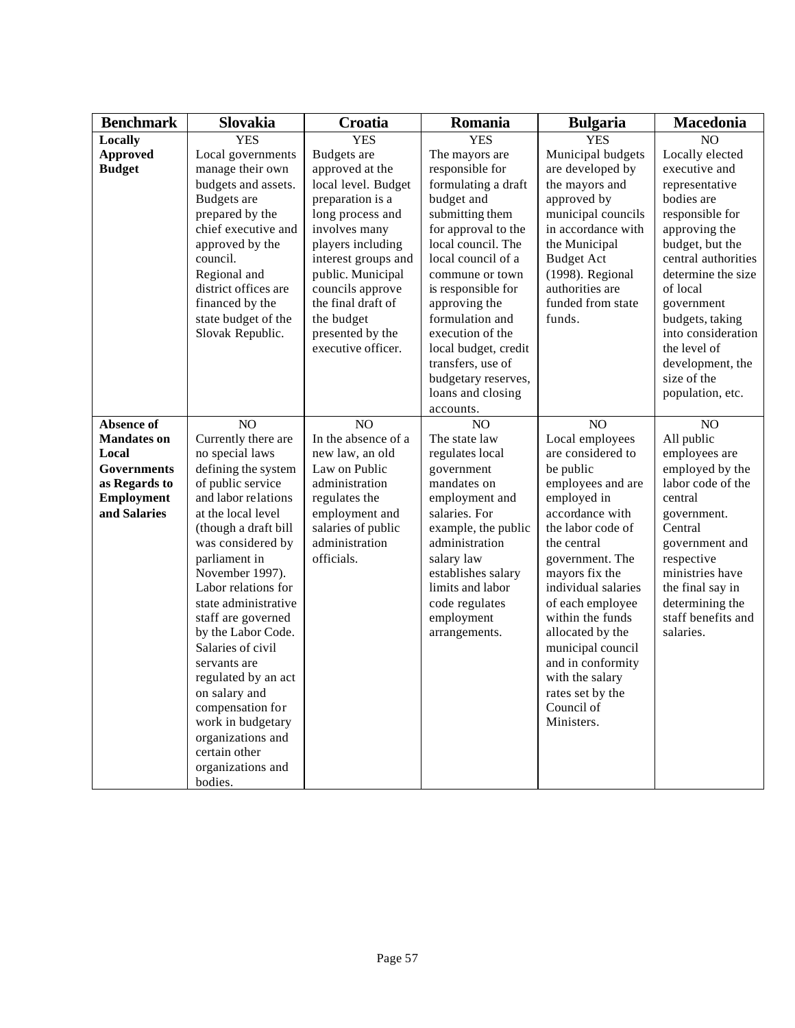| Benchmark | Slovakia | Croatia | Romania | Bulgaria | Macedonia |
|---|---|---|---|---|---|
| **Locally Approved Budget** | YES<br>Local governments manage their own budgets and assets. Budgets are prepared by the chief executive and approved by the council.<br>Regional and district offices are financed by the state budget of the Slovak Republic. | YES<br>Budgets are approved at the local level. Budget preparation is a long process and involves many players including interest groups and public. Municipal councils approve the final draft of the budget presented by the executive officer. | YES<br>The mayors are responsible for formulating a draft budget and submitting them for approval to the local council. The local council of a commune or town is responsible for approving the formulation and execution of the local budget, credit transfers, use of budgetary reserves, loans and closing accounts. | YES<br>Municipal budgets are developed by the mayors and approved by municipal councils in accordance with the Municipal Budget Act (1998). Regional authorities are funded from state funds. | NO<br>Locally elected executive and representative bodies are responsible for approving the budget, but the central authorities determine the size of local government budgets, taking into consideration the level of development, the size of the population, etc. |
| **Absence of Mandates on Local Governments as Regards to Employment and Salaries** | NO<br>Currently there are no special laws defining the system of public service and labor relations at the local level (though a draft bill was considered by parliament in November 1997). Labor relations for state administrative staff are governed by the Labor Code. Salaries of civil servants are regulated by an act on salary and compensation for work in budgetary organizations and certain other organizations and bodies. | NO<br>In the absence of a new law, an old Law on Public administration regulates the employment and salaries of public administration officials. | NO<br>The state law regulates local government mandates on employment and salaries. For example, the public administration salary law establishes salary limits and labor code regulates employment arrangements. | NO<br>Local employees are considered to be public employees and are employed in accordance with the labor code of the central government. The mayors fix the individual salaries of each employee within the funds allocated by the municipal council and in conformity with the salary rates set by the Council of Ministers. | NO<br>All public employees are employed by the labor code of the central government. Central government and respective ministries have the final say in determining the staff benefits and salaries. |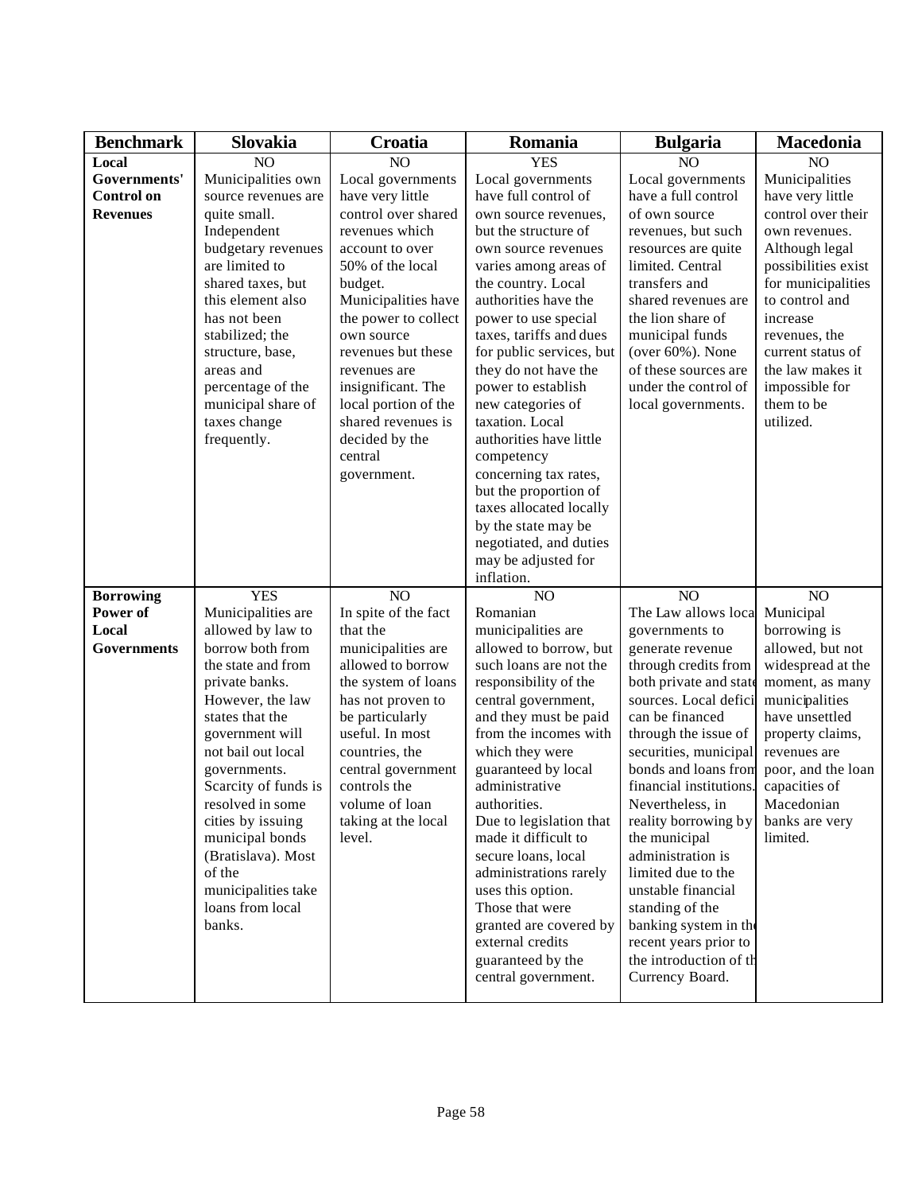| Benchmark | Slovakia | Croatia | Romania | Bulgaria | Macedonia |
|---|---|---|---|---|---|
| **Local Governments' Control on Revenues** | NO<br>Municipalities own source revenues are quite small. Independent budgetary revenues are limited to shared taxes, but this element also has not been stabilized; the structure, base, areas and percentage of the municipal share of taxes change frequently. | NO<br>Local governments have very little control over shared revenues which account to over 50% of the local budget. Municipalities have the power to collect own source revenues but these revenues are insignificant. The local portion of the shared revenues is decided by the central government. | YES<br>Local governments have full control of own source revenues, but the structure of own source revenues varies among areas of the country. Local authorities have the power to use special taxes, tariffs and dues for public services, but they do not have the power to establish new categories of taxation. Local authorities have little competency concerning tax rates, but the proportion of taxes allocated locally by the state may be negotiated, and duties may be adjusted for inflation. | NO<br>Local governments have a full control of own source revenues, but such resources are quite limited. Central transfers and shared revenues are the lion share of municipal funds (over 60%). None of these sources are under the control of local governments. | NO<br>Municipalities have very little control over their own revenues. Although legal possibilities exist for municipalities to control and increase revenues, the current status of the law makes it impossible for them to be utilized. |
| **Borrowing Power of Local Governments** | YES<br>Municipalities are allowed by law to borrow both from the state and from private banks. However, the law states that the government will not bail out local governments. Scarcity of funds is resolved in some cities by issuing municipal bonds (Bratislava). Most of the municipalities take loans from local banks. | NO<br>In spite of the fact that the municipalities are allowed to borrow the system of loans has not proven to be particularly useful. In most countries, the central government controls the volume of loan taking at the local level. | NO<br>Romanian municipalities are allowed to borrow, but such loans are not the responsibility of the central government, and they must be paid from the incomes with which they were guaranteed by local administrative authorities.<br>Due to legislation that made it difficult to secure loans, local administrations rarely uses this option. Those that were granted are covered by external credits guaranteed by the central government. | NO<br>The Law allows local governments to generate revenue through credits from both private and state sources. Local deficit can be financed through the issue of securities, municipal bonds and loans from financial institutions. Nevertheless, in reality borrowing by the municipal administration is limited due to the unstable financial standing of the banking system in the recent years prior to the introduction of the Currency Board. | NO<br>Municipal borrowing is allowed, but not widespread at the moment, as many municipalities have unsettled property claims, revenues are poor, and the loan capacities of Macedonian banks are very limited. |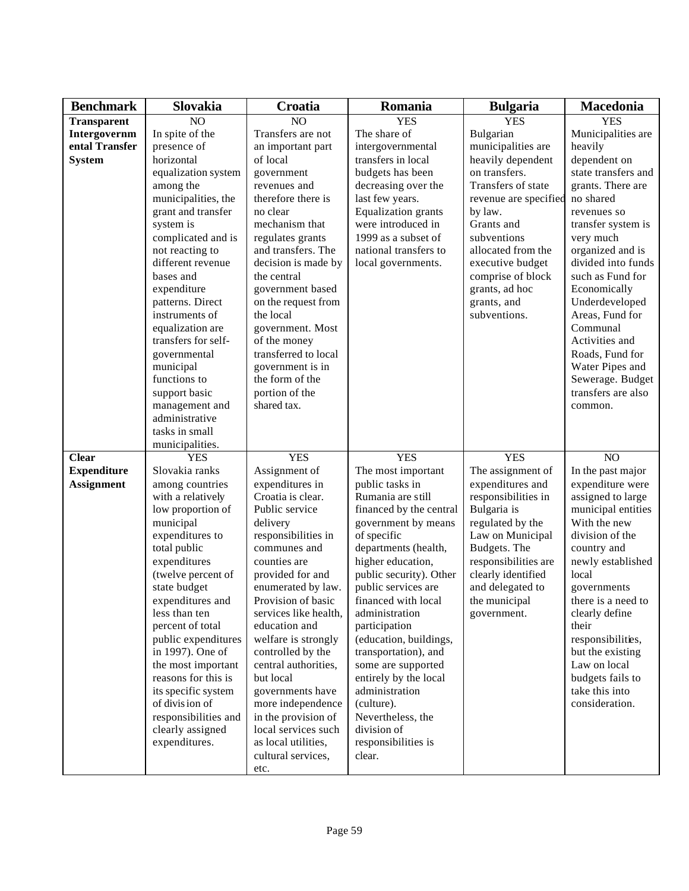| Benchmark | Slovakia | Croatia | Romania | Bulgaria | Macedonia |
|---|---|---|---|---|---|
| **Transparent Intergovernmental Transfer System** | NO<br>In spite of the presence of horizontal equalization system among the municipalities, the grant and transfer system is complicated and is not reacting to different revenue bases and expenditure patterns. Direct instruments of equalization are transfers for self-governmental municipal functions to support basic management and administrative tasks in small municipalities. | NO<br>Transfers are not an important part of local government revenues and therefore there is no clear mechanism that regulates grants and transfers. The decision is made by the central government based on the request from the local government. Most of the money transferred to local government is in the form of the portion of the shared tax. | YES<br>The share of intergovernmental transfers in local budgets has been decreasing over the last few years. Equalization grants were introduced in 1999 as a subset of national transfers to local governments. | YES<br>Bulgarian municipalities are heavily dependent on transfers. Transfers of state revenue are specified by law. Grants and subventions allocated from the executive budget comprise of block grants, ad hoc grants, and subventions. | YES<br>Municipalities are heavily dependent on state transfers and grants. There are no shared revenues so transfer system is very much organized and is divided into funds such as Fund for Economically Underdeveloped Areas, Fund for Communal Activities and Roads, Fund for Water Pipes and Sewerage. Budget transfers are also common. |
| **Clear Expenditure Assignment** | YES<br>Slovakia ranks among countries with a relatively low proportion of municipal expenditures to total public expenditures (twelve percent of state budget expenditures and less than ten percent of total public expenditures in 1997). One of the most important reasons for this is its specific system of division of responsibilities and clearly assigned expenditures. | YES<br>Assignment of expenditures in Croatia is clear. Public service delivery responsibilities in communes and counties are provided for and enumerated by law. Provision of basic services like health, education and welfare is strongly controlled by the central authorities, but local governments have more independence in the provision of local services such as local utilities, cultural services, etc. | YES<br>The most important public tasks in Rumania are still financed by the central government by means of specific departments (health, higher education, public security). Other public services are financed with local administration participation (education, buildings, transportation), and some are supported entirely by the local administration (culture). Nevertheless, the division of responsibilities is clear. | YES<br>The assignment of expenditures and responsibilities in Bulgaria is regulated by the Law on Municipal Budgets. The responsibilities are clearly identified and delegated to the municipal government. | NO<br>In the past major expenditure were assigned to large municipal entities With the new division of the country and newly established local governments there is a need to clearly define their responsibilities, but the existing Law on local budgets fails to take this into consideration. |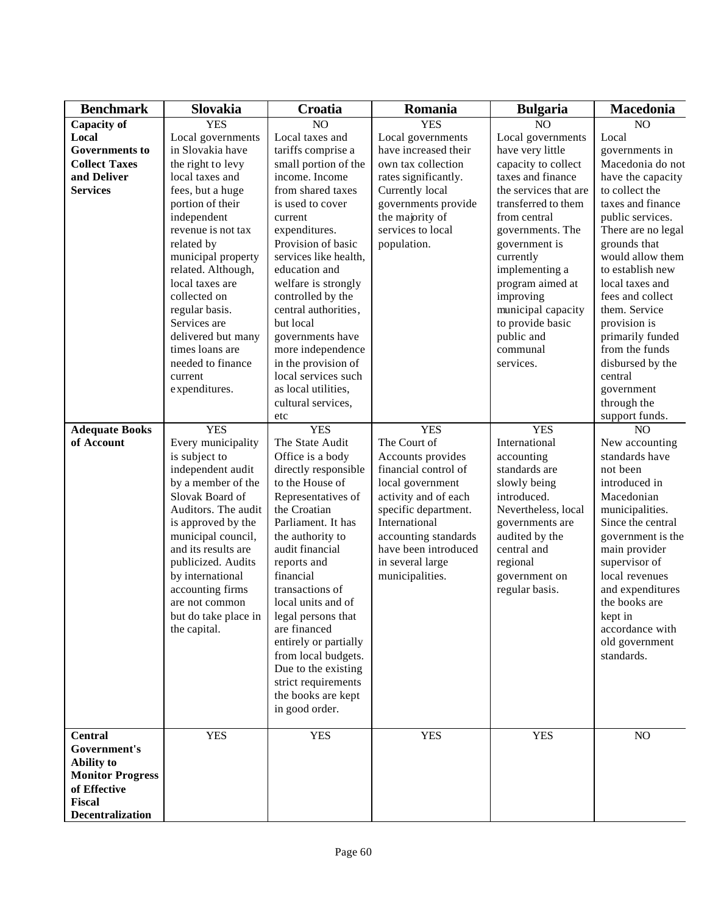| Benchmark | Slovakia | Croatia | Romania | Bulgaria | Macedonia |
|---|---|---|---|---|---|
| **Capacity of Local Governments to Collect Taxes and Deliver Services** | YES<br>Local governments in Slovakia have the right to levy local taxes and fees, but a huge portion of their independent revenue is not tax related by municipal property related. Although, local taxes are collected on regular basis. Services are delivered but many times loans are needed to finance current expenditures. | NO<br>Local taxes and tariffs comprise a small portion of the income. Income from shared taxes is used to cover current expenditures. Provision of basic services like health, education and welfare is strongly controlled by the central authorities, but local governments have more independence in the provision of local services such as local utilities, cultural services, etc | YES<br>Local governments have increased their own tax collection rates significantly. Currently local governments provide the majority of services to local population. | NO<br>Local governments have very little capacity to collect taxes and finance the services that are transferred to them from central governments. The government is currently implementing a program aimed at improving municipal capacity to provide basic public and communal services. | NO<br>Local governments in Macedonia do not have the capacity to collect the taxes and finance public services. There are no legal grounds that would allow them to establish new local taxes and fees and collect them. Service provision is primarily funded from the funds disbursed by the central government through the support funds. |
| **Adequate Books of Account** | YES<br>Every municipality is subject to independent audit by a member of the Slovak Board of Auditors. The audit is approved by the municipal council, and its results are publicized. Audits by international accounting firms are not common but do take place in the capital. | YES<br>The State Audit Office is a body directly responsible to the House of Representatives of the Croatian Parliament. It has the authority to audit financial reports and financial transactions of local units and of legal persons that are financed entirely or partially from local budgets. Due to the existing strict requirements the books are kept in good order. | YES<br>The Court of Accounts provides financial control of local government activity and of each specific department. International accounting standards have been introduced in several large municipalities. | YES<br>International accounting standards are slowly being introduced. Nevertheless, local governments are audited by the central and regional government on regular basis. | NO<br>New accounting standards have not been introduced in Macedonian municipalities. Since the central government is the main provider supervisor of local revenues and expenditures the books are kept in accordance with old government standards. |
| **Central Government's Ability to Monitor Progress of Effective Fiscal Decentralization** | YES | YES | YES | YES | NO |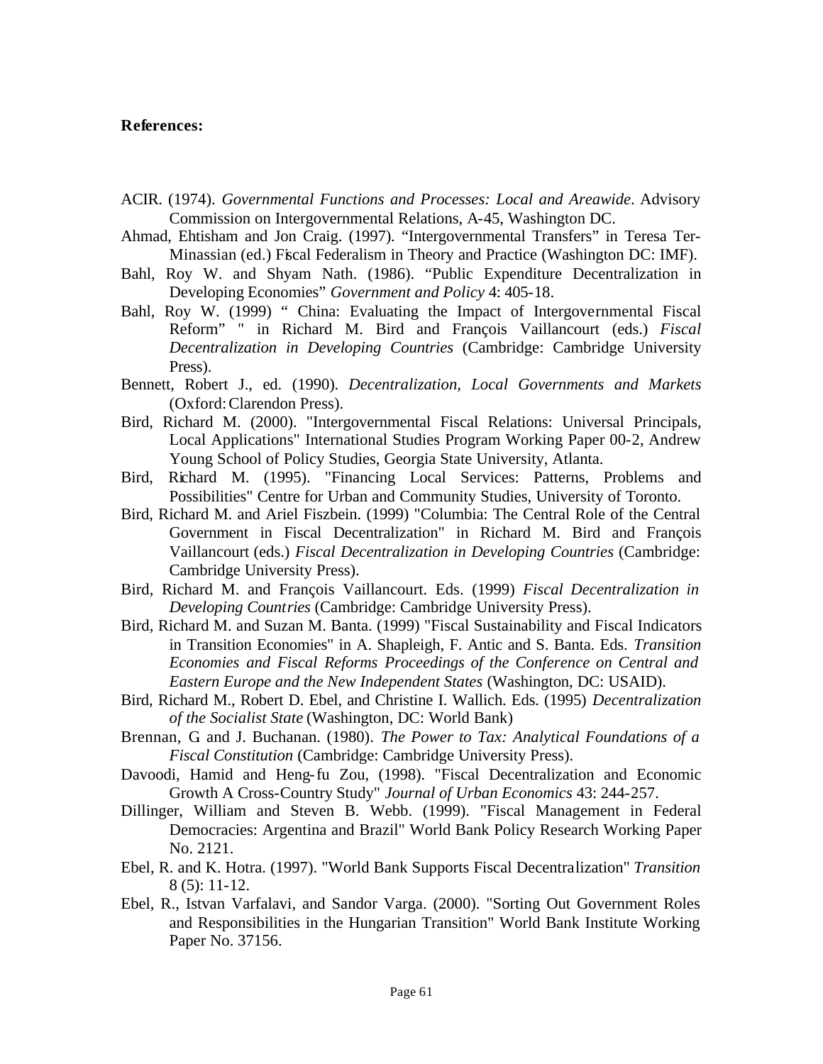**References:**

ACIR. (1974). *Governmental Functions and Processes: Local and Areawide*. Advisory Commission on Intergovernmental Relations, A-45, Washington DC.

Ahmad, Ehtisham and Jon Craig. (1997). "Intergovernmental Transfers" in Teresa Ter-Minassian (ed.) Fiscal Federalism in Theory and Practice (Washington DC: IMF).

Bahl, Roy W. and Shyam Nath. (1986). "Public Expenditure Decentralization in Developing Economies" *Government and Policy* 4: 405-18.

Bahl, Roy W. (1999) " China: Evaluating the Impact of Intergovernmental Fiscal Reform" " in Richard M. Bird and François Vaillancourt (eds.) *Fiscal Decentralization in Developing Countries* (Cambridge: Cambridge University Press).

Bennett, Robert J., ed. (1990). *Decentralization, Local Governments and Markets* (Oxford: Clarendon Press).

Bird, Richard M. (2000). "Intergovernmental Fiscal Relations: Universal Principals, Local Applications" International Studies Program Working Paper 00-2, Andrew Young School of Policy Studies, Georgia State University, Atlanta.

Bird, Richard M. (1995). "Financing Local Services: Patterns, Problems and Possibilities" Centre for Urban and Community Studies, University of Toronto.

Bird, Richard M. and Ariel Fiszbein. (1999) "Columbia: The Central Role of the Central Government in Fiscal Decentralization" in Richard M. Bird and François Vaillancourt (eds.) *Fiscal Decentralization in Developing Countries* (Cambridge: Cambridge University Press).

Bird, Richard M. and François Vaillancourt. Eds. (1999) *Fiscal Decentralization in Developing Countries* (Cambridge: Cambridge University Press).

Bird, Richard M. and Suzan M. Banta. (1999) "Fiscal Sustainability and Fiscal Indicators in Transition Economies" in A. Shapleigh, F. Antic and S. Banta. Eds. *Transition Economies and Fiscal Reforms Proceedings of the Conference on Central and Eastern Europe and the New Independent States* (Washington, DC: USAID).

Bird, Richard M., Robert D. Ebel, and Christine I. Wallich. Eds. (1995) *Decentralization of the Socialist State* (Washington, DC: World Bank)

Brennan, G and J. Buchanan. (1980). *The Power to Tax: Analytical Foundations of a Fiscal Constitution* (Cambridge: Cambridge University Press).

Davoodi, Hamid and Heng-fu Zou, (1998). "Fiscal Decentralization and Economic Growth A Cross-Country Study" *Journal of Urban Economics* 43: 244-257.

Dillinger, William and Steven B. Webb. (1999). "Fiscal Management in Federal Democracies: Argentina and Brazil" World Bank Policy Research Working Paper No. 2121.

Ebel, R. and K. Hotra. (1997). "World Bank Supports Fiscal Decentralization" *Transition* 8 (5): 11-12.

Ebel, R., Istvan Varfalavi, and Sandor Varga. (2000). "Sorting Out Government Roles and Responsibilities in the Hungarian Transition" World Bank Institute Working Paper No. 37156.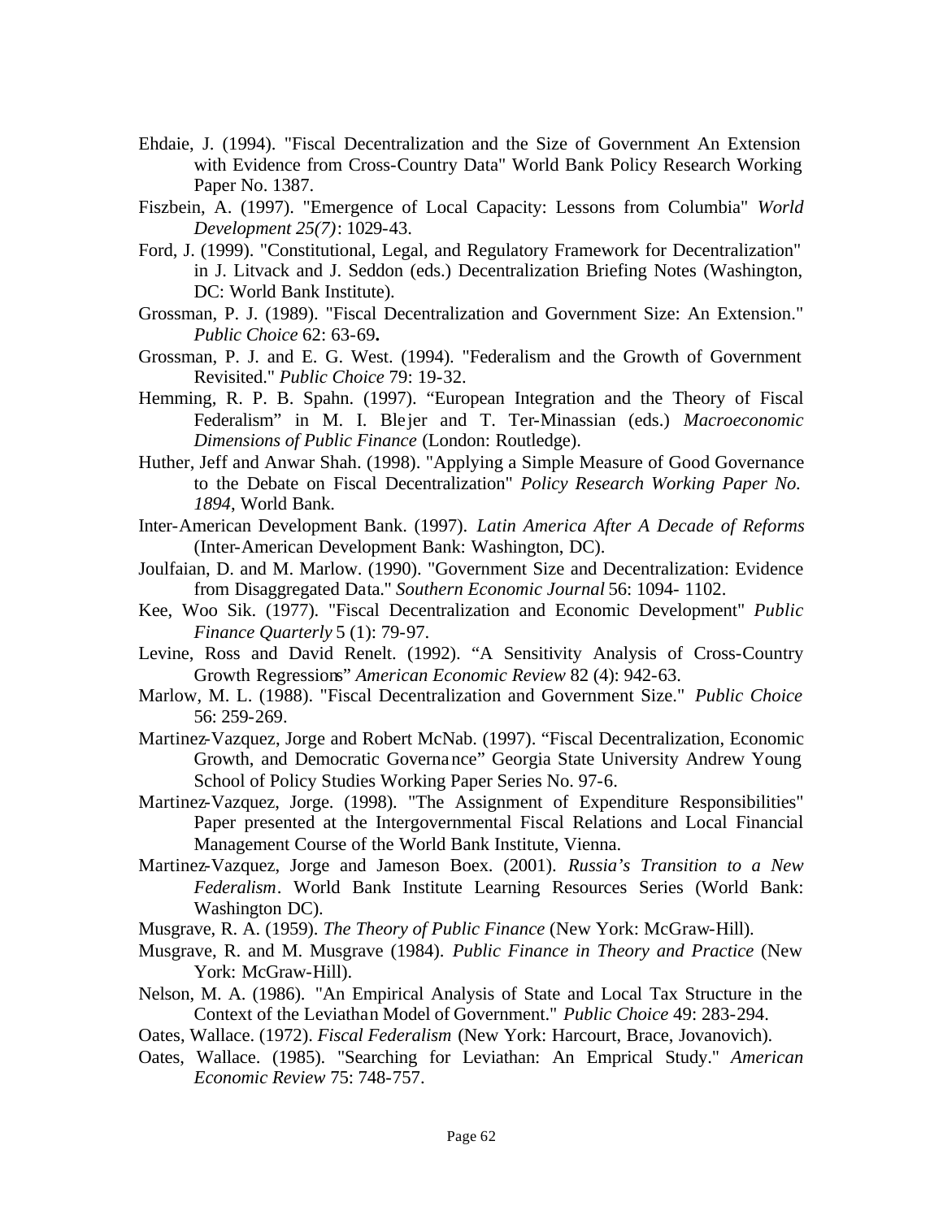Ehdaie, J. (1994). "Fiscal Decentralization and the Size of Government An Extension with Evidence from Cross-Country Data" World Bank Policy Research Working Paper No. 1387.

Fiszbein, A. (1997). "Emergence of Local Capacity: Lessons from Columbia" *World Development 25(7)*: 1029-43.

Ford, J. (1999). "Constitutional, Legal, and Regulatory Framework for Decentralization" in J. Litvack and J. Seddon (eds.) Decentralization Briefing Notes (Washington, DC: World Bank Institute).

Grossman, P. J. (1989). "Fiscal Decentralization and Government Size: An Extension." *Public Choice* 62: 63-69**.**

Grossman, P. J. and E. G. West. (1994). "Federalism and the Growth of Government Revisited." *Public Choice* 79: 19-32.

Hemming, R. P. B. Spahn. (1997). "European Integration and the Theory of Fiscal Federalism" in M. I. Blejer and T. Ter-Minassian (eds.) *Macroeconomic Dimensions of Public Finance* (London: Routledge).

Huther, Jeff and Anwar Shah. (1998). "Applying a Simple Measure of Good Governance to the Debate on Fiscal Decentralization" *Policy Research Working Paper No. 1894*, World Bank.

Inter-American Development Bank. (1997). *Latin America After A Decade of Reforms* (Inter-American Development Bank: Washington, DC).

Joulfaian, D. and M. Marlow. (1990). "Government Size and Decentralization: Evidence from Disaggregated Data." *Southern Economic Journal* 56: 1094- 1102.

Kee, Woo Sik. (1977). "Fiscal Decentralization and Economic Development" *Public Finance Quarterly* 5 (1): 79-97.

Levine, Ross and David Renelt. (1992). "A Sensitivity Analysis of Cross-Country Growth Regressions" *American Economic Review* 82 (4): 942-63.

Marlow, M. L. (1988). "Fiscal Decentralization and Government Size." *Public Choice* 56: 259-269.

Martinez-Vazquez, Jorge and Robert McNab. (1997). "Fiscal Decentralization, Economic Growth, and Democratic Governance" Georgia State University Andrew Young School of Policy Studies Working Paper Series No. 97-6.

Martinez-Vazquez, Jorge. (1998). "The Assignment of Expenditure Responsibilities" Paper presented at the Intergovernmental Fiscal Relations and Local Financial Management Course of the World Bank Institute, Vienna.

Martinez-Vazquez, Jorge and Jameson Boex. (2001). *Russia's Transition to a New Federalism*. World Bank Institute Learning Resources Series (World Bank: Washington DC).

Musgrave, R. A. (1959). *The Theory of Public Finance* (New York: McGraw-Hill).

Musgrave, R. and M. Musgrave (1984). *Public Finance in Theory and Practice* (New York: McGraw-Hill).

Nelson, M. A. (1986). "An Empirical Analysis of State and Local Tax Structure in the Context of the Leviathan Model of Government." *Public Choice* 49: 283-294.

Oates, Wallace. (1972). *Fiscal Federalism* (New York: Harcourt, Brace, Jovanovich).

Oates, Wallace. (1985). "Searching for Leviathan: An Emprical Study." *American Economic Review* 75: 748-757.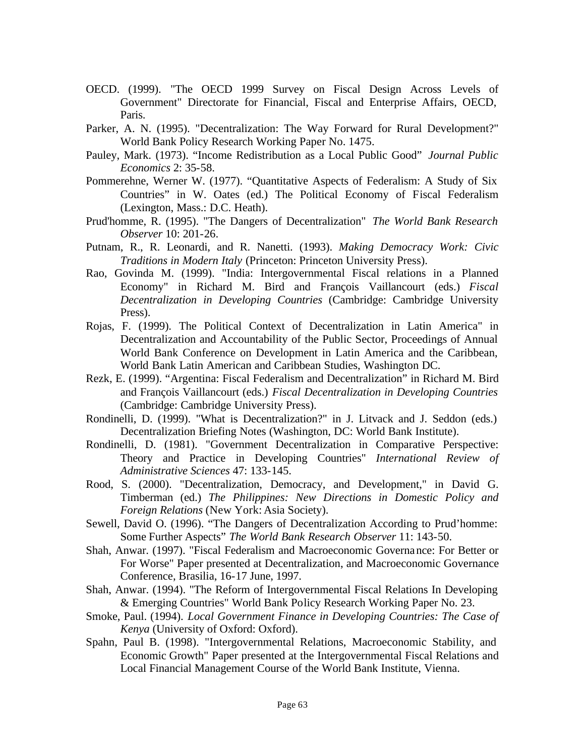OECD. (1999). "The OECD 1999 Survey on Fiscal Design Across Levels of Government" Directorate for Financial, Fiscal and Enterprise Affairs, OECD, Paris.

Parker, A. N. (1995). "Decentralization: The Way Forward for Rural Development?" World Bank Policy Research Working Paper No. 1475.

Pauley, Mark. (1973). “Income Redistribution as a Local Public Good” *Journal Public Economics* 2: 35-58.

Pommerehne, Werner W. (1977). “Quantitative Aspects of Federalism: A Study of Six Countries” in W. Oates (ed.) The Political Economy of Fiscal Federalism (Lexington, Mass.: D.C. Heath).

Prud'homme, R. (1995). "The Dangers of Decentralization" *The World Bank Research Observer* 10: 201-26.

Putnam, R., R. Leonardi, and R. Nanetti. (1993). *Making Democracy Work: Civic Traditions in Modern Italy* (Princeton: Princeton University Press).

Rao, Govinda M. (1999). "India: Intergovernmental Fiscal relations in a Planned Economy" in Richard M. Bird and François Vaillancourt (eds.) *Fiscal Decentralization in Developing Countries* (Cambridge: Cambridge University Press).

Rojas, F. (1999). The Political Context of Decentralization in Latin America" in Decentralization and Accountability of the Public Sector, Proceedings of Annual World Bank Conference on Development in Latin America and the Caribbean, World Bank Latin American and Caribbean Studies, Washington DC.

Rezk, E. (1999). “Argentina: Fiscal Federalism and Decentralization” in Richard M. Bird and François Vaillancourt (eds.) *Fiscal Decentralization in Developing Countries* (Cambridge: Cambridge University Press).

Rondinelli, D. (1999). "What is Decentralization?" in J. Litvack and J. Seddon (eds.) Decentralization Briefing Notes (Washington, DC: World Bank Institute).

Rondinelli, D. (1981). "Government Decentralization in Comparative Perspective: Theory and Practice in Developing Countries" *International Review of Administrative Sciences* 47: 133-145.

Rood, S. (2000). "Decentralization, Democracy, and Development," in David G. Timberman (ed.) *The Philippines: New Directions in Domestic Policy and Foreign Relations* (New York: Asia Society).

Sewell, David O. (1996). “The Dangers of Decentralization According to Prud’homme: Some Further Aspects” *The World Bank Research Observer* 11: 143-50.

Shah, Anwar. (1997). "Fiscal Federalism and Macroeconomic Governance: For Better or For Worse" Paper presented at Decentralization, and Macroeconomic Governance Conference, Brasilia, 16-17 June, 1997.

Shah, Anwar. (1994). "The Reform of Intergovernmental Fiscal Relations In Developing & Emerging Countries" World Bank Policy Research Working Paper No. 23.

Smoke, Paul. (1994). *Local Government Finance in Developing Countries: The Case of Kenya* (University of Oxford: Oxford).

Spahn, Paul B. (1998). "Intergovernmental Relations, Macroeconomic Stability, and Economic Growth" Paper presented at the Intergovernmental Fiscal Relations and Local Financial Management Course of the World Bank Institute, Vienna.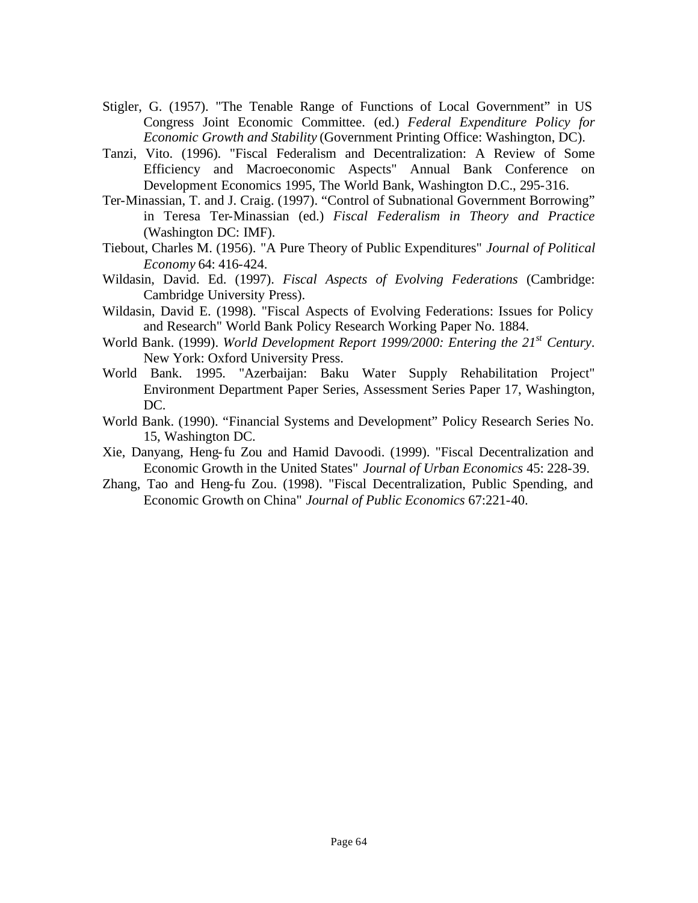Stigler, G. (1957). "The Tenable Range of Functions of Local Government" in US Congress Joint Economic Committee. (ed.) *Federal Expenditure Policy for Economic Growth and Stability* (Government Printing Office: Washington, DC).

Tanzi, Vito. (1996). "Fiscal Federalism and Decentralization: A Review of Some Efficiency and Macroeconomic Aspects" Annual Bank Conference on Development Economics 1995, The World Bank, Washington D.C., 295-316.

Ter-Minassian, T. and J. Craig. (1997). "Control of Subnational Government Borrowing" in Teresa Ter-Minassian (ed.) *Fiscal Federalism in Theory and Practice* (Washington DC: IMF).

Tiebout, Charles M. (1956). "A Pure Theory of Public Expenditures" *Journal of Political Economy* 64: 416-424.

Wildasin, David. Ed. (1997). *Fiscal Aspects of Evolving Federations* (Cambridge: Cambridge University Press).

Wildasin, David E. (1998). "Fiscal Aspects of Evolving Federations: Issues for Policy and Research" World Bank Policy Research Working Paper No. 1884.

World Bank. (1999). *World Development Report 1999/2000: Entering the 21st Century*. New York: Oxford University Press.

World Bank. 1995. "Azerbaijan: Baku Water Supply Rehabilitation Project" Environment Department Paper Series, Assessment Series Paper 17, Washington, DC.

World Bank. (1990). "Financial Systems and Development" Policy Research Series No. 15, Washington DC.

Xie, Danyang, Heng-fu Zou and Hamid Davoodi. (1999). "Fiscal Decentralization and Economic Growth in the United States" *Journal of Urban Economics* 45: 228-39.

Zhang, Tao and Heng-fu Zou. (1998). "Fiscal Decentralization, Public Spending, and Economic Growth on China" *Journal of Public Economics* 67:221-40.